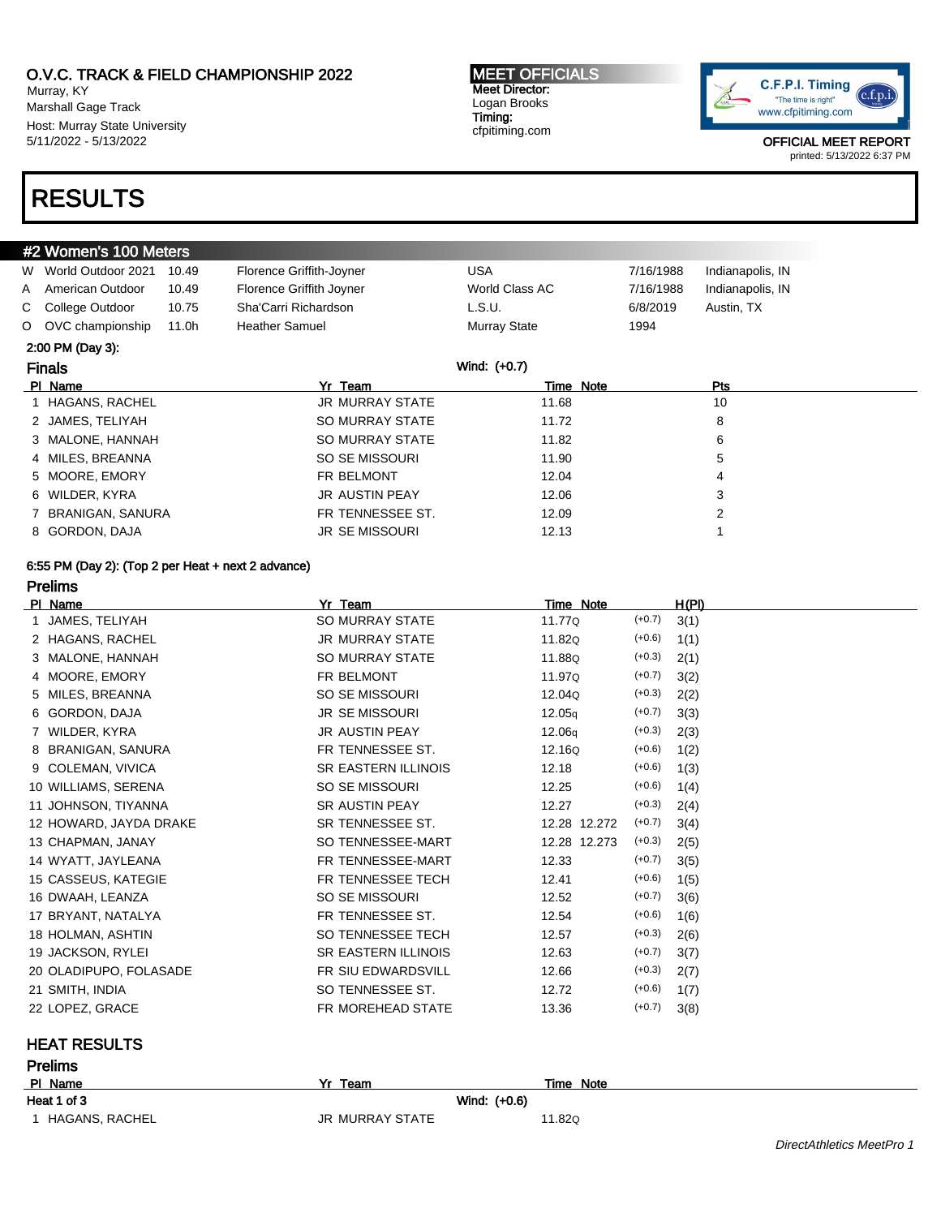O.V.C. TRACK & FIELD CHAMPIONSHIP 2022
Murray, KY
Marshall Gage Track
Host: Murray State University
5/11/2022 - 5/13/2022

**MEET OFFICIALS**
Meet Director:
Logan Brooks
Timing:
cfpitiming.com

C.F.P.I. Timing "The time is right" www.cfpitiming.com

OFFICIAL MEET REPORT
printed: 5/13/2022 6:37 PM

# RESULTS

## #2 Women's 100 Meters

| | | | | | | |
|---|---|---|---|---|---|---|
| W | World Outdoor 2021 | 10.49 | Florence Griffith-Joyner | USA | 7/16/1988 | Indianapolis, IN |
| A | American Outdoor | 10.49 | Florence Griffith Joyner | World Class AC | 7/16/1988 | Indianapolis, IN |
| C | College Outdoor | 10.75 | Sha'Carri Richardson | L.S.U. | 6/8/2019 | Austin, TX |
| O | OVC championship | 11.0h | Heather Samuel | Murray State | 1994 | |

**2:00 PM (Day 3):**

### Finals

Wind: (+0.7)

| Pl | Name | Yr | Team | Time | Note | Pts |
|---|---|---|---|---|---|---|
| 1 | HAGANS, RACHEL | JR | MURRAY STATE | 11.68 | | 10 |
| 2 | JAMES, TELIYAH | SO | MURRAY STATE | 11.72 | | 8 |
| 3 | MALONE, HANNAH | SO | MURRAY STATE | 11.82 | | 6 |
| 4 | MILES, BREANNA | SO | SE MISSOURI | 11.90 | | 5 |
| 5 | MOORE, EMORY | FR | BELMONT | 12.04 | | 4 |
| 6 | WILDER, KYRA | JR | AUSTIN PEAY | 12.06 | | 3 |
| 7 | BRANIGAN, SANURA | FR | TENNESSEE ST. | 12.09 | | 2 |
| 8 | GORDON, DAJA | JR | SE MISSOURI | 12.13 | | 1 |

**6:55 PM (Day 2): (Top 2 per Heat + next 2 advance)**

### Prelims

| Pl | Name | Yr | Team | Time | Note | Wind | H(Pl) |
|---|---|---|---|---|---|---|---|
| 1 | JAMES, TELIYAH | SO | MURRAY STATE | 11.77Q | | (+0.7) | 3(1) |
| 2 | HAGANS, RACHEL | JR | MURRAY STATE | 11.82Q | | (+0.6) | 1(1) |
| 3 | MALONE, HANNAH | SO | MURRAY STATE | 11.88Q | | (+0.3) | 2(1) |
| 4 | MOORE, EMORY | FR | BELMONT | 11.97Q | | (+0.7) | 3(2) |
| 5 | MILES, BREANNA | SO | SE MISSOURI | 12.04Q | | (+0.3) | 2(2) |
| 6 | GORDON, DAJA | JR | SE MISSOURI | 12.05q | | (+0.7) | 3(3) |
| 7 | WILDER, KYRA | JR | AUSTIN PEAY | 12.06q | | (+0.3) | 2(3) |
| 8 | BRANIGAN, SANURA | FR | TENNESSEE ST. | 12.16Q | | (+0.6) | 1(2) |
| 9 | COLEMAN, VIVICA | SR | EASTERN ILLINOIS | 12.18 | | (+0.6) | 1(3) |
| 10 | WILLIAMS, SERENA | SO | SE MISSOURI | 12.25 | | (+0.6) | 1(4) |
| 11 | JOHNSON, TIYANNA | SR | AUSTIN PEAY | 12.27 | | (+0.3) | 2(4) |
| 12 | HOWARD, JAYDA DRAKE | SR | TENNESSEE ST. | 12.28 | 12.272 | (+0.7) | 3(4) |
| 13 | CHAPMAN, JANAY | SO | TENNESSEE-MART | 12.28 | 12.273 | (+0.3) | 2(5) |
| 14 | WYATT, JAYLEANA | FR | TENNESSEE-MART | 12.33 | | (+0.7) | 3(5) |
| 15 | CASSEUS, KATEGIE | FR | TENNESSEE TECH | 12.41 | | (+0.6) | 1(5) |
| 16 | DWAAH, LEANZA | SO | SE MISSOURI | 12.52 | | (+0.7) | 3(6) |
| 17 | BRYANT, NATALYA | FR | TENNESSEE ST. | 12.54 | | (+0.6) | 1(6) |
| 18 | HOLMAN, ASHTIN | SO | TENNESSEE TECH | 12.57 | | (+0.3) | 2(6) |
| 19 | JACKSON, RYLEI | SR | EASTERN ILLINOIS | 12.63 | | (+0.7) | 3(7) |
| 20 | OLADIPUPO, FOLASADE | FR | SIU EDWARDSVILL | 12.66 | | (+0.3) | 2(7) |
| 21 | SMITH, INDIA | SO | TENNESSEE ST. | 12.72 | | (+0.6) | 1(7) |
| 22 | LOPEZ, GRACE | FR | MOREHEAD STATE | 13.36 | | (+0.7) | 3(8) |

## HEAT RESULTS

### Prelims

| Pl | Name | Yr | Team | Time | Note |
|---|---|---|---|---|---|
| **Heat 1 of 3** | | | Wind: (+0.6) | | |
| 1 | HAGANS, RACHEL | JR | MURRAY STATE | 11.82Q | |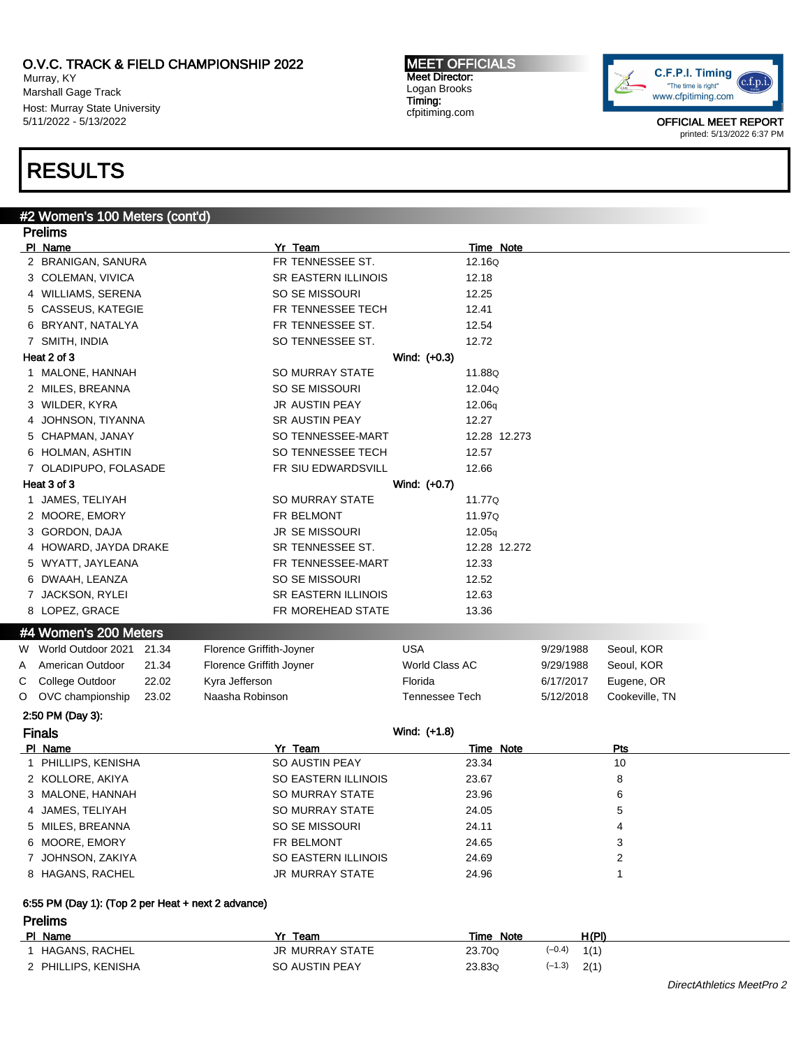O.V.C. TRACK & FIELD CHAMPIONSHIP 2022
Murray, KY
Marshall Gage Track
Host: Murray State University
5/11/2022 - 5/13/2022

**MEET OFFICIALS**
Meet Director:
Logan Brooks
Timing:
cfpitiming.com

OFFICIAL MEET REPORT
printed: 5/13/2022 6:37 PM

# RESULTS

## #2 Women's 100 Meters (cont'd)

### Prelims

| Pl | Name | Yr | Team | Time | Note |
|---|---|---|---|---|---|
| 2 | BRANIGAN, SANURA | FR | TENNESSEE ST. | 12.16Q | |
| 3 | COLEMAN, VIVICA | SR | EASTERN ILLINOIS | 12.18 | |
| 4 | WILLIAMS, SERENA | SO | SE MISSOURI | 12.25 | |
| 5 | CASSEUS, KATEGIE | FR | TENNESSEE TECH | 12.41 | |
| 6 | BRYANT, NATALYA | FR | TENNESSEE ST. | 12.54 | |
| 7 | SMITH, INDIA | SO | TENNESSEE ST. | 12.72 | |

**Heat 2 of 3** Wind: (+0.3)

| Pl | Name | Yr | Team | Time | Note |
|---|---|---|---|---|---|
| 1 | MALONE, HANNAH | SO | MURRAY STATE | 11.88Q | |
| 2 | MILES, BREANNA | SO | SE MISSOURI | 12.04Q | |
| 3 | WILDER, KYRA | JR | AUSTIN PEAY | 12.06q | |
| 4 | JOHNSON, TIYANNA | SR | AUSTIN PEAY | 12.27 | |
| 5 | CHAPMAN, JANAY | SO | TENNESSEE-MART | 12.28 | 12.273 |
| 6 | HOLMAN, ASHTIN | SO | TENNESSEE TECH | 12.57 | |
| 7 | OLADIPUPO, FOLASADE | FR | SIU EDWARDSVILL | 12.66 | |

**Heat 3 of 3** Wind: (+0.7)

| Pl | Name | Yr | Team | Time | Note |
|---|---|---|---|---|---|
| 1 | JAMES, TELIYAH | SO | MURRAY STATE | 11.77Q | |
| 2 | MOORE, EMORY | FR | BELMONT | 11.97Q | |
| 3 | GORDON, DAJA | JR | SE MISSOURI | 12.05q | |
| 4 | HOWARD, JAYDA DRAKE | SR | TENNESSEE ST. | 12.28 | 12.272 |
| 5 | WYATT, JAYLEANA | FR | TENNESSEE-MART | 12.33 | |
| 6 | DWAAH, LEANZA | SO | SE MISSOURI | 12.52 | |
| 7 | JACKSON, RYLEI | SR | EASTERN ILLINOIS | 12.63 | |
| 8 | LOPEZ, GRACE | FR | MOREHEAD STATE | 13.36 | |

## #4 Women's 200 Meters

| | Record | Mark | Holder | Team | Date | Location |
|---|---|---|---|---|---|---|
| W | World Outdoor 2021 | 21.34 | Florence Griffith-Joyner | USA | 9/29/1988 | Seoul, KOR |
| A | American Outdoor | 21.34 | Florence Griffith Joyner | World Class AC | 9/29/1988 | Seoul, KOR |
| C | College Outdoor | 22.02 | Kyra Jefferson | Florida | 6/17/2017 | Eugene, OR |
| O | OVC championship | 23.02 | Naasha Robinson | Tennessee Tech | 5/12/2018 | Cookeville, TN |

2:50 PM (Day 3):

### Finals

Wind: (+1.8)

| Pl | Name | Yr | Team | Time | Note | Pts |
|---|---|---|---|---|---|---|
| 1 | PHILLIPS, KENISHA | SO | AUSTIN PEAY | 23.34 | | 10 |
| 2 | KOLLORE, AKIYA | SO | EASTERN ILLINOIS | 23.67 | | 8 |
| 3 | MALONE, HANNAH | SO | MURRAY STATE | 23.96 | | 6 |
| 4 | JAMES, TELIYAH | SO | MURRAY STATE | 24.05 | | 5 |
| 5 | MILES, BREANNA | SO | SE MISSOURI | 24.11 | | 4 |
| 6 | MOORE, EMORY | FR | BELMONT | 24.65 | | 3 |
| 7 | JOHNSON, ZAKIYA | SO | EASTERN ILLINOIS | 24.69 | | 2 |
| 8 | HAGANS, RACHEL | JR | MURRAY STATE | 24.96 | | 1 |

6:55 PM (Day 1): (Top 2 per Heat + next 2 advance)

### Prelims

| Pl | Name | Yr | Team | Time | Note | Wind | H(Pl) |
|---|---|---|---|---|---|---|---|
| 1 | HAGANS, RACHEL | JR | MURRAY STATE | 23.70Q | | (-0.4) | 1(1) |
| 2 | PHILLIPS, KENISHA | SO | AUSTIN PEAY | 23.83Q | | (-1.3) | 2(1) |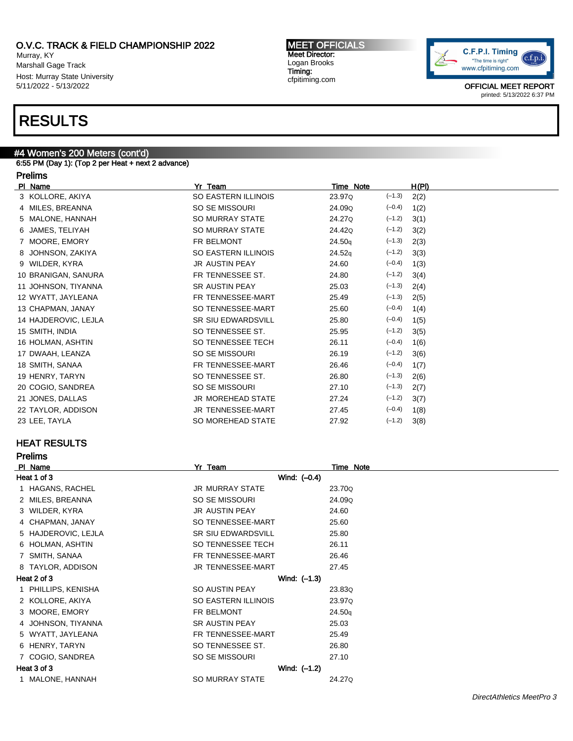O.V.C. TRACK & FIELD CHAMPIONSHIP 2022
Murray, KY
Marshall Gage Track
Host: Murray State University
5/11/2022 - 5/13/2022

**MEET OFFICIALS**
Meet Director:
Logan Brooks
Timing:
cfpitiming.com

OFFICIAL MEET REPORT
printed: 5/13/2022 6:37 PM

# RESULTS

## #4 Women's 200 Meters (cont'd)

6:55 PM (Day 1): (Top 2 per Heat + next 2 advance)

### Prelims

| Pl | Name | Yr | Team | Time | Note | Wind | H(Pl) |
|---|---|---|---|---|---|---|---|
| 3 | KOLLORE, AKIYA | SO | EASTERN ILLINOIS | 23.97 | Q | (–1.3) | 2(2) |
| 4 | MILES, BREANNA | SO | SE MISSOURI | 24.09 | Q | (–0.4) | 1(2) |
| 5 | MALONE, HANNAH | SO | MURRAY STATE | 24.27 | Q | (–1.2) | 3(1) |
| 6 | JAMES, TELIYAH | SO | MURRAY STATE | 24.42 | Q | (–1.2) | 3(2) |
| 7 | MOORE, EMORY | FR | BELMONT | 24.50 | q | (–1.3) | 2(3) |
| 8 | JOHNSON, ZAKIYA | SO | EASTERN ILLINOIS | 24.52 | q | (–1.2) | 3(3) |
| 9 | WILDER, KYRA | JR | AUSTIN PEAY | 24.60 | | (–0.4) | 1(3) |
| 10 | BRANIGAN, SANURA | FR | TENNESSEE ST. | 24.80 | | (–1.2) | 3(4) |
| 11 | JOHNSON, TIYANNA | SR | AUSTIN PEAY | 25.03 | | (–1.3) | 2(4) |
| 12 | WYATT, JAYLEANA | FR | TENNESSEE-MART | 25.49 | | (–1.3) | 2(5) |
| 13 | CHAPMAN, JANAY | SO | TENNESSEE-MART | 25.60 | | (–0.4) | 1(4) |
| 14 | HAJDEROVIC, LEJLA | SR | SIU EDWARDSVILL | 25.80 | | (–0.4) | 1(5) |
| 15 | SMITH, INDIA | SO | TENNESSEE ST. | 25.95 | | (–1.2) | 3(5) |
| 16 | HOLMAN, ASHTIN | SO | TENNESSEE TECH | 26.11 | | (–0.4) | 1(6) |
| 17 | DWAAH, LEANZA | SO | SE MISSOURI | 26.19 | | (–1.2) | 3(6) |
| 18 | SMITH, SANAA | FR | TENNESSEE-MART | 26.46 | | (–0.4) | 1(7) |
| 19 | HENRY, TARYN | SO | TENNESSEE ST. | 26.80 | | (–1.3) | 2(6) |
| 20 | COGIO, SANDREA | SO | SE MISSOURI | 27.10 | | (–1.3) | 2(7) |
| 21 | JONES, DALLAS | JR | MOREHEAD STATE | 27.24 | | (–1.2) | 3(7) |
| 22 | TAYLOR, ADDISON | JR | TENNESSEE-MART | 27.45 | | (–0.4) | 1(8) |
| 23 | LEE, TAYLA | SO | MOREHEAD STATE | 27.92 | | (–1.2) | 3(8) |

## HEAT RESULTS

### Prelims

**Heat 1 of 3** — Wind: (–0.4)

| Pl | Name | Yr | Team | Time | Note |
|---|---|---|---|---|---|
| 1 | HAGANS, RACHEL | JR | MURRAY STATE | 23.70 | Q |
| 2 | MILES, BREANNA | SO | SE MISSOURI | 24.09 | Q |
| 3 | WILDER, KYRA | JR | AUSTIN PEAY | 24.60 | |
| 4 | CHAPMAN, JANAY | SO | TENNESSEE-MART | 25.60 | |
| 5 | HAJDEROVIC, LEJLA | SR | SIU EDWARDSVILL | 25.80 | |
| 6 | HOLMAN, ASHTIN | SO | TENNESSEE TECH | 26.11 | |
| 7 | SMITH, SANAA | FR | TENNESSEE-MART | 26.46 | |
| 8 | TAYLOR, ADDISON | JR | TENNESSEE-MART | 27.45 | |

**Heat 2 of 3** — Wind: (–1.3)

| Pl | Name | Yr | Team | Time | Note |
|---|---|---|---|---|---|
| 1 | PHILLIPS, KENISHA | SO | AUSTIN PEAY | 23.83 | Q |
| 2 | KOLLORE, AKIYA | SO | EASTERN ILLINOIS | 23.97 | Q |
| 3 | MOORE, EMORY | FR | BELMONT | 24.50 | q |
| 4 | JOHNSON, TIYANNA | SR | AUSTIN PEAY | 25.03 | |
| 5 | WYATT, JAYLEANA | FR | TENNESSEE-MART | 25.49 | |
| 6 | HENRY, TARYN | SO | TENNESSEE ST. | 26.80 | |
| 7 | COGIO, SANDREA | SO | SE MISSOURI | 27.10 | |

**Heat 3 of 3** — Wind: (–1.2)

| Pl | Name | Yr | Team | Time | Note |
|---|---|---|---|---|---|
| 1 | MALONE, HANNAH | SO | MURRAY STATE | 24.27 | Q |

*DirectAthletics MeetPro 3*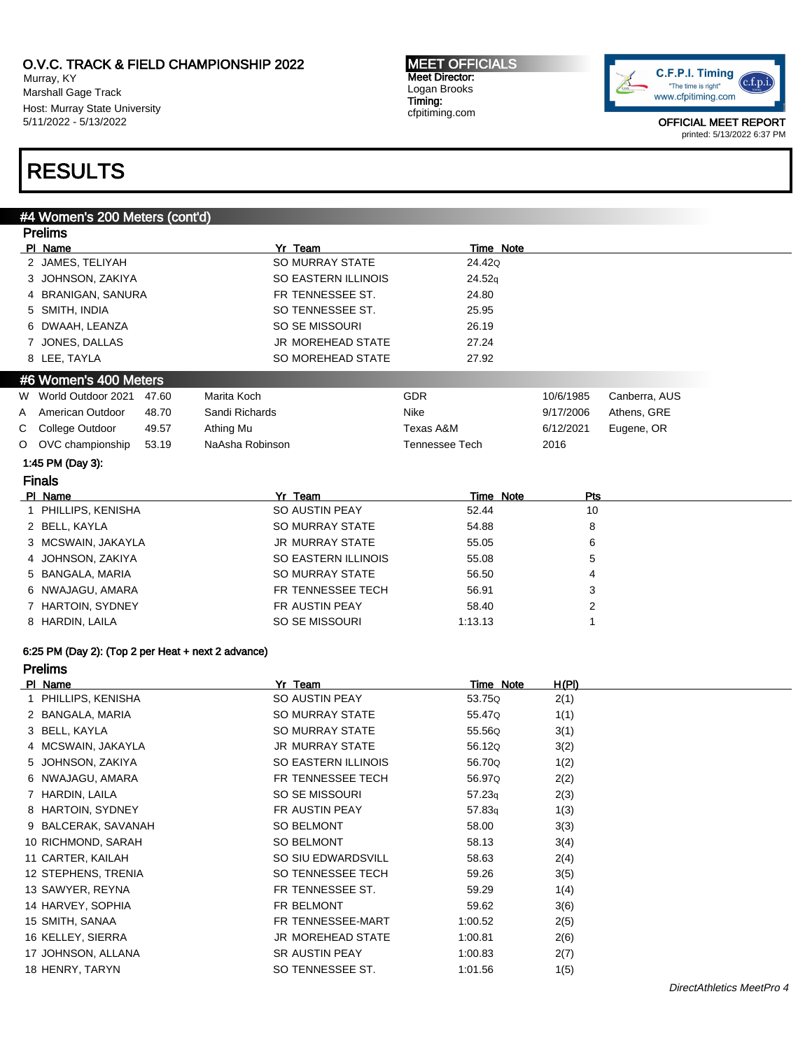O.V.C. TRACK & FIELD CHAMPIONSHIP 2022
Murray, KY
Marshall Gage Track
Host: Murray State University
5/11/2022 - 5/13/2022

MEET OFFICIALS
Meet Director:
Logan Brooks
Timing:
cfpitiming.com

OFFICIAL MEET REPORT
printed: 5/13/2022 6:37 PM

# RESULTS

## #4 Women's 200 Meters (cont'd)

### Prelims

| Pl | Name | Yr | Team | Time | Note |
|---|---|---|---|---|---|
| 2 | JAMES, TELIYAH | SO | MURRAY STATE | 24.42 | Q |
| 3 | JOHNSON, ZAKIYA | SO | EASTERN ILLINOIS | 24.52 | q |
| 4 | BRANIGAN, SANURA | FR | TENNESSEE ST. | 24.80 | |
| 5 | SMITH, INDIA | SO | TENNESSEE ST. | 25.95 | |
| 6 | DWAAH, LEANZA | SO | SE MISSOURI | 26.19 | |
| 7 | JONES, DALLAS | JR | MOREHEAD STATE | 27.24 | |
| 8 | LEE, TAYLA | SO | MOREHEAD STATE | 27.92 | |

## #6 Women's 400 Meters

| | Record | Mark | Name | Team | Date | Location |
|---|---|---|---|---|---|---|
| W | World Outdoor 2021 | 47.60 | Marita Koch | GDR | 10/6/1985 | Canberra, AUS |
| A | American Outdoor | 48.70 | Sandi Richards | Nike | 9/17/2006 | Athens, GRE |
| C | College Outdoor | 49.57 | Athing Mu | Texas A&M | 6/12/2021 | Eugene, OR |
| O | OVC championship | 53.19 | NaAsha Robinson | Tennessee Tech | 2016 | |

1:45 PM (Day 3):

### Finals

| Pl | Name | Yr | Team | Time | Note | Pts |
|---|---|---|---|---|---|---|
| 1 | PHILLIPS, KENISHA | SO | AUSTIN PEAY | 52.44 | | 10 |
| 2 | BELL, KAYLA | SO | MURRAY STATE | 54.88 | | 8 |
| 3 | MCSWAIN, JAKAYLA | JR | MURRAY STATE | 55.05 | | 6 |
| 4 | JOHNSON, ZAKIYA | SO | EASTERN ILLINOIS | 55.08 | | 5 |
| 5 | BANGALA, MARIA | SO | MURRAY STATE | 56.50 | | 4 |
| 6 | NWAJAGU, AMARA | FR | TENNESSEE TECH | 56.91 | | 3 |
| 7 | HARTOIN, SYDNEY | FR | AUSTIN PEAY | 58.40 | | 2 |
| 8 | HARDIN, LAILA | SO | SE MISSOURI | 1:13.13 | | 1 |

6:25 PM (Day 2): (Top 2 per Heat + next 2 advance)

### Prelims

| Pl | Name | Yr | Team | Time | Note | H(Pl) |
|---|---|---|---|---|---|---|
| 1 | PHILLIPS, KENISHA | SO | AUSTIN PEAY | 53.75 | Q | 2(1) |
| 2 | BANGALA, MARIA | SO | MURRAY STATE | 55.47 | Q | 1(1) |
| 3 | BELL, KAYLA | SO | MURRAY STATE | 55.56 | Q | 3(1) |
| 4 | MCSWAIN, JAKAYLA | JR | MURRAY STATE | 56.12 | Q | 3(2) |
| 5 | JOHNSON, ZAKIYA | SO | EASTERN ILLINOIS | 56.70 | Q | 1(2) |
| 6 | NWAJAGU, AMARA | FR | TENNESSEE TECH | 56.97 | Q | 2(2) |
| 7 | HARDIN, LAILA | SO | SE MISSOURI | 57.23 | q | 2(3) |
| 8 | HARTOIN, SYDNEY | FR | AUSTIN PEAY | 57.83 | q | 1(3) |
| 9 | BALCERAK, SAVANAH | SO | BELMONT | 58.00 | | 3(3) |
| 10 | RICHMOND, SARAH | SO | BELMONT | 58.13 | | 3(4) |
| 11 | CARTER, KAILAH | SO | SIU EDWARDSVILL | 58.63 | | 2(4) |
| 12 | STEPHENS, TRENIA | SO | TENNESSEE TECH | 59.26 | | 3(5) |
| 13 | SAWYER, REYNA | FR | TENNESSEE ST. | 59.29 | | 1(4) |
| 14 | HARVEY, SOPHIA | FR | BELMONT | 59.62 | | 3(6) |
| 15 | SMITH, SANAA | FR | TENNESSEE-MART | 1:00.52 | | 2(5) |
| 16 | KELLEY, SIERRA | JR | MOREHEAD STATE | 1:00.81 | | 2(6) |
| 17 | JOHNSON, ALLANA | SR | AUSTIN PEAY | 1:00.83 | | 2(7) |
| 18 | HENRY, TARYN | SO | TENNESSEE ST. | 1:01.56 | | 1(5) |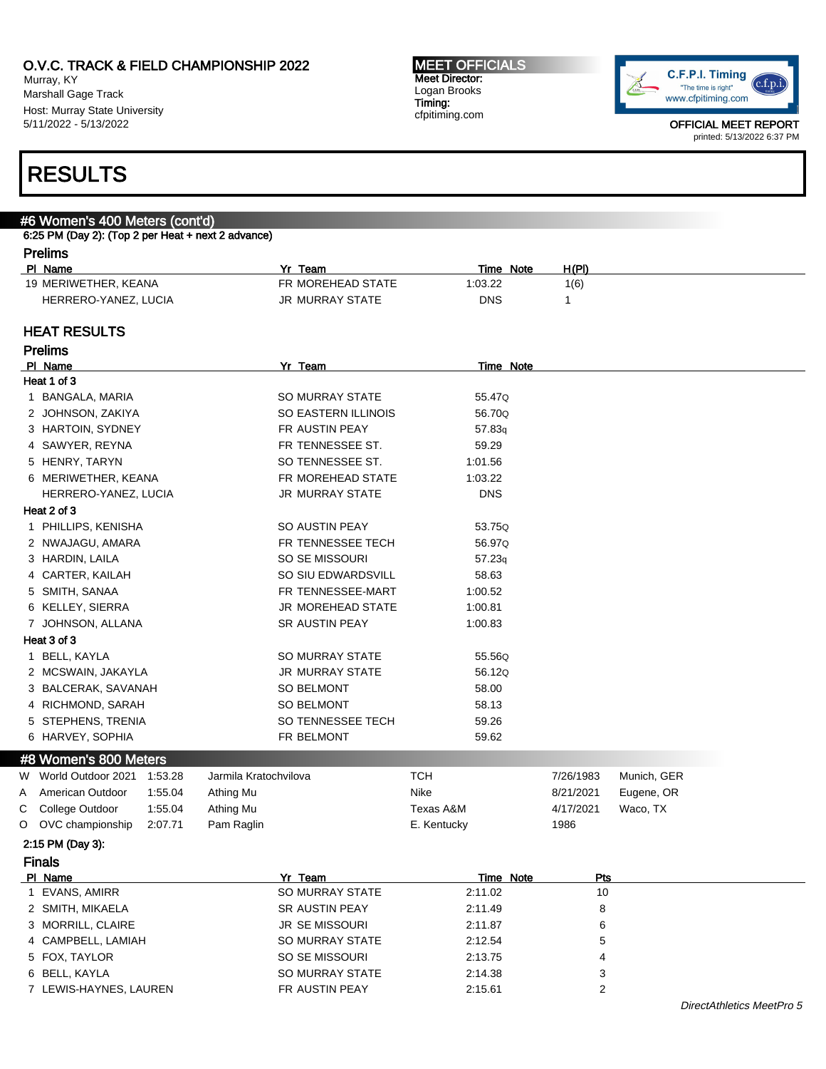O.V.C. TRACK & FIELD CHAMPIONSHIP 2022
Murray, KY
Marshall Gage Track
Host: Murray State University
5/11/2022 - 5/13/2022

**MEET OFFICIALS**
Meet Director:
Logan Brooks
Timing:
cfpitiming.com

C.F.P.I. Timing
"The time is right"
www.cfpitiming.com

OFFICIAL MEET REPORT
printed: 5/13/2022 6:37 PM

# RESULTS

## #6 Women's 400 Meters (cont'd)

6:25 PM (Day 2): (Top 2 per Heat + next 2 advance)

### Prelims

| Pl | Name | Yr | Team | Time | Note | H(Pl) |
|---|---|---|---|---|---|---|
| 19 | MERIWETHER, KEANA | FR | MOREHEAD STATE | 1:03.22 | | 1(6) |
| | HERRERO-YANEZ, LUCIA | JR | MURRAY STATE | DNS | | 1 |

### HEAT RESULTS

### Prelims

| Pl | Name | Yr | Team | Time | Note |
|---|---|---|---|---|---|
| **Heat 1 of 3** | | | | | |
| 1 | BANGALA, MARIA | SO | MURRAY STATE | 55.47 | Q |
| 2 | JOHNSON, ZAKIYA | SO | EASTERN ILLINOIS | 56.70 | Q |
| 3 | HARTOIN, SYDNEY | FR | AUSTIN PEAY | 57.83 | q |
| 4 | SAWYER, REYNA | FR | TENNESSEE ST. | 59.29 | |
| 5 | HENRY, TARYN | SO | TENNESSEE ST. | 1:01.56 | |
| 6 | MERIWETHER, KEANA | FR | MOREHEAD STATE | 1:03.22 | |
| | HERRERO-YANEZ, LUCIA | JR | MURRAY STATE | DNS | |
| **Heat 2 of 3** | | | | | |
| 1 | PHILLIPS, KENISHA | SO | AUSTIN PEAY | 53.75 | Q |
| 2 | NWAJAGU, AMARA | FR | TENNESSEE TECH | 56.97 | Q |
| 3 | HARDIN, LAILA | SO | SE MISSOURI | 57.23 | q |
| 4 | CARTER, KAILAH | SO | SIU EDWARDSVILL | 58.63 | |
| 5 | SMITH, SANAA | FR | TENNESSEE-MART | 1:00.52 | |
| 6 | KELLEY, SIERRA | JR | MOREHEAD STATE | 1:00.81 | |
| 7 | JOHNSON, ALLANA | SR | AUSTIN PEAY | 1:00.83 | |
| **Heat 3 of 3** | | | | | |
| 1 | BELL, KAYLA | SO | MURRAY STATE | 55.56 | Q |
| 2 | MCSWAIN, JAKAYLA | JR | MURRAY STATE | 56.12 | Q |
| 3 | BALCERAK, SAVANAH | SO | BELMONT | 58.00 | |
| 4 | RICHMOND, SARAH | SO | BELMONT | 58.13 | |
| 5 | STEPHENS, TRENIA | SO | TENNESSEE TECH | 59.26 | |
| 6 | HARVEY, SOPHIA | FR | BELMONT | 59.62 | |

## #8 Women's 800 Meters

| | Record | Time | Name | Team | Date | Location |
|---|---|---|---|---|---|---|
| W | World Outdoor 2021 | 1:53.28 | Jarmila Kratochvilova | TCH | 7/26/1983 | Munich, GER |
| A | American Outdoor | 1:55.04 | Athing Mu | Nike | 8/21/2021 | Eugene, OR |
| C | College Outdoor | 1:55.04 | Athing Mu | Texas A&M | 4/17/2021 | Waco, TX |
| O | OVC championship | 2:07.71 | Pam Raglin | E. Kentucky | 1986 | |

2:15 PM (Day 3):

### Finals

| Pl | Name | Yr | Team | Time | Note | Pts |
|---|---|---|---|---|---|---|
| 1 | EVANS, AMIRR | SO | MURRAY STATE | 2:11.02 | | 10 |
| 2 | SMITH, MIKAELA | SR | AUSTIN PEAY | 2:11.49 | | 8 |
| 3 | MORRILL, CLAIRE | JR | SE MISSOURI | 2:11.87 | | 6 |
| 4 | CAMPBELL, LAMIAH | SO | MURRAY STATE | 2:12.54 | | 5 |
| 5 | FOX, TAYLOR | SO | SE MISSOURI | 2:13.75 | | 4 |
| 6 | BELL, KAYLA | SO | MURRAY STATE | 2:14.38 | | 3 |
| 7 | LEWIS-HAYNES, LAUREN | FR | AUSTIN PEAY | 2:15.61 | | 2 |

*DirectAthletics MeetPro 5*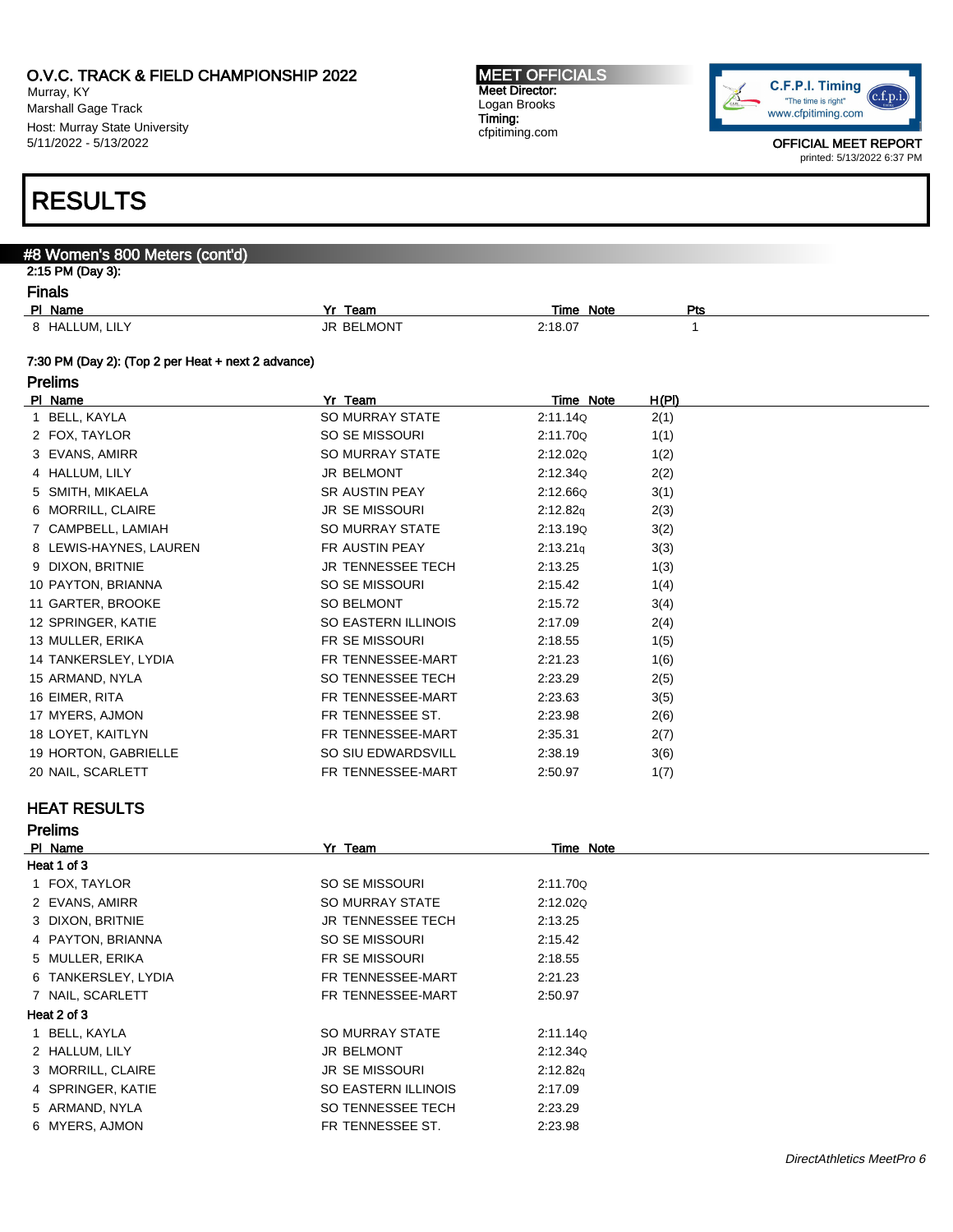# RESULTS

## #8 Women's 800 Meters (cont'd)

2:15 PM (Day 3):

### Finals

| Pl | Name | Yr | Team | Time | Note | Pts |
|---|---|---|---|---|---|---|
| 8 | HALLUM, LILY | JR | BELMONT | 2:18.07 | | 1 |

7:30 PM (Day 2): (Top 2 per Heat + next 2 advance)

### Prelims

| Pl | Name | Yr | Team | Time | Note | H(Pl) |
|---|---|---|---|---|---|---|
| 1 | BELL, KAYLA | SO | MURRAY STATE | 2:11.14 | Q | 2(1) |
| 2 | FOX, TAYLOR | SO | SE MISSOURI | 2:11.70 | Q | 1(1) |
| 3 | EVANS, AMIRR | SO | MURRAY STATE | 2:12.02 | Q | 1(2) |
| 4 | HALLUM, LILY | JR | BELMONT | 2:12.34 | Q | 2(2) |
| 5 | SMITH, MIKAELA | SR | AUSTIN PEAY | 2:12.66 | Q | 3(1) |
| 6 | MORRILL, CLAIRE | JR | SE MISSOURI | 2:12.82 | q | 2(3) |
| 7 | CAMPBELL, LAMIAH | SO | MURRAY STATE | 2:13.19 | Q | 3(2) |
| 8 | LEWIS-HAYNES, LAUREN | FR | AUSTIN PEAY | 2:13.21 | q | 3(3) |
| 9 | DIXON, BRITNIE | JR | TENNESSEE TECH | 2:13.25 | | 1(3) |
| 10 | PAYTON, BRIANNA | SO | SE MISSOURI | 2:15.42 | | 1(4) |
| 11 | GARTER, BROOKE | SO | BELMONT | 2:15.72 | | 3(4) |
| 12 | SPRINGER, KATIE | SO | EASTERN ILLINOIS | 2:17.09 | | 2(4) |
| 13 | MULLER, ERIKA | FR | SE MISSOURI | 2:18.55 | | 1(5) |
| 14 | TANKERSLEY, LYDIA | FR | TENNESSEE-MART | 2:21.23 | | 1(6) |
| 15 | ARMAND, NYLA | SO | TENNESSEE TECH | 2:23.29 | | 2(5) |
| 16 | EIMER, RITA | FR | TENNESSEE-MART | 2:23.63 | | 3(5) |
| 17 | MYERS, AJMON | FR | TENNESSEE ST. | 2:23.98 | | 2(6) |
| 18 | LOYET, KAITLYN | FR | TENNESSEE-MART | 2:35.31 | | 2(7) |
| 19 | HORTON, GABRIELLE | SO | SIU EDWARDSVILL | 2:38.19 | | 3(6) |
| 20 | NAIL, SCARLETT | FR | TENNESSEE-MART | 2:50.97 | | 1(7) |

## HEAT RESULTS

### Prelims

| Pl | Name | Yr | Team | Time | Note |
|---|---|---|---|---|---|
| **Heat 1 of 3** | | | | | |
| 1 | FOX, TAYLOR | SO | SE MISSOURI | 2:11.70 | Q |
| 2 | EVANS, AMIRR | SO | MURRAY STATE | 2:12.02 | Q |
| 3 | DIXON, BRITNIE | JR | TENNESSEE TECH | 2:13.25 | |
| 4 | PAYTON, BRIANNA | SO | SE MISSOURI | 2:15.42 | |
| 5 | MULLER, ERIKA | FR | SE MISSOURI | 2:18.55 | |
| 6 | TANKERSLEY, LYDIA | FR | TENNESSEE-MART | 2:21.23 | |
| 7 | NAIL, SCARLETT | FR | TENNESSEE-MART | 2:50.97 | |
| **Heat 2 of 3** | | | | | |
| 1 | BELL, KAYLA | SO | MURRAY STATE | 2:11.14 | Q |
| 2 | HALLUM, LILY | JR | BELMONT | 2:12.34 | Q |
| 3 | MORRILL, CLAIRE | JR | SE MISSOURI | 2:12.82 | q |
| 4 | SPRINGER, KATIE | SO | EASTERN ILLINOIS | 2:17.09 | |
| 5 | ARMAND, NYLA | SO | TENNESSEE TECH | 2:23.29 | |
| 6 | MYERS, AJMON | FR | TENNESSEE ST. | 2:23.98 | |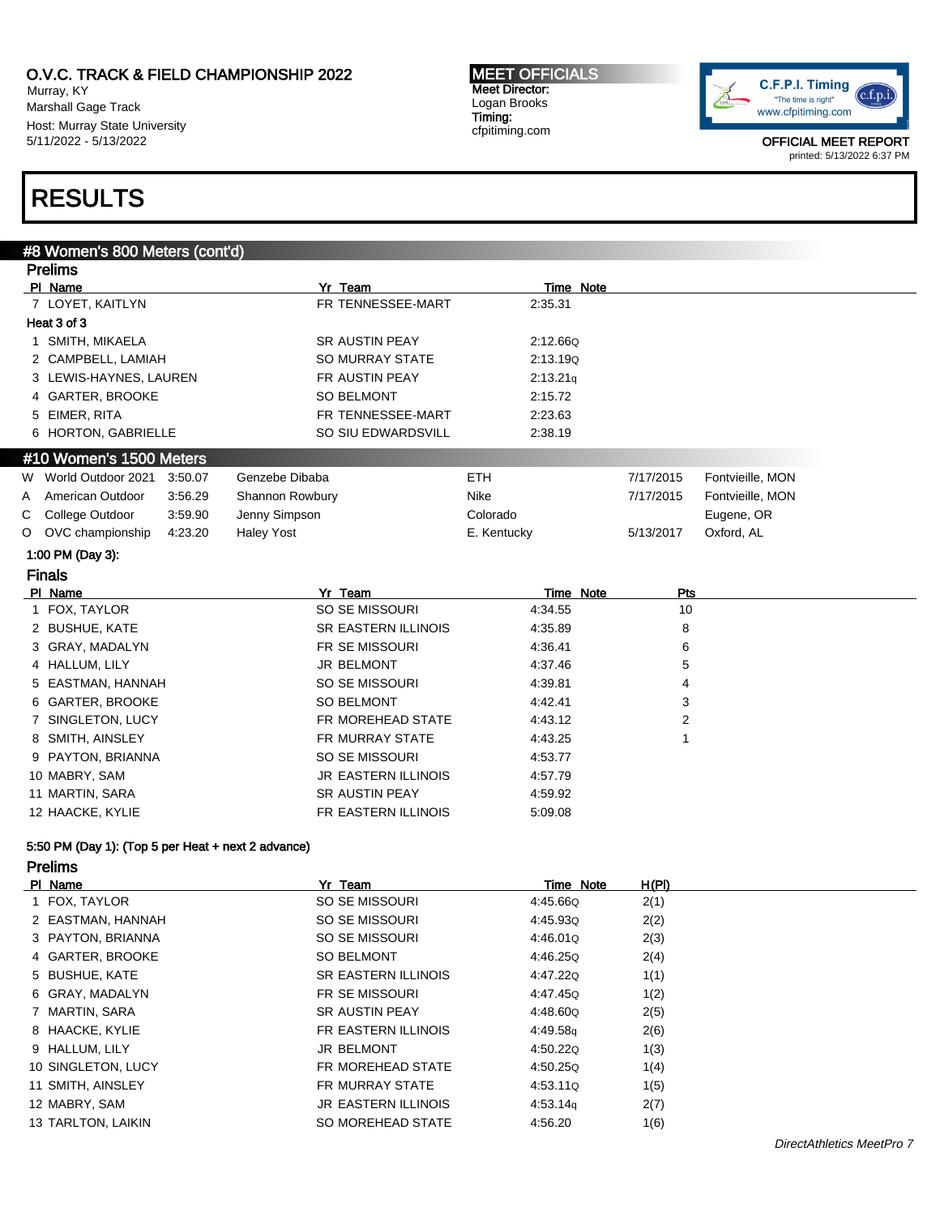# RESULTS

## #8 Women's 800 Meters (cont'd)

### Prelims

| Pl | Name | Yr | Team | Time | Note |
|---|---|---|---|---|---|
| 7 | LOYET, KAITLYN | FR | TENNESSEE-MART | 2:35.31 | |

**Heat 3 of 3**

| Pl | Name | Yr | Team | Time | Note |
|---|---|---|---|---|---|
| 1 | SMITH, MIKAELA | SR | AUSTIN PEAY | 2:12.66 | Q |
| 2 | CAMPBELL, LAMIAH | SO | MURRAY STATE | 2:13.19 | Q |
| 3 | LEWIS-HAYNES, LAUREN | FR | AUSTIN PEAY | 2:13.21 | q |
| 4 | GARTER, BROOKE | SO | BELMONT | 2:15.72 | |
| 5 | EIMER, RITA | FR | TENNESSEE-MART | 2:23.63 | |
| 6 | HORTON, GABRIELLE | SO | SIU EDWARDSVILL | 2:38.19 | |

## #10 Women's 1500 Meters

| | Record | Mark | Name | Team | Date | Location |
|---|---|---|---|---|---|---|
| W | World Outdoor 2021 | 3:50.07 | Genzebe Dibaba | ETH | 7/17/2015 | Fontvieille, MON |
| A | American Outdoor | 3:56.29 | Shannon Rowbury | Nike | 7/17/2015 | Fontvieille, MON |
| C | College Outdoor | 3:59.90 | Jenny Simpson | Colorado | | Eugene, OR |
| O | OVC championship | 4:23.20 | Haley Yost | E. Kentucky | 5/13/2017 | Oxford, AL |

1:00 PM (Day 3):

### Finals

| Pl | Name | Yr | Team | Time | Note | Pts |
|---|---|---|---|---|---|---|
| 1 | FOX, TAYLOR | SO | SE MISSOURI | 4:34.55 | | 10 |
| 2 | BUSHUE, KATE | SR | EASTERN ILLINOIS | 4:35.89 | | 8 |
| 3 | GRAY, MADALYN | FR | SE MISSOURI | 4:36.41 | | 6 |
| 4 | HALLUM, LILY | JR | BELMONT | 4:37.46 | | 5 |
| 5 | EASTMAN, HANNAH | SO | SE MISSOURI | 4:39.81 | | 4 |
| 6 | GARTER, BROOKE | SO | BELMONT | 4:42.41 | | 3 |
| 7 | SINGLETON, LUCY | FR | MOREHEAD STATE | 4:43.12 | | 2 |
| 8 | SMITH, AINSLEY | FR | MURRAY STATE | 4:43.25 | | 1 |
| 9 | PAYTON, BRIANNA | SO | SE MISSOURI | 4:53.77 | | |
| 10 | MABRY, SAM | JR | EASTERN ILLINOIS | 4:57.79 | | |
| 11 | MARTIN, SARA | SR | AUSTIN PEAY | 4:59.92 | | |
| 12 | HAACKE, KYLIE | FR | EASTERN ILLINOIS | 5:09.08 | | |

5:50 PM (Day 1): (Top 5 per Heat + next 2 advance)

### Prelims

| Pl | Name | Yr | Team | Time | Note | H(Pl) |
|---|---|---|---|---|---|---|
| 1 | FOX, TAYLOR | SO | SE MISSOURI | 4:45.66 | Q | 2(1) |
| 2 | EASTMAN, HANNAH | SO | SE MISSOURI | 4:45.93 | Q | 2(2) |
| 3 | PAYTON, BRIANNA | SO | SE MISSOURI | 4:46.01 | Q | 2(3) |
| 4 | GARTER, BROOKE | SO | BELMONT | 4:46.25 | Q | 2(4) |
| 5 | BUSHUE, KATE | SR | EASTERN ILLINOIS | 4:47.22 | Q | 1(1) |
| 6 | GRAY, MADALYN | FR | SE MISSOURI | 4:47.45 | Q | 1(2) |
| 7 | MARTIN, SARA | SR | AUSTIN PEAY | 4:48.60 | Q | 2(5) |
| 8 | HAACKE, KYLIE | FR | EASTERN ILLINOIS | 4:49.58 | q | 2(6) |
| 9 | HALLUM, LILY | JR | BELMONT | 4:50.22 | Q | 1(3) |
| 10 | SINGLETON, LUCY | FR | MOREHEAD STATE | 4:50.25 | Q | 1(4) |
| 11 | SMITH, AINSLEY | FR | MURRAY STATE | 4:53.11 | Q | 1(5) |
| 12 | MABRY, SAM | JR | EASTERN ILLINOIS | 4:53.14 | q | 2(7) |
| 13 | TARLTON, LAIKIN | SO | MOREHEAD STATE | 4:56.20 | | 1(6) |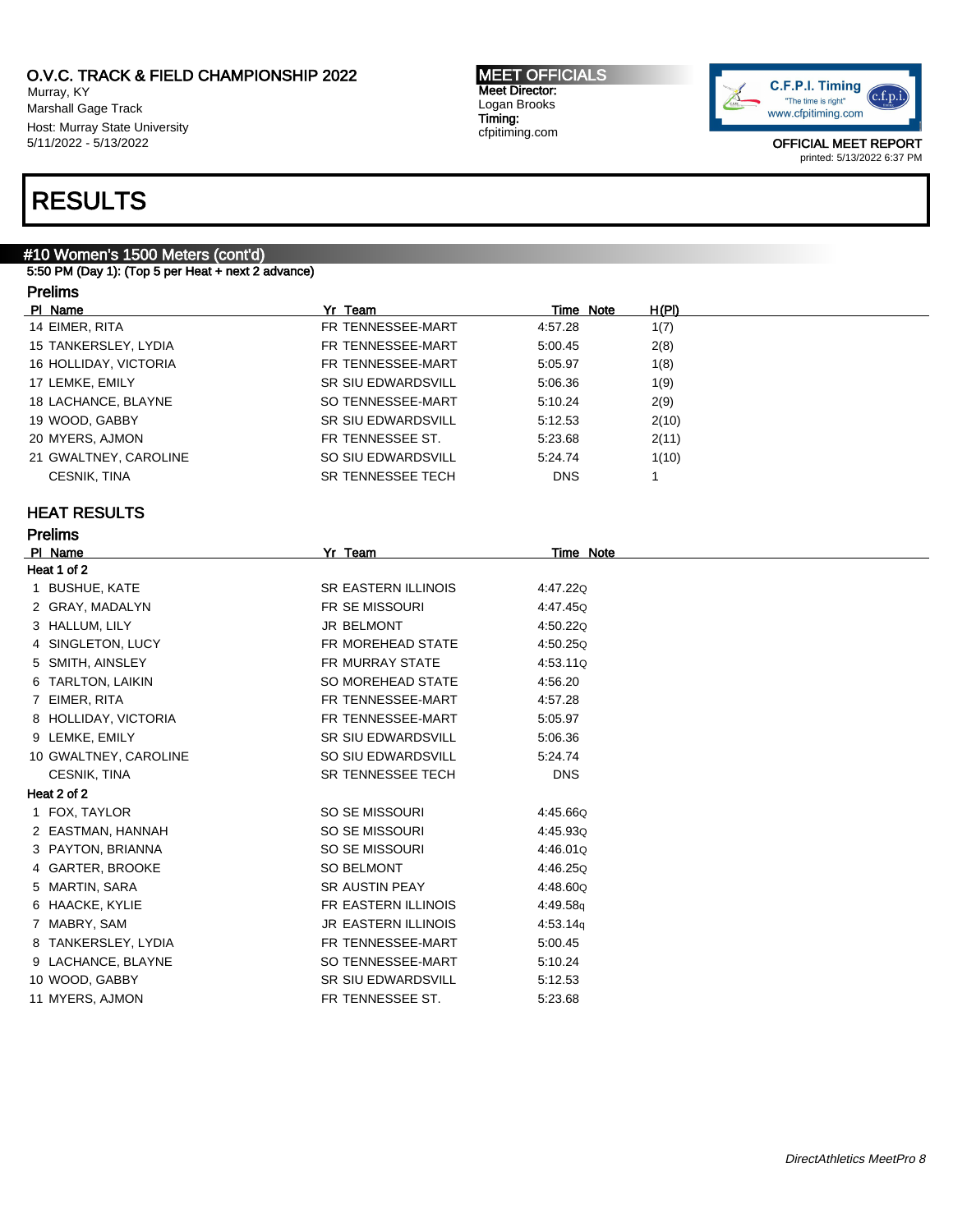O.V.C. TRACK & FIELD CHAMPIONSHIP 2022
Murray, KY
Marshall Gage Track
Host: Murray State University
5/11/2022 - 5/13/2022

MEET OFFICIALS
Meet Director:
Logan Brooks
Timing:
cfpitiming.com

OFFICIAL MEET REPORT
printed: 5/13/2022 6:37 PM

# RESULTS

## #10 Women's 1500 Meters (cont'd)

5:50 PM (Day 1): (Top 5 per Heat + next 2 advance)

### Prelims

| Pl | Name | Yr | Team | Time | Note | H(Pl) |
|---|---|---|---|---|---|---|
| 14 | EIMER, RITA | FR | TENNESSEE-MART | 4:57.28 | | 1(7) |
| 15 | TANKERSLEY, LYDIA | FR | TENNESSEE-MART | 5:00.45 | | 2(8) |
| 16 | HOLLIDAY, VICTORIA | FR | TENNESSEE-MART | 5:05.97 | | 1(8) |
| 17 | LEMKE, EMILY | SR | SIU EDWARDSVILL | 5:06.36 | | 1(9) |
| 18 | LACHANCE, BLAYNE | SO | TENNESSEE-MART | 5:10.24 | | 2(9) |
| 19 | WOOD, GABBY | SR | SIU EDWARDSVILL | 5:12.53 | | 2(10) |
| 20 | MYERS, AJMON | FR | TENNESSEE ST. | 5:23.68 | | 2(11) |
| 21 | GWALTNEY, CAROLINE | SO | SIU EDWARDSVILL | 5:24.74 | | 1(10) |
| | CESNIK, TINA | SR | TENNESSEE TECH | DNS | | 1 |

## HEAT RESULTS

### Prelims

| Pl | Name | Yr | Team | Time | Note |
|---|---|---|---|---|---|
| **Heat 1 of 2** | | | | | |
| 1 | BUSHUE, KATE | SR | EASTERN ILLINOIS | 4:47.22 | Q |
| 2 | GRAY, MADALYN | FR | SE MISSOURI | 4:47.45 | Q |
| 3 | HALLUM, LILY | JR | BELMONT | 4:50.22 | Q |
| 4 | SINGLETON, LUCY | FR | MOREHEAD STATE | 4:50.25 | Q |
| 5 | SMITH, AINSLEY | FR | MURRAY STATE | 4:53.11 | Q |
| 6 | TARLTON, LAIKIN | SO | MOREHEAD STATE | 4:56.20 | |
| 7 | EIMER, RITA | FR | TENNESSEE-MART | 4:57.28 | |
| 8 | HOLLIDAY, VICTORIA | FR | TENNESSEE-MART | 5:05.97 | |
| 9 | LEMKE, EMILY | SR | SIU EDWARDSVILL | 5:06.36 | |
| 10 | GWALTNEY, CAROLINE | SO | SIU EDWARDSVILL | 5:24.74 | |
| | CESNIK, TINA | SR | TENNESSEE TECH | DNS | |
| **Heat 2 of 2** | | | | | |
| 1 | FOX, TAYLOR | SO | SE MISSOURI | 4:45.66 | Q |
| 2 | EASTMAN, HANNAH | SO | SE MISSOURI | 4:45.93 | Q |
| 3 | PAYTON, BRIANNA | SO | SE MISSOURI | 4:46.01 | Q |
| 4 | GARTER, BROOKE | SO | BELMONT | 4:46.25 | Q |
| 5 | MARTIN, SARA | SR | AUSTIN PEAY | 4:48.60 | Q |
| 6 | HAACKE, KYLIE | FR | EASTERN ILLINOIS | 4:49.58 | q |
| 7 | MABRY, SAM | JR | EASTERN ILLINOIS | 4:53.14 | q |
| 8 | TANKERSLEY, LYDIA | FR | TENNESSEE-MART | 5:00.45 | |
| 9 | LACHANCE, BLAYNE | SO | TENNESSEE-MART | 5:10.24 | |
| 10 | WOOD, GABBY | SR | SIU EDWARDSVILL | 5:12.53 | |
| 11 | MYERS, AJMON | FR | TENNESSEE ST. | 5:23.68 | |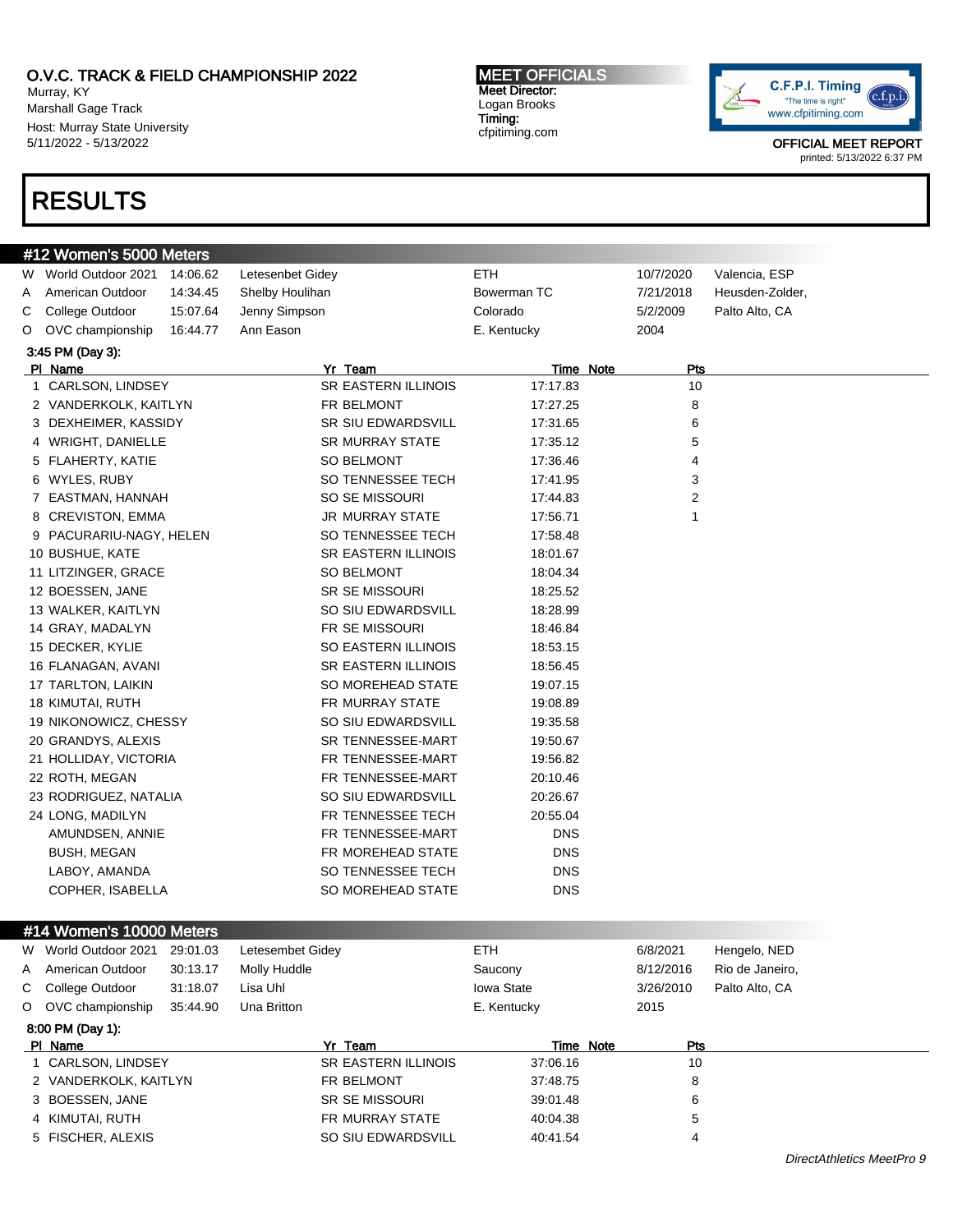# O.V.C. TRACK & FIELD CHAMPIONSHIP 2022

Murray, KY
Marshall Gage Track
Host: Murray State University
5/11/2022 - 5/13/2022

**MEET OFFICIALS**
Meet Director:
Logan Brooks
Timing:
cfpitiming.com

OFFICIAL MEET REPORT
printed: 5/13/2022 6:37 PM

# RESULTS

## #12 Women's 5000 Meters

| | | | | | | |
|---|---|---|---|---|---|---|
| W | World Outdoor 2021 | 14:06.62 | Letesenbet Gidey | ETH | 10/7/2020 | Valencia, ESP |
| A | American Outdoor | 14:34.45 | Shelby Houlihan | Bowerman TC | 7/21/2018 | Heusden-Zolder, |
| C | College Outdoor | 15:07.64 | Jenny Simpson | Colorado | 5/2/2009 | Palto Alto, CA |
| O | OVC championship | 16:44.77 | Ann Eason | E. Kentucky | 2004 | |

3:45 PM (Day 3):

| Pl | Name | Yr | Team | Time | Note | Pts |
|---|---|---|---|---|---|---|
| 1 | CARLSON, LINDSEY | SR | EASTERN ILLINOIS | 17:17.83 | | 10 |
| 2 | VANDERKOLK, KAITLYN | FR | BELMONT | 17:27.25 | | 8 |
| 3 | DEXHEIMER, KASSIDY | SR | SIU EDWARDSVILL | 17:31.65 | | 6 |
| 4 | WRIGHT, DANIELLE | SR | MURRAY STATE | 17:35.12 | | 5 |
| 5 | FLAHERTY, KATIE | SO | BELMONT | 17:36.46 | | 4 |
| 6 | WYLES, RUBY | SO | TENNESSEE TECH | 17:41.95 | | 3 |
| 7 | EASTMAN, HANNAH | SO | SE MISSOURI | 17:44.83 | | 2 |
| 8 | CREVISTON, EMMA | JR | MURRAY STATE | 17:56.71 | | 1 |
| 9 | PACURARIU-NAGY, HELEN | SO | TENNESSEE TECH | 17:58.48 | | |
| 10 | BUSHUE, KATE | SR | EASTERN ILLINOIS | 18:01.67 | | |
| 11 | LITZINGER, GRACE | SO | BELMONT | 18:04.34 | | |
| 12 | BOESSEN, JANE | SR | SE MISSOURI | 18:25.52 | | |
| 13 | WALKER, KAITLYN | SO | SIU EDWARDSVILL | 18:28.99 | | |
| 14 | GRAY, MADALYN | FR | SE MISSOURI | 18:46.84 | | |
| 15 | DECKER, KYLIE | SO | EASTERN ILLINOIS | 18:53.15 | | |
| 16 | FLANAGAN, AVANI | SR | EASTERN ILLINOIS | 18:56.45 | | |
| 17 | TARLTON, LAIKIN | SO | MOREHEAD STATE | 19:07.15 | | |
| 18 | KIMUTAI, RUTH | FR | MURRAY STATE | 19:08.89 | | |
| 19 | NIKONOWICZ, CHESSY | SO | SIU EDWARDSVILL | 19:35.58 | | |
| 20 | GRANDYS, ALEXIS | SR | TENNESSEE-MART | 19:50.67 | | |
| 21 | HOLLIDAY, VICTORIA | FR | TENNESSEE-MART | 19:56.82 | | |
| 22 | ROTH, MEGAN | FR | TENNESSEE-MART | 20:10.46 | | |
| 23 | RODRIGUEZ, NATALIA | SO | SIU EDWARDSVILL | 20:26.67 | | |
| 24 | LONG, MADILYN | FR | TENNESSEE TECH | 20:55.04 | | |
| | AMUNDSEN, ANNIE | FR | TENNESSEE-MART | DNS | | |
| | BUSH, MEGAN | FR | MOREHEAD STATE | DNS | | |
| | LABOY, AMANDA | SO | TENNESSEE TECH | DNS | | |
| | COPHER, ISABELLA | SO | MOREHEAD STATE | DNS | | |

## #14 Women's 10000 Meters

| | | | | | | |
|---|---|---|---|---|---|---|
| W | World Outdoor 2021 | 29:01.03 | Letesembet Gidey | ETH | 6/8/2021 | Hengelo, NED |
| A | American Outdoor | 30:13.17 | Molly Huddle | Saucony | 8/12/2016 | Rio de Janeiro, |
| C | College Outdoor | 31:18.07 | Lisa Uhl | Iowa State | 3/26/2010 | Palto Alto, CA |
| O | OVC championship | 35:44.90 | Una Britton | E. Kentucky | 2015 | |

8:00 PM (Day 1):

| Pl | Name | Yr | Team | Time | Note | Pts |
|---|---|---|---|---|---|---|
| 1 | CARLSON, LINDSEY | SR | EASTERN ILLINOIS | 37:06.16 | | 10 |
| 2 | VANDERKOLK, KAITLYN | FR | BELMONT | 37:48.75 | | 8 |
| 3 | BOESSEN, JANE | SR | SE MISSOURI | 39:01.48 | | 6 |
| 4 | KIMUTAI, RUTH | FR | MURRAY STATE | 40:04.38 | | 5 |
| 5 | FISCHER, ALEXIS | SO | SIU EDWARDSVILL | 40:41.54 | | 4 |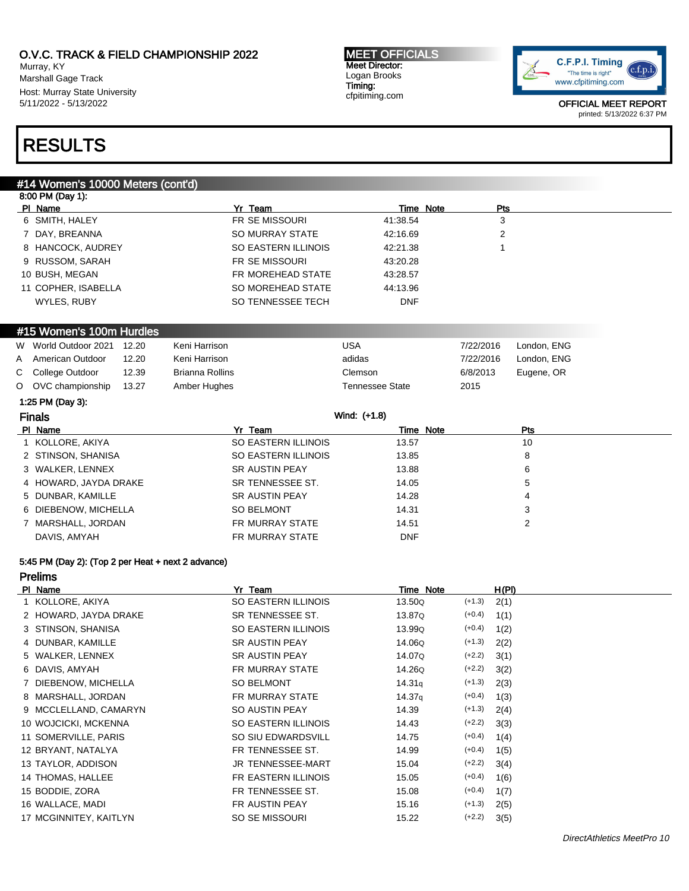O.V.C. TRACK & FIELD CHAMPIONSHIP 2022
Murray, KY
Marshall Gage Track
Host: Murray State University
5/11/2022 - 5/13/2022

MEET OFFICIALS
Meet Director:
Logan Brooks
Timing:
cfpitiming.com

OFFICIAL MEET REPORT
printed: 5/13/2022 6:37 PM

# RESULTS

## #14 Women's 10000 Meters (cont'd)

8:00 PM (Day 1):

| Pl | Name | Yr | Team | Time | Note | Pts |
|---|---|---|---|---|---|---|
| 6 | SMITH, HALEY | FR | SE MISSOURI | 41:38.54 | | 3 |
| 7 | DAY, BREANNA | SO | MURRAY STATE | 42:16.69 | | 2 |
| 8 | HANCOCK, AUDREY | SO | EASTERN ILLINOIS | 42:21.38 | | 1 |
| 9 | RUSSOM, SARAH | FR | SE MISSOURI | 43:20.28 | | |
| 10 | BUSH, MEGAN | FR | MOREHEAD STATE | 43:28.57 | | |
| 11 | COPHER, ISABELLA | SO | MOREHEAD STATE | 44:13.96 | | |
| | WYLES, RUBY | SO | TENNESSEE TECH | DNF | | |

## #15 Women's 100m Hurdles

| | Record | Mark | Name | Team | Date | Location |
|---|---|---|---|---|---|---|
| W | World Outdoor 2021 | 12.20 | Keni Harrison | USA | 7/22/2016 | London, ENG |
| A | American Outdoor | 12.20 | Keni Harrison | adidas | 7/22/2016 | London, ENG |
| C | College Outdoor | 12.39 | Brianna Rollins | Clemson | 6/8/2013 | Eugene, OR |
| O | OVC championship | 13.27 | Amber Hughes | Tennessee State | 2015 | |

1:25 PM (Day 3):

### Finals

Wind: (+1.8)

| Pl | Name | Yr | Team | Time | Note | Pts |
|---|---|---|---|---|---|---|
| 1 | KOLLORE, AKIYA | SO | EASTERN ILLINOIS | 13.57 | | 10 |
| 2 | STINSON, SHANISA | SO | EASTERN ILLINOIS | 13.85 | | 8 |
| 3 | WALKER, LENNEX | SR | AUSTIN PEAY | 13.88 | | 6 |
| 4 | HOWARD, JAYDA DRAKE | SR | TENNESSEE ST. | 14.05 | | 5 |
| 5 | DUNBAR, KAMILLE | SR | AUSTIN PEAY | 14.28 | | 4 |
| 6 | DIEBENOW, MICHELLA | SO | BELMONT | 14.31 | | 3 |
| 7 | MARSHALL, JORDAN | FR | MURRAY STATE | 14.51 | | 2 |
| | DAVIS, AMYAH | FR | MURRAY STATE | DNF | | |

5:45 PM (Day 2): (Top 2 per Heat + next 2 advance)

### Prelims

| Pl | Name | Yr | Team | Time | Note | Wind | H(Pl) |
|---|---|---|---|---|---|---|---|
| 1 | KOLLORE, AKIYA | SO | EASTERN ILLINOIS | 13.50 | Q | (+1.3) | 2(1) |
| 2 | HOWARD, JAYDA DRAKE | SR | TENNESSEE ST. | 13.87 | Q | (+0.4) | 1(1) |
| 3 | STINSON, SHANISA | SO | EASTERN ILLINOIS | 13.99 | Q | (+0.4) | 1(2) |
| 4 | DUNBAR, KAMILLE | SR | AUSTIN PEAY | 14.06 | Q | (+1.3) | 2(2) |
| 5 | WALKER, LENNEX | SR | AUSTIN PEAY | 14.07 | Q | (+2.2) | 3(1) |
| 6 | DAVIS, AMYAH | FR | MURRAY STATE | 14.26 | Q | (+2.2) | 3(2) |
| 7 | DIEBENOW, MICHELLA | SO | BELMONT | 14.31 | q | (+1.3) | 2(3) |
| 8 | MARSHALL, JORDAN | FR | MURRAY STATE | 14.37 | q | (+0.4) | 1(3) |
| 9 | MCCLELLAND, CAMARYN | SO | AUSTIN PEAY | 14.39 | | (+1.3) | 2(4) |
| 10 | WOJCICKI, MCKENNA | SO | EASTERN ILLINOIS | 14.43 | | (+2.2) | 3(3) |
| 11 | SOMERVILLE, PARIS | SO | SIU EDWARDSVILL | 14.75 | | (+0.4) | 1(4) |
| 12 | BRYANT, NATALYA | FR | TENNESSEE ST. | 14.99 | | (+0.4) | 1(5) |
| 13 | TAYLOR, ADDISON | JR | TENNESSEE-MART | 15.04 | | (+2.2) | 3(4) |
| 14 | THOMAS, HALLEE | FR | EASTERN ILLINOIS | 15.05 | | (+0.4) | 1(6) |
| 15 | BODDIE, ZORA | FR | TENNESSEE ST. | 15.08 | | (+0.4) | 1(7) |
| 16 | WALLACE, MADI | FR | AUSTIN PEAY | 15.16 | | (+1.3) | 2(5) |
| 17 | MCGINNITEY, KAITLYN | SO | SE MISSOURI | 15.22 | | (+2.2) | 3(5) |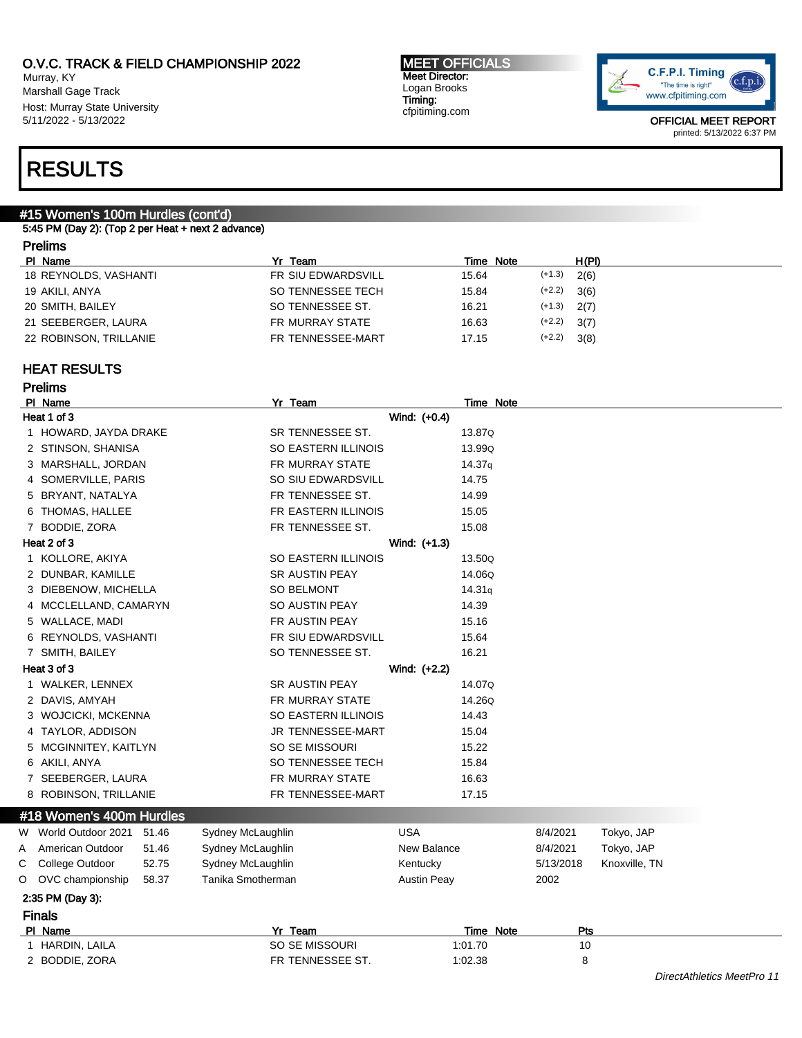O.V.C. TRACK & FIELD CHAMPIONSHIP 2022
Murray, KY
Marshall Gage Track
Host: Murray State University
5/11/2022 - 5/13/2022

**MEET OFFICIALS**
Meet Director:
Logan Brooks
Timing:
cfpitiming.com

C.F.P.I. Timing "The time is right" www.cfpitiming.com

OFFICIAL MEET REPORT
printed: 5/13/2022 6:37 PM

# RESULTS

## #15 Women's 100m Hurdles (cont'd)

5:45 PM (Day 2): (Top 2 per Heat + next 2 advance)

### Prelims

| Pl | Name | Yr | Team | Time | Note | | H(Pl) |
|---|---|---|---|---|---|---|---|
| 18 | REYNOLDS, VASHANTI | FR | SIU EDWARDSVILL | 15.64 | | (+1.3) | 2(6) |
| 19 | AKILI, ANYA | SO | TENNESSEE TECH | 15.84 | | (+2.2) | 3(6) |
| 20 | SMITH, BAILEY | SO | TENNESSEE ST. | 16.21 | | (+1.3) | 2(7) |
| 21 | SEEBERGER, LAURA | FR | MURRAY STATE | 16.63 | | (+2.2) | 3(7) |
| 22 | ROBINSON, TRILLANIE | FR | TENNESSEE-MART | 17.15 | | (+2.2) | 3(8) |

### HEAT RESULTS

### Prelims

| Pl | Name | Yr | Team | Time | Note |
|---|---|---|---|---|---|
| **Heat 1 of 3** | | | Wind: (+0.4) | | |
| 1 | HOWARD, JAYDA DRAKE | SR | TENNESSEE ST. | 13.87 | Q |
| 2 | STINSON, SHANISA | SO | EASTERN ILLINOIS | 13.99 | Q |
| 3 | MARSHALL, JORDAN | FR | MURRAY STATE | 14.37 | q |
| 4 | SOMERVILLE, PARIS | SO | SIU EDWARDSVILL | 14.75 | |
| 5 | BRYANT, NATALYA | FR | TENNESSEE ST. | 14.99 | |
| 6 | THOMAS, HALLEE | FR | EASTERN ILLINOIS | 15.05 | |
| 7 | BODDIE, ZORA | FR | TENNESSEE ST. | 15.08 | |
| **Heat 2 of 3** | | | Wind: (+1.3) | | |
| 1 | KOLLORE, AKIYA | SO | EASTERN ILLINOIS | 13.50 | Q |
| 2 | DUNBAR, KAMILLE | SR | AUSTIN PEAY | 14.06 | Q |
| 3 | DIEBENOW, MICHELLA | SO | BELMONT | 14.31 | q |
| 4 | MCCLELLAND, CAMARYN | SO | AUSTIN PEAY | 14.39 | |
| 5 | WALLACE, MADI | FR | AUSTIN PEAY | 15.16 | |
| 6 | REYNOLDS, VASHANTI | FR | SIU EDWARDSVILL | 15.64 | |
| 7 | SMITH, BAILEY | SO | TENNESSEE ST. | 16.21 | |
| **Heat 3 of 3** | | | Wind: (+2.2) | | |
| 1 | WALKER, LENNEX | SR | AUSTIN PEAY | 14.07 | Q |
| 2 | DAVIS, AMYAH | FR | MURRAY STATE | 14.26 | Q |
| 3 | WOJCICKI, MCKENNA | SO | EASTERN ILLINOIS | 14.43 | |
| 4 | TAYLOR, ADDISON | JR | TENNESSEE-MART | 15.04 | |
| 5 | MCGINNITEY, KAITLYN | SO | SE MISSOURI | 15.22 | |
| 6 | AKILI, ANYA | SO | TENNESSEE TECH | 15.84 | |
| 7 | SEEBERGER, LAURA | FR | MURRAY STATE | 16.63 | |
| 8 | ROBINSON, TRILLANIE | FR | TENNESSEE-MART | 17.15 | |

## #18 Women's 400m Hurdles

| | Record | Mark | Name | Team | Date | Location |
|---|---|---|---|---|---|---|
| W | World Outdoor 2021 | 51.46 | Sydney McLaughlin | USA | 8/4/2021 | Tokyo, JAP |
| A | American Outdoor | 51.46 | Sydney McLaughlin | New Balance | 8/4/2021 | Tokyo, JAP |
| C | College Outdoor | 52.75 | Sydney McLaughlin | Kentucky | 5/13/2018 | Knoxville, TN |
| O | OVC championship | 58.37 | Tanika Smotherman | Austin Peay | 2002 | |

2:35 PM (Day 3):

### Finals

| Pl | Name | Yr | Team | Time | Note | Pts |
|---|---|---|---|---|---|---|
| 1 | HARDIN, LAILA | SO | SE MISSOURI | 1:01.70 | | 10 |
| 2 | BODDIE, ZORA | FR | TENNESSEE ST. | 1:02.38 | | 8 |

DirectAthletics MeetPro 11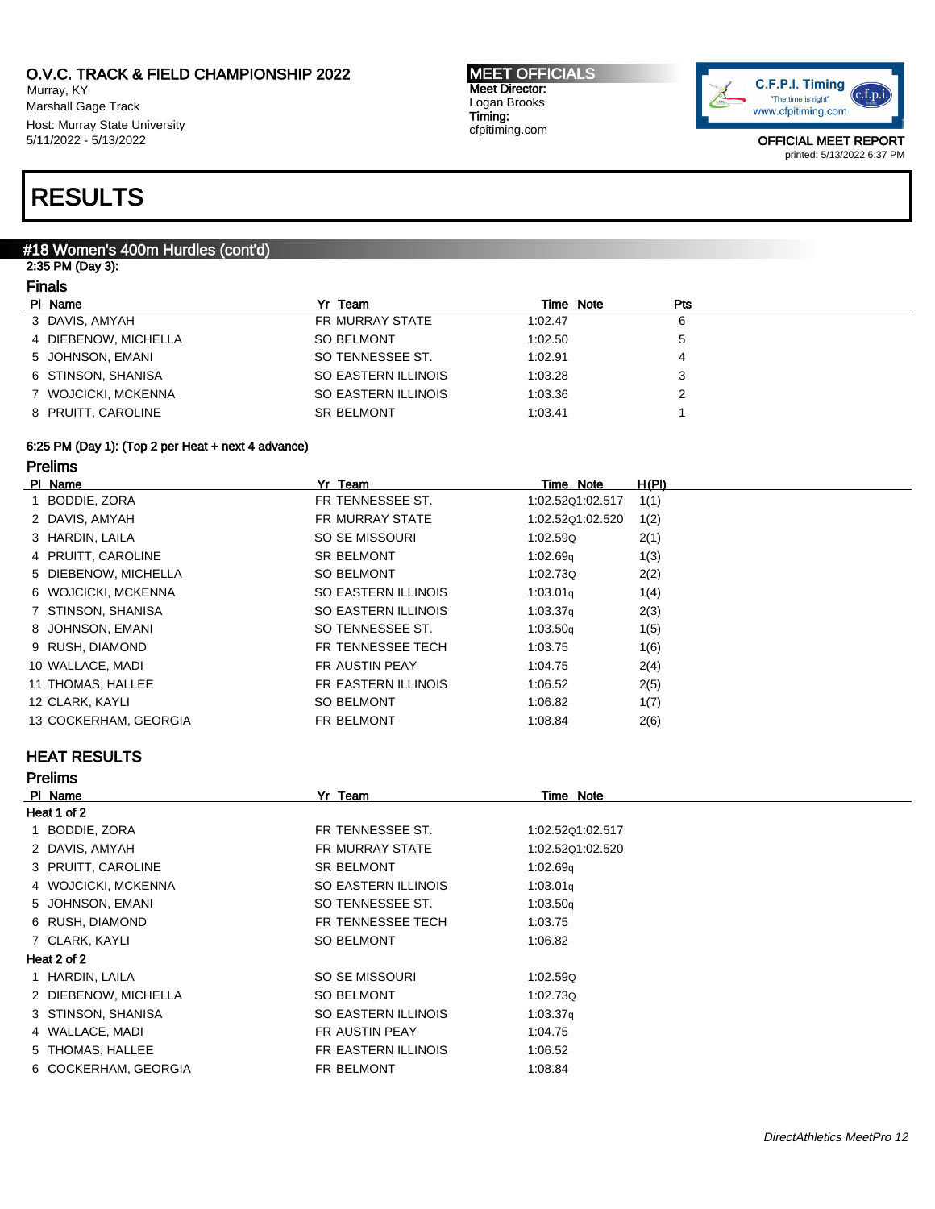# O.V.C. TRACK & FIELD CHAMPIONSHIP 2022

Murray, KY
Marshall Gage Track
Host: Murray State University
5/11/2022 - 5/13/2022

**MEET OFFICIALS**
Meet Director:
Logan Brooks
Timing:
cfpitiming.com

OFFICIAL MEET REPORT
printed: 5/13/2022 6:37 PM

# RESULTS

## #18 Women's 400m Hurdles (cont'd)

2:35 PM (Day 3):

### Finals

| Pl | Name | Yr | Team | Time | Note | Pts |
|---|---|---|---|---|---|---|
| 3 | DAVIS, AMYAH | FR | MURRAY STATE | 1:02.47 | | 6 |
| 4 | DIEBENOW, MICHELLA | SO | BELMONT | 1:02.50 | | 5 |
| 5 | JOHNSON, EMANI | SO | TENNESSEE ST. | 1:02.91 | | 4 |
| 6 | STINSON, SHANISA | SO | EASTERN ILLINOIS | 1:03.28 | | 3 |
| 7 | WOJCICKI, MCKENNA | SO | EASTERN ILLINOIS | 1:03.36 | | 2 |
| 8 | PRUITT, CAROLINE | SR | BELMONT | 1:03.41 | | 1 |

6:25 PM (Day 1): (Top 2 per Heat + next 4 advance)

### Prelims

| Pl | Name | Yr | Team | Time | Note | H(Pl) |
|---|---|---|---|---|---|---|
| 1 | BODDIE, ZORA | FR | TENNESSEE ST. | 1:02.52 | Q1:02.517 | 1(1) |
| 2 | DAVIS, AMYAH | FR | MURRAY STATE | 1:02.52 | Q1:02.520 | 1(2) |
| 3 | HARDIN, LAILA | SO | SE MISSOURI | 1:02.59 | Q | 2(1) |
| 4 | PRUITT, CAROLINE | SR | BELMONT | 1:02.69 | q | 1(3) |
| 5 | DIEBENOW, MICHELLA | SO | BELMONT | 1:02.73 | Q | 2(2) |
| 6 | WOJCICKI, MCKENNA | SO | EASTERN ILLINOIS | 1:03.01 | q | 1(4) |
| 7 | STINSON, SHANISA | SO | EASTERN ILLINOIS | 1:03.37 | q | 2(3) |
| 8 | JOHNSON, EMANI | SO | TENNESSEE ST. | 1:03.50 | q | 1(5) |
| 9 | RUSH, DIAMOND | FR | TENNESSEE TECH | 1:03.75 | | 1(6) |
| 10 | WALLACE, MADI | FR | AUSTIN PEAY | 1:04.75 | | 2(4) |
| 11 | THOMAS, HALLEE | FR | EASTERN ILLINOIS | 1:06.52 | | 2(5) |
| 12 | CLARK, KAYLI | SO | BELMONT | 1:06.82 | | 1(7) |
| 13 | COCKERHAM, GEORGIA | FR | BELMONT | 1:08.84 | | 2(6) |

## HEAT RESULTS

### Prelims

| Pl | Name | Yr | Team | Time | Note |
|---|---|---|---|---|---|
| **Heat 1 of 2** | | | | | |
| 1 | BODDIE, ZORA | FR | TENNESSEE ST. | 1:02.52 | Q1:02.517 |
| 2 | DAVIS, AMYAH | FR | MURRAY STATE | 1:02.52 | Q1:02.520 |
| 3 | PRUITT, CAROLINE | SR | BELMONT | 1:02.69 | q |
| 4 | WOJCICKI, MCKENNA | SO | EASTERN ILLINOIS | 1:03.01 | q |
| 5 | JOHNSON, EMANI | SO | TENNESSEE ST. | 1:03.50 | q |
| 6 | RUSH, DIAMOND | FR | TENNESSEE TECH | 1:03.75 | |
| 7 | CLARK, KAYLI | SO | BELMONT | 1:06.82 | |
| **Heat 2 of 2** | | | | | |
| 1 | HARDIN, LAILA | SO | SE MISSOURI | 1:02.59 | Q |
| 2 | DIEBENOW, MICHELLA | SO | BELMONT | 1:02.73 | Q |
| 3 | STINSON, SHANISA | SO | EASTERN ILLINOIS | 1:03.37 | q |
| 4 | WALLACE, MADI | FR | AUSTIN PEAY | 1:04.75 | |
| 5 | THOMAS, HALLEE | FR | EASTERN ILLINOIS | 1:06.52 | |
| 6 | COCKERHAM, GEORGIA | FR | BELMONT | 1:08.84 | |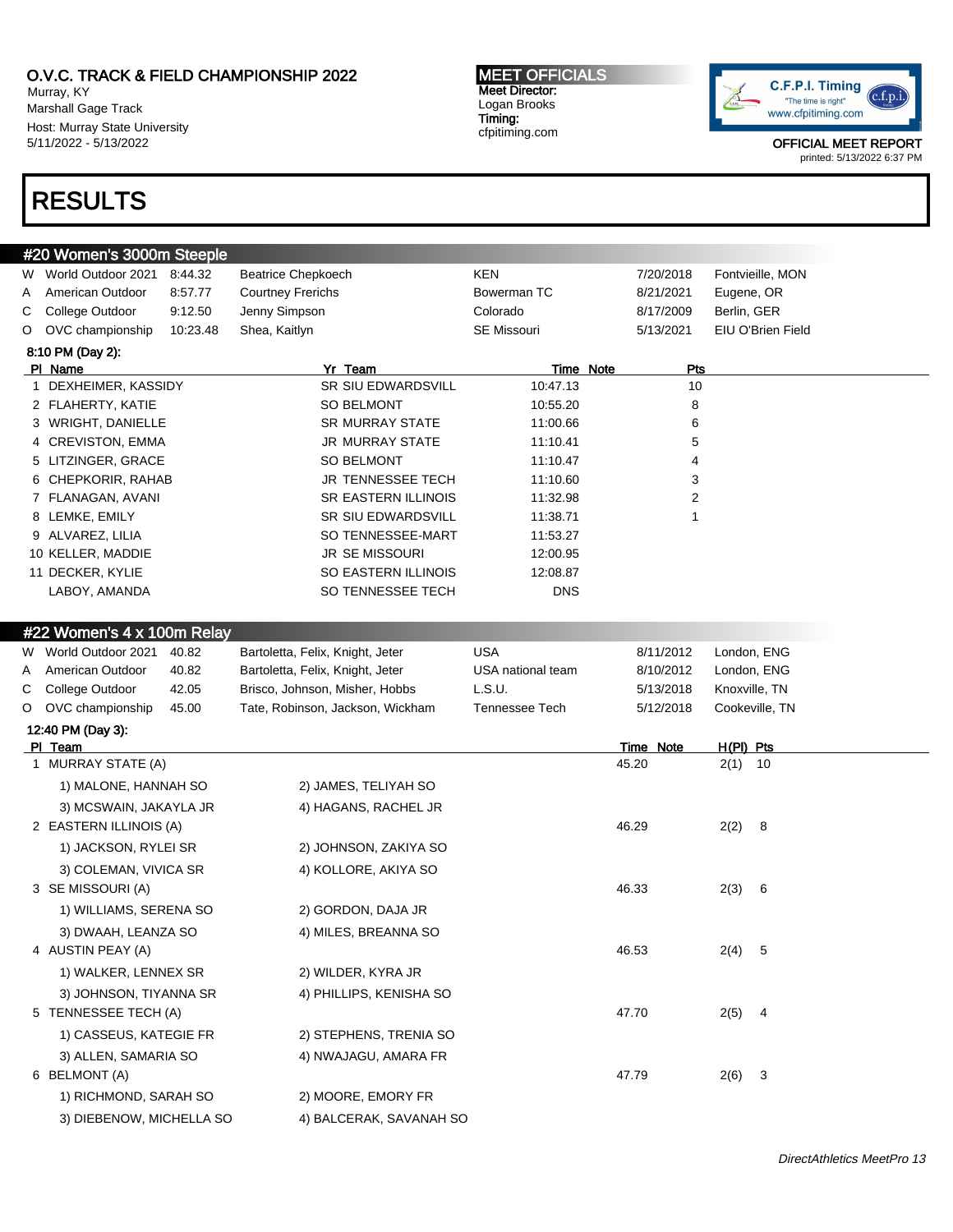O.V.C. TRACK & FIELD CHAMPIONSHIP 2022
Murray, KY
Marshall Gage Track
Host: Murray State University
5/11/2022 - 5/13/2022

**MEET OFFICIALS**
Meet Director:
Logan Brooks
Timing:
cfpitiming.com

OFFICIAL MEET REPORT
printed: 5/13/2022 6:37 PM

# RESULTS

## #20 Women's 3000m Steeple

| | | | | | | |
|---|---|---|---|---|---|---|
| W | World Outdoor 2021 | 8:44.32 | Beatrice Chepkoech | KEN | 7/20/2018 | Fontvieille, MON |
| A | American Outdoor | 8:57.77 | Courtney Frerichs | Bowerman TC | 8/21/2021 | Eugene, OR |
| C | College Outdoor | 9:12.50 | Jenny Simpson | Colorado | 8/17/2009 | Berlin, GER |
| O | OVC championship | 10:23.48 | Shea, Kaitlyn | SE Missouri | 5/13/2021 | EIU O'Brien Field |

8:10 PM (Day 2):

| Pl | Name | Yr | Team | Time | Note | Pts |
|---|---|---|---|---|---|---|
| 1 | DEXHEIMER, KASSIDY | SR | SIU EDWARDSVILL | 10:47.13 | | 10 |
| 2 | FLAHERTY, KATIE | SO | BELMONT | 10:55.20 | | 8 |
| 3 | WRIGHT, DANIELLE | SR | MURRAY STATE | 11:00.66 | | 6 |
| 4 | CREVISTON, EMMA | JR | MURRAY STATE | 11:10.41 | | 5 |
| 5 | LITZINGER, GRACE | SO | BELMONT | 11:10.47 | | 4 |
| 6 | CHEPKORIR, RAHAB | JR | TENNESSEE TECH | 11:10.60 | | 3 |
| 7 | FLANAGAN, AVANI | SR | EASTERN ILLINOIS | 11:32.98 | | 2 |
| 8 | LEMKE, EMILY | SR | SIU EDWARDSVILL | 11:38.71 | | 1 |
| 9 | ALVAREZ, LILIA | SO | TENNESSEE-MART | 11:53.27 | | |
| 10 | KELLER, MADDIE | JR | SE MISSOURI | 12:00.95 | | |
| 11 | DECKER, KYLIE | SO | EASTERN ILLINOIS | 12:08.87 | | |
| | LABOY, AMANDA | SO | TENNESSEE TECH | DNS | | |

## #22 Women's 4 x 100m Relay

| | | | | | | |
|---|---|---|---|---|---|---|
| W | World Outdoor 2021 | 40.82 | Bartoletta, Felix, Knight, Jeter | USA | 8/11/2012 | London, ENG |
| A | American Outdoor | 40.82 | Bartoletta, Felix, Knight, Jeter | USA national team | 8/10/2012 | London, ENG |
| C | College Outdoor | 42.05 | Brisco, Johnson, Misher, Hobbs | L.S.U. | 5/13/2018 | Knoxville, TN |
| O | OVC championship | 45.00 | Tate, Robinson, Jackson, Wickham | Tennessee Tech | 5/12/2018 | Cookeville, TN |

12:40 PM (Day 3):

| Pl | Team | Time | Note | H(Pl) | Pts |
|---|---|---|---|---|---|
| 1 | MURRAY STATE (A) | 45.20 | | 2(1) | 10 |
| | 1) MALONE, HANNAH SO; 2) JAMES, TELIYAH SO; 3) MCSWAIN, JAKAYLA JR; 4) HAGANS, RACHEL JR | | | | |
| 2 | EASTERN ILLINOIS (A) | 46.29 | | 2(2) | 8 |
| | 1) JACKSON, RYLEI SR; 2) JOHNSON, ZAKIYA SO; 3) COLEMAN, VIVICA SR; 4) KOLLORE, AKIYA SO | | | | |
| 3 | SE MISSOURI (A) | 46.33 | | 2(3) | 6 |
| | 1) WILLIAMS, SERENA SO; 2) GORDON, DAJA JR; 3) DWAAH, LEANZA SO; 4) MILES, BREANNA SO | | | | |
| 4 | AUSTIN PEAY (A) | 46.53 | | 2(4) | 5 |
| | 1) WALKER, LENNEX SR; 2) WILDER, KYRA JR; 3) JOHNSON, TIYANNA SR; 4) PHILLIPS, KENISHA SO | | | | |
| 5 | TENNESSEE TECH (A) | 47.70 | | 2(5) | 4 |
| | 1) CASSEUS, KATEGIE FR; 2) STEPHENS, TRENIA SO; 3) ALLEN, SAMARIA SO; 4) NWAJAGU, AMARA FR | | | | |
| 6 | BELMONT (A) | 47.79 | | 2(6) | 3 |
| | 1) RICHMOND, SARAH SO; 2) MOORE, EMORY FR; 3) DIEBENOW, MICHELLA SO; 4) BALCERAK, SAVANAH SO | | | | |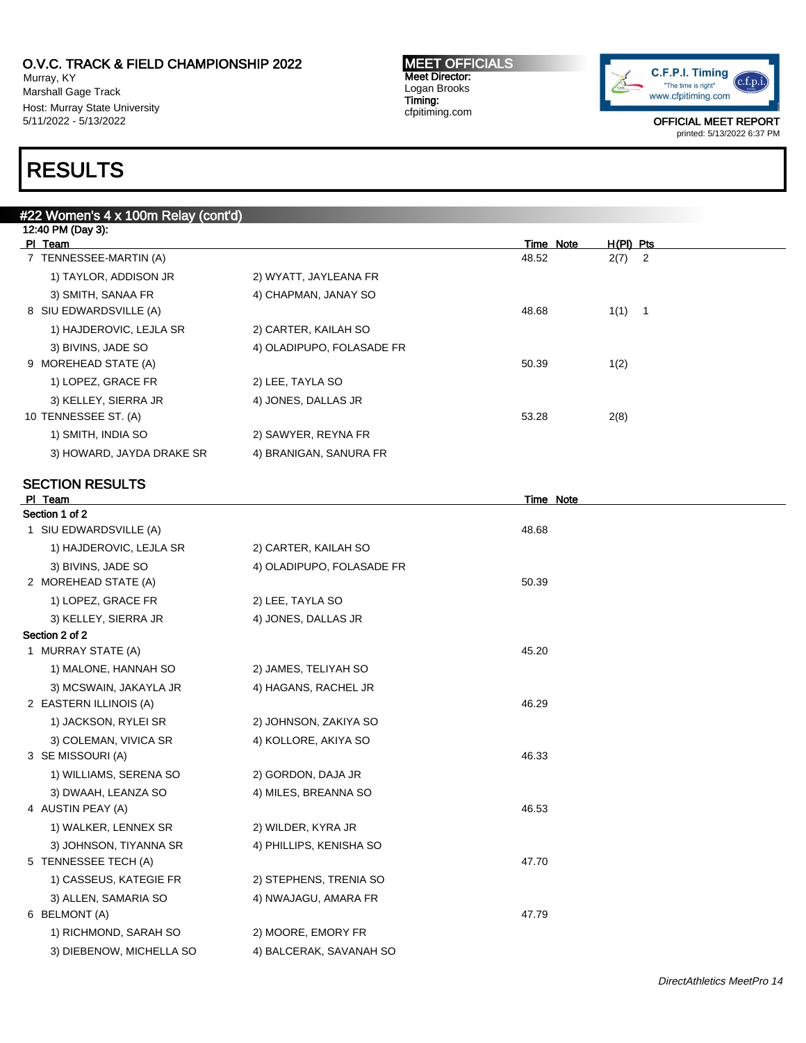O.V.C. TRACK & FIELD CHAMPIONSHIP 2022
Murray, KY
Marshall Gage Track
Host: Murray State University
5/11/2022 - 5/13/2022

MEET OFFICIALS
Meet Director:
Logan Brooks
Timing:
cfpitiming.com

OFFICIAL MEET REPORT
printed: 5/13/2022 6:37 PM

# RESULTS

## #22 Women's 4 x 100m Relay (cont'd)

12:40 PM (Day 3):

| Pl | Team | | Time | Note | H(Pl) | Pts |
|---|---|---|---|---|---|---|
| 7 | TENNESSEE-MARTIN (A) | | 48.52 | | 2(7) | 2 |
| | 1) TAYLOR, ADDISON JR | 2) WYATT, JAYLEANA FR | | | | |
| | 3) SMITH, SANAA FR | 4) CHAPMAN, JANAY SO | | | | |
| 8 | SIU EDWARDSVILLE (A) | | 48.68 | | 1(1) | 1 |
| | 1) HAJDEROVIC, LEJLA SR | 2) CARTER, KAILAH SO | | | | |
| | 3) BIVINS, JADE SO | 4) OLADIPUPO, FOLASADE FR | | | | |
| 9 | MOREHEAD STATE (A) | | 50.39 | | 1(2) | |
| | 1) LOPEZ, GRACE FR | 2) LEE, TAYLA SO | | | | |
| | 3) KELLEY, SIERRA JR | 4) JONES, DALLAS JR | | | | |
| 10 | TENNESSEE ST. (A) | | 53.28 | | 2(8) | |
| | 1) SMITH, INDIA SO | 2) SAWYER, REYNA FR | | | | |
| | 3) HOWARD, JAYDA DRAKE SR | 4) BRANIGAN, SANURA FR | | | | |

### SECTION RESULTS

| Pl | Team | | Time | Note |
|---|---|---|---|---|
| **Section 1 of 2** | | | | |
| 1 | SIU EDWARDSVILLE (A) | | 48.68 | |
| | 1) HAJDEROVIC, LEJLA SR | 2) CARTER, KAILAH SO | | |
| | 3) BIVINS, JADE SO | 4) OLADIPUPO, FOLASADE FR | | |
| 2 | MOREHEAD STATE (A) | | 50.39 | |
| | 1) LOPEZ, GRACE FR | 2) LEE, TAYLA SO | | |
| | 3) KELLEY, SIERRA JR | 4) JONES, DALLAS JR | | |
| **Section 2 of 2** | | | | |
| 1 | MURRAY STATE (A) | | 45.20 | |
| | 1) MALONE, HANNAH SO | 2) JAMES, TELIYAH SO | | |
| | 3) MCSWAIN, JAKAYLA JR | 4) HAGANS, RACHEL JR | | |
| 2 | EASTERN ILLINOIS (A) | | 46.29 | |
| | 1) JACKSON, RYLEI SR | 2) JOHNSON, ZAKIYA SO | | |
| | 3) COLEMAN, VIVICA SR | 4) KOLLORE, AKIYA SO | | |
| 3 | SE MISSOURI (A) | | 46.33 | |
| | 1) WILLIAMS, SERENA SO | 2) GORDON, DAJA JR | | |
| | 3) DWAAH, LEANZA SO | 4) MILES, BREANNA SO | | |
| 4 | AUSTIN PEAY (A) | | 46.53 | |
| | 1) WALKER, LENNEX SR | 2) WILDER, KYRA JR | | |
| | 3) JOHNSON, TIYANNA SR | 4) PHILLIPS, KENISHA SO | | |
| 5 | TENNESSEE TECH (A) | | 47.70 | |
| | 1) CASSEUS, KATEGIE FR | 2) STEPHENS, TRENIA SO | | |
| | 3) ALLEN, SAMARIA SO | 4) NWAJAGU, AMARA FR | | |
| 6 | BELMONT (A) | | 47.79 | |
| | 1) RICHMOND, SARAH SO | 2) MOORE, EMORY FR | | |
| | 3) DIEBENOW, MICHELLA SO | 4) BALCERAK, SAVANAH SO | | |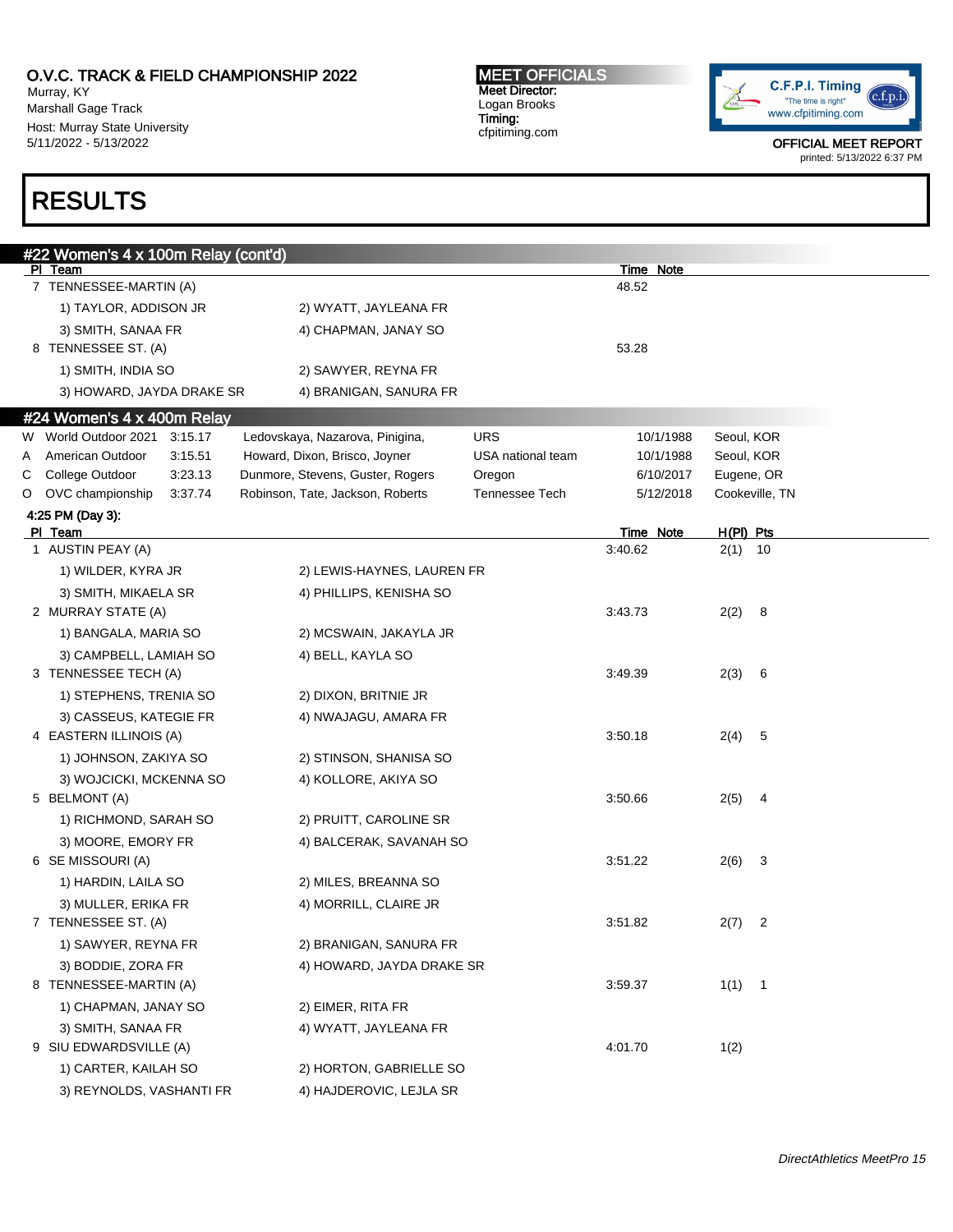# O.V.C. TRACK & FIELD CHAMPIONSHIP 2022

Murray, KY
Marshall Gage Track
Host: Murray State University
5/11/2022 - 5/13/2022

**MEET OFFICIALS**
Meet Director:
Logan Brooks
Timing:
cfpitiming.com

OFFICIAL MEET REPORT
printed: 5/13/2022 6:37 PM

# RESULTS

## #22 Women's 4 x 100m Relay (cont'd)

| Pl | Team | Time | Note |
|---|---|---|---|
| 7 | TENNESSEE-MARTIN (A) | 48.52 | |
| | 1) TAYLOR, ADDISON JR; 2) WYATT, JAYLEANA FR; 3) SMITH, SANAA FR; 4) CHAPMAN, JANAY SO | | |
| 8 | TENNESSEE ST. (A) | 53.28 | |
| | 1) SMITH, INDIA SO; 2) SAWYER, REYNA FR; 3) HOWARD, JAYDA DRAKE SR; 4) BRANIGAN, SANURA FR | | |

## #24 Women's 4 x 400m Relay

| | Record | Time | Athletes | Team | Date | Location |
|---|---|---|---|---|---|---|
| W | World Outdoor 2021 | 3:15.17 | Ledovskaya, Nazarova, Pinigina, | URS | 10/1/1988 | Seoul, KOR |
| A | American Outdoor | 3:15.51 | Howard, Dixon, Brisco, Joyner | USA national team | 10/1/1988 | Seoul, KOR |
| C | College Outdoor | 3:23.13 | Dunmore, Stevens, Guster, Rogers | Oregon | 6/10/2017 | Eugene, OR |
| O | OVC championship | 3:37.74 | Robinson, Tate, Jackson, Roberts | Tennessee Tech | 5/12/2018 | Cookeville, TN |

**4:25 PM (Day 3):**

| Pl | Team | Time | Note | H(Pl) | Pts |
|---|---|---|---|---|---|
| 1 | AUSTIN PEAY (A) | 3:40.62 | | 2(1) | 10 |
| | 1) WILDER, KYRA JR; 2) LEWIS-HAYNES, LAUREN FR; 3) SMITH, MIKAELA SR; 4) PHILLIPS, KENISHA SO | | | | |
| 2 | MURRAY STATE (A) | 3:43.73 | | 2(2) | 8 |
| | 1) BANGALA, MARIA SO; 2) MCSWAIN, JAKAYLA JR; 3) CAMPBELL, LAMIAH SO; 4) BELL, KAYLA SO | | | | |
| 3 | TENNESSEE TECH (A) | 3:49.39 | | 2(3) | 6 |
| | 1) STEPHENS, TRENIA SO; 2) DIXON, BRITNIE JR; 3) CASSEUS, KATEGIE FR; 4) NWAJAGU, AMARA FR | | | | |
| 4 | EASTERN ILLINOIS (A) | 3:50.18 | | 2(4) | 5 |
| | 1) JOHNSON, ZAKIYA SO; 2) STINSON, SHANISA SO; 3) WOJCICKI, MCKENNA SO; 4) KOLLORE, AKIYA SO | | | | |
| 5 | BELMONT (A) | 3:50.66 | | 2(5) | 4 |
| | 1) RICHMOND, SARAH SO; 2) PRUITT, CAROLINE SR; 3) MOORE, EMORY FR; 4) BALCERAK, SAVANAH SO | | | | |
| 6 | SE MISSOURI (A) | 3:51.22 | | 2(6) | 3 |
| | 1) HARDIN, LAILA SO; 2) MILES, BREANNA SO; 3) MULLER, ERIKA FR; 4) MORRILL, CLAIRE JR | | | | |
| 7 | TENNESSEE ST. (A) | 3:51.82 | | 2(7) | 2 |
| | 1) SAWYER, REYNA FR; 2) BRANIGAN, SANURA FR; 3) BODDIE, ZORA FR; 4) HOWARD, JAYDA DRAKE SR | | | | |
| 8 | TENNESSEE-MARTIN (A) | 3:59.37 | | 1(1) | 1 |
| | 1) CHAPMAN, JANAY SO; 2) EIMER, RITA FR; 3) SMITH, SANAA FR; 4) WYATT, JAYLEANA FR | | | | |
| 9 | SIU EDWARDSVILLE (A) | 4:01.70 | | 1(2) | |
| | 1) CARTER, KAILAH SO; 2) HORTON, GABRIELLE SO; 3) REYNOLDS, VASHANTI FR; 4) HAJDEROVIC, LEJLA SR | | | | |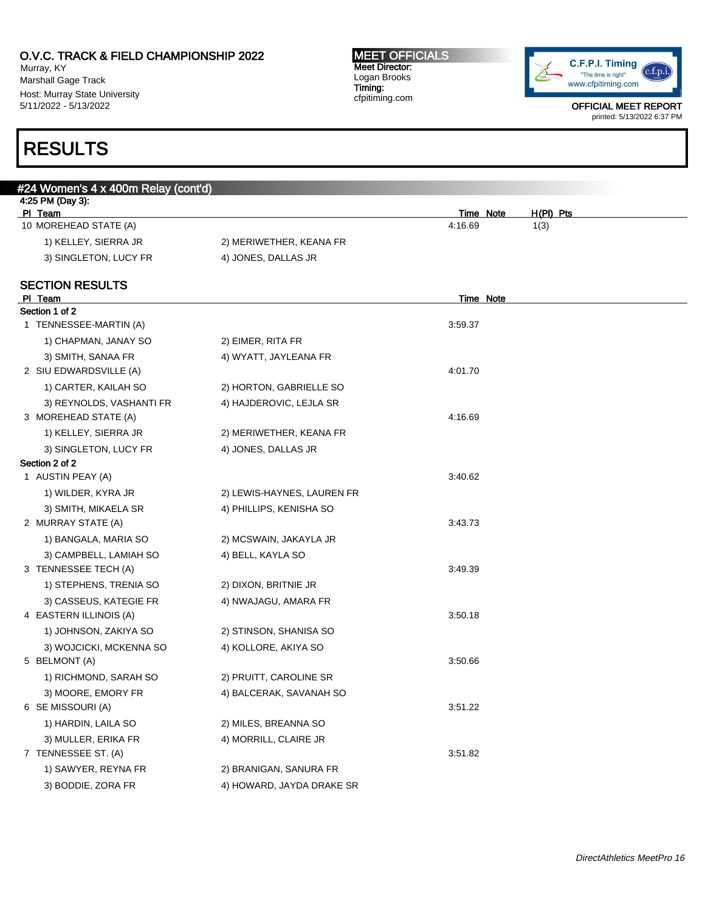# RESULTS

## #24 Women's 4 x 400m Relay (cont'd)

4:25 PM (Day 3):

| Pl | Team | | Time | Note | H(Pl) | Pts |
|---|---|---|---|---|---|---|
| 10 | MOREHEAD STATE (A) | | 4:16.69 | | 1(3) | |
| | 1) KELLEY, SIERRA JR | 2) MERIWETHER, KEANA FR | | | | |
| | 3) SINGLETON, LUCY FR | 4) JONES, DALLAS JR | | | | |

### SECTION RESULTS

| Pl | Team | | Time | Note |
|---|---|---|---|---|
| **Section 1 of 2** | | | | |
| 1 | TENNESSEE-MARTIN (A) | | 3:59.37 | |
| | 1) CHAPMAN, JANAY SO | 2) EIMER, RITA FR | | |
| | 3) SMITH, SANAA FR | 4) WYATT, JAYLEANA FR | | |
| 2 | SIU EDWARDSVILLE (A) | | 4:01.70 | |
| | 1) CARTER, KAILAH SO | 2) HORTON, GABRIELLE SO | | |
| | 3) REYNOLDS, VASHANTI FR | 4) HAJDEROVIC, LEJLA SR | | |
| 3 | MOREHEAD STATE (A) | | 4:16.69 | |
| | 1) KELLEY, SIERRA JR | 2) MERIWETHER, KEANA FR | | |
| | 3) SINGLETON, LUCY FR | 4) JONES, DALLAS JR | | |
| **Section 2 of 2** | | | | |
| 1 | AUSTIN PEAY (A) | | 3:40.62 | |
| | 1) WILDER, KYRA JR | 2) LEWIS-HAYNES, LAUREN FR | | |
| | 3) SMITH, MIKAELA SR | 4) PHILLIPS, KENISHA SO | | |
| 2 | MURRAY STATE (A) | | 3:43.73 | |
| | 1) BANGALA, MARIA SO | 2) MCSWAIN, JAKAYLA JR | | |
| | 3) CAMPBELL, LAMIAH SO | 4) BELL, KAYLA SO | | |
| 3 | TENNESSEE TECH (A) | | 3:49.39 | |
| | 1) STEPHENS, TRENIA SO | 2) DIXON, BRITNIE JR | | |
| | 3) CASSEUS, KATEGIE FR | 4) NWAJAGU, AMARA FR | | |
| 4 | EASTERN ILLINOIS (A) | | 3:50.18 | |
| | 1) JOHNSON, ZAKIYA SO | 2) STINSON, SHANISA SO | | |
| | 3) WOJCICKI, MCKENNA SO | 4) KOLLORE, AKIYA SO | | |
| 5 | BELMONT (A) | | 3:50.66 | |
| | 1) RICHMOND, SARAH SO | 2) PRUITT, CAROLINE SR | | |
| | 3) MOORE, EMORY FR | 4) BALCERAK, SAVANAH SO | | |
| 6 | SE MISSOURI (A) | | 3:51.22 | |
| | 1) HARDIN, LAILA SO | 2) MILES, BREANNA SO | | |
| | 3) MULLER, ERIKA FR | 4) MORRILL, CLAIRE JR | | |
| 7 | TENNESSEE ST. (A) | | 3:51.82 | |
| | 1) SAWYER, REYNA FR | 2) BRANIGAN, SANURA FR | | |
| | 3) BODDIE, ZORA FR | 4) HOWARD, JAYDA DRAKE SR | | |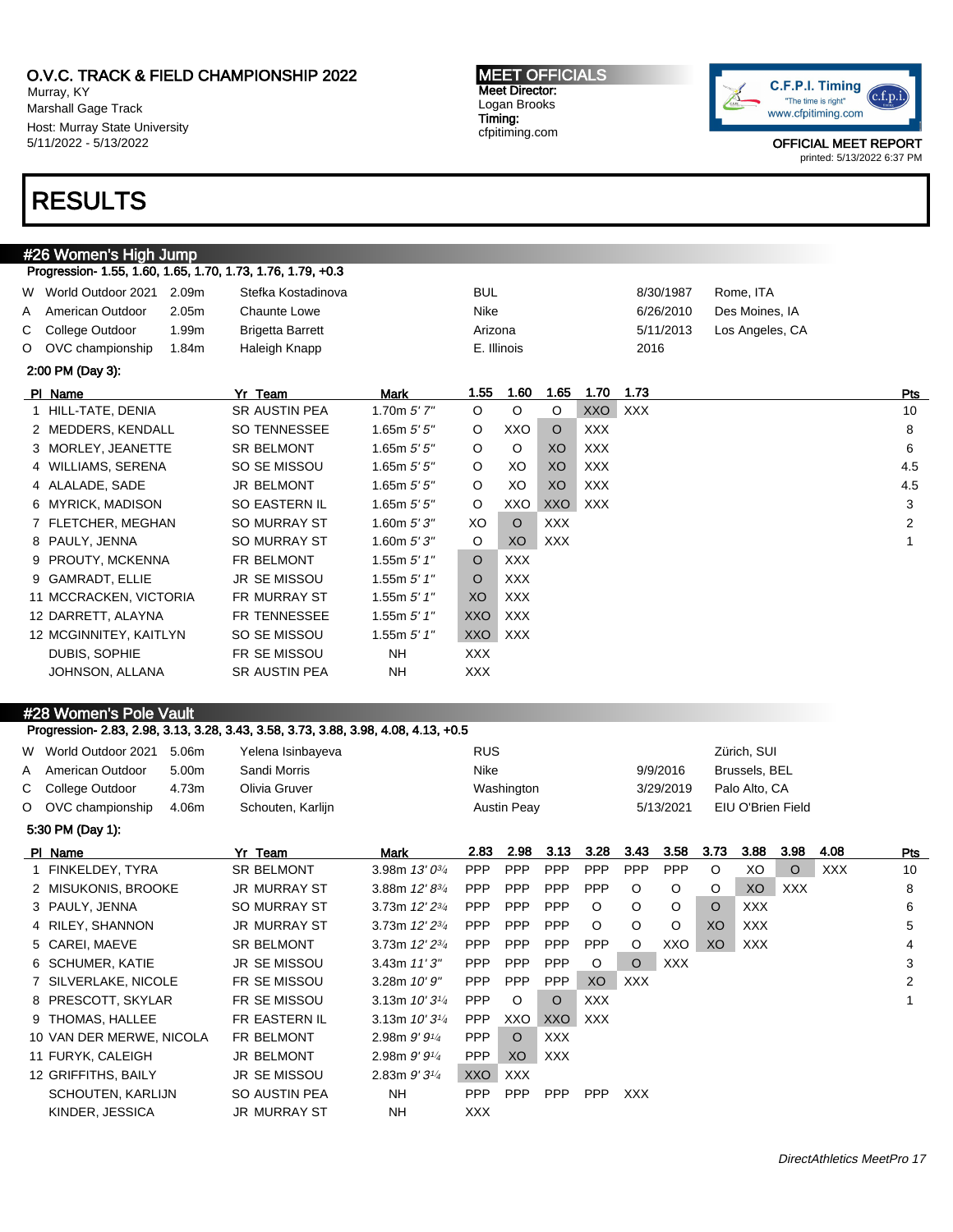O.V.C. TRACK & FIELD CHAMPIONSHIP 2022
Murray, KY
Marshall Gage Track
Host: Murray State University
5/11/2022 - 5/13/2022

**MEET OFFICIALS**
Meet Director:
Logan Brooks
Timing:
cfpitiming.com

C.F.P.I. Timing
"The time is right"
www.cfpitiming.com

OFFICIAL MEET REPORT
printed: 5/13/2022 6:37 PM

# RESULTS

## #26 Women's High Jump

Progression- 1.55, 1.60, 1.65, 1.70, 1.73, 1.76, 1.79, +0.3

| | | | | | | |
|---|---|---|---|---|---|---|
| W | World Outdoor 2021 | 2.09m | Stefka Kostadinova | BUL | 8/30/1987 | Rome, ITA |
| A | American Outdoor | 2.05m | Chaunte Lowe | Nike | 6/26/2010 | Des Moines, IA |
| C | College Outdoor | 1.99m | Brigetta Barrett | Arizona | 5/11/2013 | Los Angeles, CA |
| O | OVC championship | 1.84m | Haleigh Knapp | E. Illinois | 2016 | |

2:00 PM (Day 3):

| Pl | Name | Yr | Team | Mark | 1.55 | 1.60 | 1.65 | 1.70 | 1.73 | Pts |
|---|---|---|---|---|---|---|---|---|---|---|
| 1 | HILL-TATE, DENIA | SR | AUSTIN PEA | 1.70m *5' 7"* | O | O | O | XXO | XXX | 10 |
| 2 | MEDDERS, KENDALL | SO | TENNESSEE | 1.65m *5' 5"* | O | XXO | O | XXX | | 8 |
| 3 | MORLEY, JEANETTE | SR | BELMONT | 1.65m *5' 5"* | O | O | XO | XXX | | 6 |
| 4 | WILLIAMS, SERENA | SO | SE MISSOU | 1.65m *5' 5"* | O | XO | XO | XXX | | 4.5 |
| 4 | ALALADE, SADE | JR | BELMONT | 1.65m *5' 5"* | O | XO | XO | XXX | | 4.5 |
| 6 | MYRICK, MADISON | SO | EASTERN IL | 1.65m *5' 5"* | O | XXO | XXO | XXX | | 3 |
| 7 | FLETCHER, MEGHAN | SO | MURRAY ST | 1.60m *5' 3"* | XO | O | XXX | | | 2 |
| 8 | PAULY, JENNA | SO | MURRAY ST | 1.60m *5' 3"* | O | XO | XXX | | | 1 |
| 9 | PROUTY, MCKENNA | FR | BELMONT | 1.55m *5' 1"* | O | XXX | | | | |
| 9 | GAMRADT, ELLIE | JR | SE MISSOU | 1.55m *5' 1"* | O | XXX | | | | |
| 11 | MCCRACKEN, VICTORIA | FR | MURRAY ST | 1.55m *5' 1"* | XO | XXX | | | | |
| 12 | DARRETT, ALAYNA | FR | TENNESSEE | 1.55m *5' 1"* | XXO | XXX | | | | |
| 12 | MCGINNITEY, KAITLYN | SO | SE MISSOU | 1.55m *5' 1"* | XXO | XXX | | | | |
| | DUBIS, SOPHIE | FR | SE MISSOU | NH | XXX | | | | | |
| | JOHNSON, ALLANA | SR | AUSTIN PEA | NH | XXX | | | | | |

## #28 Women's Pole Vault

Progression- 2.83, 2.98, 3.13, 3.28, 3.43, 3.58, 3.73, 3.88, 3.98, 4.08, 4.13, +0.5

| | | | | | | |
|---|---|---|---|---|---|---|
| W | World Outdoor 2021 | 5.06m | Yelena Isinbayeva | RUS | | Zürich, SUI |
| A | American Outdoor | 5.00m | Sandi Morris | Nike | 9/9/2016 | Brussels, BEL |
| C | College Outdoor | 4.73m | Olivia Gruver | Washington | 3/29/2019 | Palo Alto, CA |
| O | OVC championship | 4.06m | Schouten, Karlijn | Austin Peay | 5/13/2021 | EIU O'Brien Field |

5:30 PM (Day 1):

| Pl | Name | Yr | Team | Mark | 2.83 | 2.98 | 3.13 | 3.28 | 3.43 | 3.58 | 3.73 | 3.88 | 3.98 | 4.08 | Pts |
|---|---|---|---|---|---|---|---|---|---|---|---|---|---|---|---|
| 1 | FINKELDEY, TYRA | SR | BELMONT | 3.98m *13' 0¾* | PPP | PPP | PPP | PPP | PPP | PPP | O | XO | O | XXX | 10 |
| 2 | MISUKONIS, BROOKE | JR | MURRAY ST | 3.88m *12' 8¾* | PPP | PPP | PPP | PPP | O | O | O | XO | XXX | | 8 |
| 3 | PAULY, JENNA | SO | MURRAY ST | 3.73m *12' 2¾* | PPP | PPP | PPP | O | O | O | O | XXX | | | 6 |
| 4 | RILEY, SHANNON | JR | MURRAY ST | 3.73m *12' 2¾* | PPP | PPP | PPP | O | O | O | XO | XXX | | | 5 |
| 5 | CAREI, MAEVE | SR | BELMONT | 3.73m *12' 2¾* | PPP | PPP | PPP | PPP | O | XXO | XO | XXX | | | 4 |
| 6 | SCHUMER, KATIE | JR | SE MISSOU | 3.43m *11' 3"* | PPP | PPP | PPP | O | O | XXX | | | | | 3 |
| 7 | SILVERLAKE, NICOLE | FR | SE MISSOU | 3.28m *10' 9"* | PPP | PPP | PPP | XO | XXX | | | | | | 2 |
| 8 | PRESCOTT, SKYLAR | FR | SE MISSOU | 3.13m *10' 3¼* | PPP | O | O | XXX | | | | | | | 1 |
| 9 | THOMAS, HALLEE | FR | EASTERN IL | 3.13m *10' 3¼* | PPP | XXO | XXO | XXX | | | | | | | |
| 10 | VAN DER MERWE, NICOLA | FR | BELMONT | 2.98m *9' 9¼* | PPP | O | XXX | | | | | | | | |
| 11 | FURYK, CALEIGH | JR | BELMONT | 2.98m *9' 9¼* | PPP | XO | XXX | | | | | | | | |
| 12 | GRIFFITHS, BAILY | JR | SE MISSOU | 2.83m *9' 3¼* | XXO | XXX | | | | | | | | | |
| | SCHOUTEN, KARLIJN | SO | AUSTIN PEA | NH | PPP | PPP | PPP | PPP | XXX | | | | | | |
| | KINDER, JESSICA | JR | MURRAY ST | NH | XXX | | | | | | | | | | |

*DirectAthletics MeetPro 17*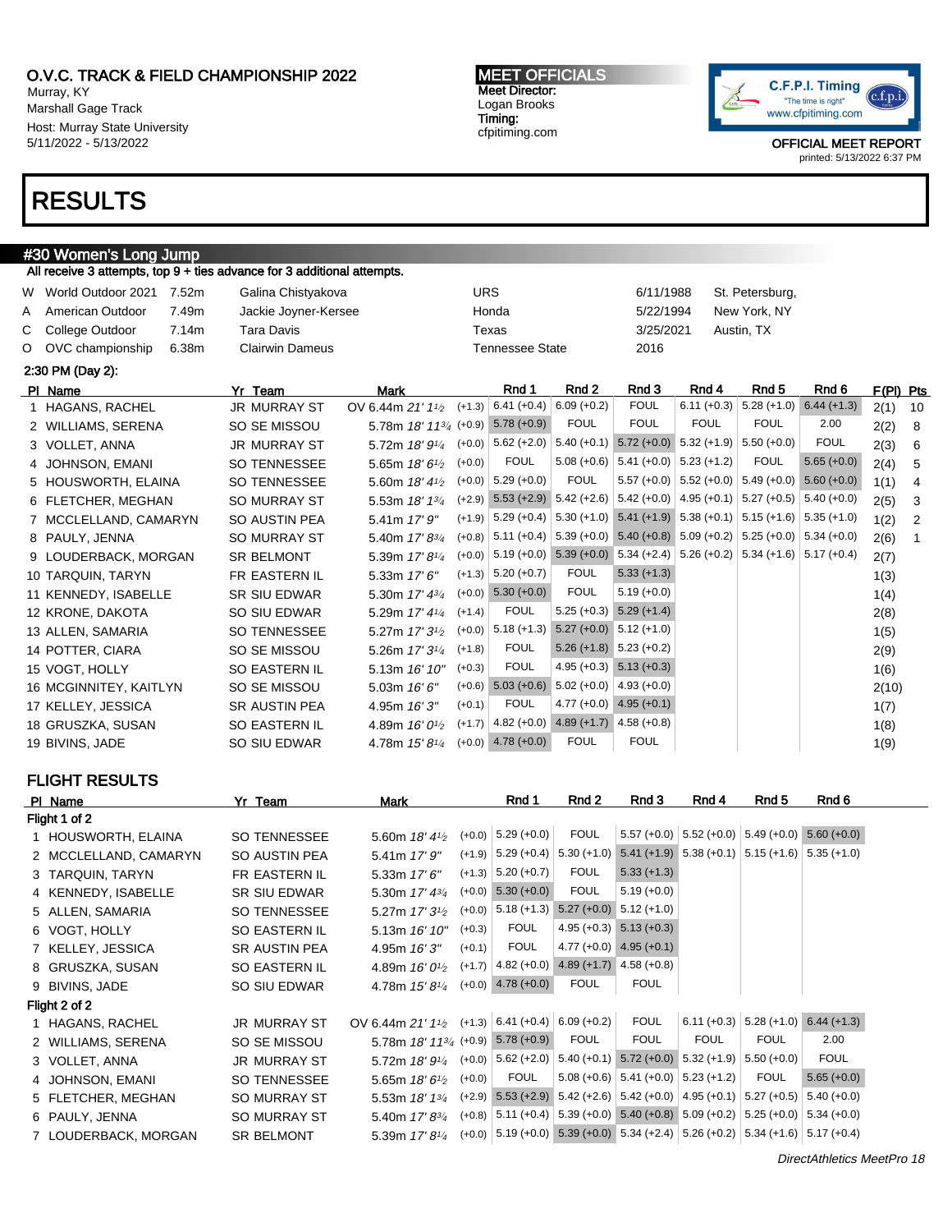# O.V.C. TRACK & FIELD CHAMPIONSHIP 2022

Murray, KY
Marshall Gage Track
Host: Murray State University
5/11/2022 - 5/13/2022

**MEET OFFICIALS**
Meet Director:
Logan Brooks
Timing:
cfpitiming.com

C.F.P.I. Timing "The time is right" www.cfpitiming.com

OFFICIAL MEET REPORT
printed: 5/13/2022 6:37 PM

# RESULTS

## #30 Women's Long Jump

All receive 3 attempts, top 9 + ties advance for 3 additional attempts.

| | | | | | | |
|---|---|---|---|---|---|---|
| W | World Outdoor 2021 | 7.52m | Galina Chistyakova | URS | 6/11/1988 | St. Petersburg, |
| A | American Outdoor | 7.49m | Jackie Joyner-Kersee | Honda | 5/22/1994 | New York, NY |
| C | College Outdoor | 7.14m | Tara Davis | Texas | 3/25/2021 | Austin, TX |
| O | OVC championship | 6.38m | Clairwin Dameus | Tennessee State | 2016 | |

2:30 PM (Day 2):

| Pl | Name | Yr | Team | Mark | Wind | Rnd 1 | Rnd 2 | Rnd 3 | Rnd 4 | Rnd 5 | Rnd 6 | F(Pl) | Pts |
|---|---|---|---|---|---|---|---|---|---|---|---|---|---|
| 1 | HAGANS, RACHEL | JR | MURRAY ST | OV 6.44m 21' 1½ | (+1.3) | 6.41 (+0.4) | 6.09 (+0.2) | FOUL | 6.11 (+0.3) | 5.28 (+1.0) | 6.44 (+1.3) | 2(1) | 10 |
| 2 | WILLIAMS, SERENA | SO | SE MISSOU | 5.78m 18' 11¾ | (+0.9) | 5.78 (+0.9) | FOUL | FOUL | FOUL | FOUL | 2.00 | 2(2) | 8 |
| 3 | VOLLET, ANNA | JR | MURRAY ST | 5.72m 18' 9¼ | (+0.0) | 5.62 (+2.0) | 5.40 (+0.1) | 5.72 (+0.0) | 5.32 (+1.9) | 5.50 (+0.0) | FOUL | 2(3) | 6 |
| 4 | JOHNSON, EMANI | SO | TENNESSEE | 5.65m 18' 6½ | (+0.0) | FOUL | 5.08 (+0.6) | 5.41 (+0.0) | 5.23 (+1.2) | FOUL | 5.65 (+0.0) | 2(4) | 5 |
| 5 | HOUSWORTH, ELAINA | SO | TENNESSEE | 5.60m 18' 4½ | (+0.0) | 5.29 (+0.0) | FOUL | 5.57 (+0.0) | 5.52 (+0.0) | 5.49 (+0.0) | 5.60 (+0.0) | 1(1) | 4 |
| 6 | FLETCHER, MEGHAN | SO | MURRAY ST | 5.53m 18' 1¾ | (+2.9) | 5.53 (+2.9) | 5.42 (+2.6) | 5.42 (+0.0) | 4.95 (+0.1) | 5.27 (+0.5) | 5.40 (+0.0) | 2(5) | 3 |
| 7 | MCCLELLAND, CAMARYN | SO | AUSTIN PEA | 5.41m 17' 9" | (+1.9) | 5.29 (+0.4) | 5.30 (+1.0) | 5.41 (+1.9) | 5.38 (+0.1) | 5.15 (+1.6) | 5.35 (+1.0) | 1(2) | 2 |
| 8 | PAULY, JENNA | SO | MURRAY ST | 5.40m 17' 8¾ | (+0.8) | 5.11 (+0.4) | 5.39 (+0.0) | 5.40 (+0.8) | 5.09 (+0.2) | 5.25 (+0.0) | 5.34 (+0.0) | 2(6) | 1 |
| 9 | LOUDERBACK, MORGAN | SR | BELMONT | 5.39m 17' 8¼ | (+0.0) | 5.19 (+0.0) | 5.39 (+0.0) | 5.34 (+2.4) | 5.26 (+0.2) | 5.34 (+1.6) | 5.17 (+0.4) | 2(7) | |
| 10 | TARQUIN, TARYN | FR | EASTERN IL | 5.33m 17' 6" | (+1.3) | 5.20 (+0.7) | FOUL | 5.33 (+1.3) | | | | 1(3) | |
| 11 | KENNEDY, ISABELLE | SR | SIU EDWAR | 5.30m 17' 4¾ | (+0.0) | 5.30 (+0.0) | FOUL | 5.19 (+0.0) | | | | 1(4) | |
| 12 | KRONE, DAKOTA | SO | SIU EDWAR | 5.29m 17' 4¼ | (+1.4) | FOUL | 5.25 (+0.3) | 5.29 (+1.4) | | | | 2(8) | |
| 13 | ALLEN, SAMARIA | SO | TENNESSEE | 5.27m 17' 3½ | (+0.0) | 5.18 (+1.3) | 5.27 (+0.0) | 5.12 (+1.0) | | | | 1(5) | |
| 14 | POTTER, CIARA | SO | SE MISSOU | 5.26m 17' 3¼ | (+1.8) | FOUL | 5.26 (+1.8) | 5.23 (+0.2) | | | | 2(9) | |
| 15 | VOGT, HOLLY | SO | EASTERN IL | 5.13m 16' 10" | (+0.3) | FOUL | 4.95 (+0.3) | 5.13 (+0.3) | | | | 1(6) | |
| 16 | MCGINNITEY, KAITLYN | SO | SE MISSOU | 5.03m 16' 6" | (+0.6) | 5.03 (+0.6) | 5.02 (+0.0) | 4.93 (+0.0) | | | | 2(10) | |
| 17 | KELLEY, JESSICA | SR | AUSTIN PEA | 4.95m 16' 3" | (+0.1) | FOUL | 4.77 (+0.0) | 4.95 (+0.1) | | | | 1(7) | |
| 18 | GRUSZKA, SUSAN | SO | EASTERN IL | 4.89m 16' 0½ | (+1.7) | 4.82 (+0.0) | 4.89 (+1.7) | 4.58 (+0.8) | | | | 1(8) | |
| 19 | BIVINS, JADE | SO | SIU EDWAR | 4.78m 15' 8¼ | (+0.0) | 4.78 (+0.0) | FOUL | FOUL | | | | 1(9) | |

## FLIGHT RESULTS

| Pl | Name | Yr | Team | Mark | Wind | Rnd 1 | Rnd 2 | Rnd 3 | Rnd 4 | Rnd 5 | Rnd 6 |
|---|---|---|---|---|---|---|---|---|---|---|---|
| **Flight 1 of 2** | | | | | | | | | | | |
| 1 | HOUSWORTH, ELAINA | SO | TENNESSEE | 5.60m 18' 4½ | (+0.0) | 5.29 (+0.0) | FOUL | 5.57 (+0.0) | 5.52 (+0.0) | 5.49 (+0.0) | 5.60 (+0.0) |
| 2 | MCCLELLAND, CAMARYN | SO | AUSTIN PEA | 5.41m 17' 9" | (+1.9) | 5.29 (+0.4) | 5.30 (+1.0) | 5.41 (+1.9) | 5.38 (+0.1) | 5.15 (+1.6) | 5.35 (+1.0) |
| 3 | TARQUIN, TARYN | FR | EASTERN IL | 5.33m 17' 6" | (+1.3) | 5.20 (+0.7) | FOUL | 5.33 (+1.3) | | | |
| 4 | KENNEDY, ISABELLE | SR | SIU EDWAR | 5.30m 17' 4¾ | (+0.0) | 5.30 (+0.0) | FOUL | 5.19 (+0.0) | | | |
| 5 | ALLEN, SAMARIA | SO | TENNESSEE | 5.27m 17' 3½ | (+0.0) | 5.18 (+1.3) | 5.27 (+0.0) | 5.12 (+1.0) | | | |
| 6 | VOGT, HOLLY | SO | EASTERN IL | 5.13m 16' 10" | (+0.3) | FOUL | 4.95 (+0.3) | 5.13 (+0.3) | | | |
| 7 | KELLEY, JESSICA | SR | AUSTIN PEA | 4.95m 16' 3" | (+0.1) | FOUL | 4.77 (+0.0) | 4.95 (+0.1) | | | |
| 8 | GRUSZKA, SUSAN | SO | EASTERN IL | 4.89m 16' 0½ | (+1.7) | 4.82 (+0.0) | 4.89 (+1.7) | 4.58 (+0.8) | | | |
| 9 | BIVINS, JADE | SO | SIU EDWAR | 4.78m 15' 8¼ | (+0.0) | 4.78 (+0.0) | FOUL | FOUL | | | |
| **Flight 2 of 2** | | | | | | | | | | | |
| 1 | HAGANS, RACHEL | JR | MURRAY ST | OV 6.44m 21' 1½ | (+1.3) | 6.41 (+0.4) | 6.09 (+0.2) | FOUL | 6.11 (+0.3) | 5.28 (+1.0) | 6.44 (+1.3) |
| 2 | WILLIAMS, SERENA | SO | SE MISSOU | 5.78m 18' 11¾ | (+0.9) | 5.78 (+0.9) | FOUL | FOUL | FOUL | FOUL | 2.00 |
| 3 | VOLLET, ANNA | JR | MURRAY ST | 5.72m 18' 9¼ | (+0.0) | 5.62 (+2.0) | 5.40 (+0.1) | 5.72 (+0.0) | 5.32 (+1.9) | 5.50 (+0.0) | FOUL |
| 4 | JOHNSON, EMANI | SO | TENNESSEE | 5.65m 18' 6½ | (+0.0) | FOUL | 5.08 (+0.6) | 5.41 (+0.0) | 5.23 (+1.2) | FOUL | 5.65 (+0.0) |
| 5 | FLETCHER, MEGHAN | SO | MURRAY ST | 5.53m 18' 1¾ | (+2.9) | 5.53 (+2.9) | 5.42 (+2.6) | 5.42 (+0.0) | 4.95 (+0.1) | 5.27 (+0.5) | 5.40 (+0.0) |
| 6 | PAULY, JENNA | SO | MURRAY ST | 5.40m 17' 8¾ | (+0.8) | 5.11 (+0.4) | 5.39 (+0.0) | 5.40 (+0.8) | 5.09 (+0.2) | 5.25 (+0.0) | 5.34 (+0.0) |
| 7 | LOUDERBACK, MORGAN | SR | BELMONT | 5.39m 17' 8¼ | (+0.0) | 5.19 (+0.0) | 5.39 (+0.0) | 5.34 (+2.4) | 5.26 (+0.2) | 5.34 (+1.6) | 5.17 (+0.4) |

DirectAthletics MeetPro 18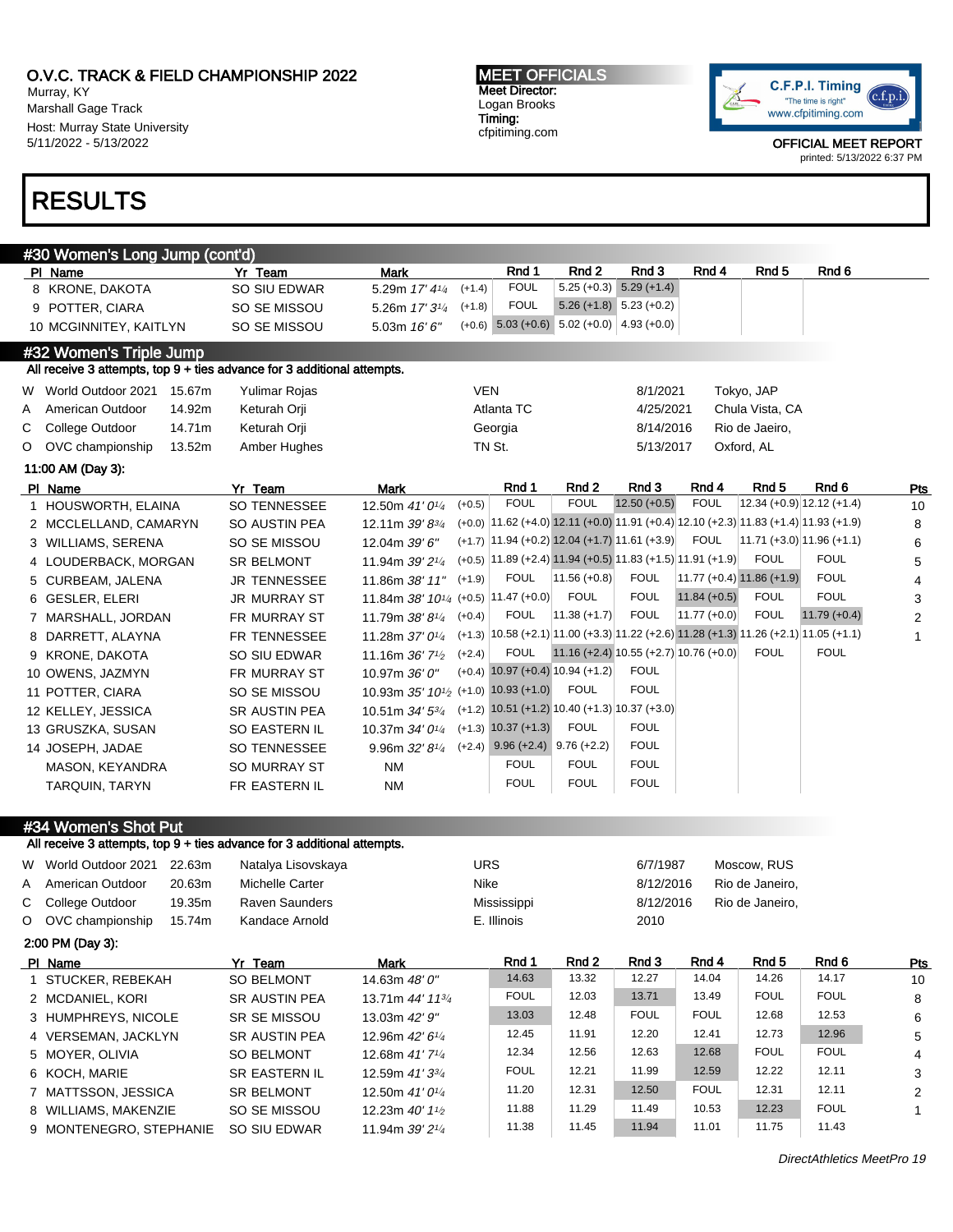# O.V.C. TRACK & FIELD CHAMPIONSHIP 2022

Murray, KY
Marshall Gage Track
Host: Murray State University
5/11/2022 - 5/13/2022

**MEET OFFICIALS**
Meet Director:
Logan Brooks
Timing:
cfpitiming.com

C.F.P.I. Timing
"The time is right"
www.cfpitiming.com

OFFICIAL MEET REPORT
printed: 5/13/2022 6:37 PM

# RESULTS

## #30 Women's Long Jump (cont'd)

| Pl | Name | Yr | Team | Mark | Wind | Rnd 1 | Rnd 2 | Rnd 3 | Rnd 4 | Rnd 5 | Rnd 6 |
|---|---|---|---|---|---|---|---|---|---|---|---|
| 8 | KRONE, DAKOTA | SO | SIU EDWAR | 5.29m *17' 4¼* | (+1.4) | FOUL | 5.25 (+0.3) | 5.29 (+1.4) | | | |
| 9 | POTTER, CIARA | SO | SE MISSOU | 5.26m *17' 3¼* | (+1.8) | FOUL | 5.26 (+1.8) | 5.23 (+0.2) | | | |
| 10 | MCGINNITEY, KAITLYN | SO | SE MISSOU | 5.03m *16' 6"* | (+0.6) | 5.03 (+0.6) | 5.02 (+0.0) | 4.93 (+0.0) | | | |

## #32 Women's Triple Jump

All receive 3 attempts, top 9 + ties advance for 3 additional attempts.

| | Record | Mark | Name | Team | Date | Location |
|---|---|---|---|---|---|---|
| W | World Outdoor 2021 | 15.67m | Yulimar Rojas | VEN | 8/1/2021 | Tokyo, JAP |
| A | American Outdoor | 14.92m | Keturah Orji | Atlanta TC | 4/25/2021 | Chula Vista, CA |
| C | College Outdoor | 14.71m | Keturah Orji | Georgia | 8/14/2016 | Rio de Jaeiro, |
| O | OVC championship | 13.52m | Amber Hughes | TN St. | 5/13/2017 | Oxford, AL |

11:00 AM (Day 3):

| Pl | Name | Yr | Team | Mark | Wind | Rnd 1 | Rnd 2 | Rnd 3 | Rnd 4 | Rnd 5 | Rnd 6 | Pts |
|---|---|---|---|---|---|---|---|---|---|---|---|---|
| 1 | HOUSWORTH, ELAINA | SO | TENNESSEE | 12.50m *41' 0¼* | (+0.5) | FOUL | FOUL | 12.50 (+0.5) | FOUL | 12.34 (+0.9) | 12.12 (+1.4) | 10 |
| 2 | MCCLELLAND, CAMARYN | SO | AUSTIN PEA | 12.11m *39' 8¾* | (+0.0) | 11.62 (+4.0) | 12.11 (+0.0) | 11.91 (+0.4) | 12.10 (+2.3) | 11.83 (+1.4) | 11.93 (+1.9) | 8 |
| 3 | WILLIAMS, SERENA | SO | SE MISSOU | 12.04m *39' 6"* | (+1.7) | 11.94 (+0.2) | 12.04 (+1.7) | 11.61 (+3.9) | FOUL | 11.71 (+3.0) | 11.96 (+1.1) | 6 |
| 4 | LOUDERBACK, MORGAN | SR | BELMONT | 11.94m *39' 2¼* | (+0.5) | 11.89 (+2.4) | 11.94 (+0.5) | 11.83 (+1.5) | 11.91 (+1.9) | FOUL | FOUL | 5 |
| 5 | CURBEAM, JALENA | JR | TENNESSEE | 11.86m *38' 11"* | (+1.9) | FOUL | 11.56 (+0.8) | FOUL | 11.77 (+0.4) | 11.86 (+1.9) | FOUL | 4 |
| 6 | GESLER, ELERI | JR | MURRAY ST | 11.84m *38' 10¼* | (+0.5) | 11.47 (+0.0) | FOUL | FOUL | 11.84 (+0.5) | FOUL | FOUL | 3 |
| 7 | MARSHALL, JORDAN | FR | MURRAY ST | 11.79m *38' 8¼* | (+0.4) | FOUL | 11.38 (+1.7) | FOUL | 11.77 (+0.0) | FOUL | 11.79 (+0.4) | 2 |
| 8 | DARRETT, ALAYNA | FR | TENNESSEE | 11.28m *37' 0¼* | (+1.3) | 10.58 (+2.1) | 11.00 (+3.3) | 11.22 (+2.6) | 11.28 (+1.3) | 11.26 (+2.1) | 11.05 (+1.1) | 1 |
| 9 | KRONE, DAKOTA | SO | SIU EDWAR | 11.16m *36' 7½* | (+2.4) | FOUL | 11.16 (+2.4) | 10.55 (+2.7) | 10.76 (+0.0) | FOUL | FOUL | |
| 10 | OWENS, JAZMYN | FR | MURRAY ST | 10.97m *36' 0"* | (+0.4) | 10.97 (+0.4) | 10.94 (+1.2) | FOUL | | | | |
| 11 | POTTER, CIARA | SO | SE MISSOU | 10.93m *35' 10½* | (+1.0) | 10.93 (+1.0) | FOUL | FOUL | | | | |
| 12 | KELLEY, JESSICA | SR | AUSTIN PEA | 10.51m *34' 5¾* | (+1.2) | 10.51 (+1.2) | 10.40 (+1.3) | 10.37 (+3.0) | | | | |
| 13 | GRUSZKA, SUSAN | SO | EASTERN IL | 10.37m *34' 0¼* | (+1.3) | 10.37 (+1.3) | FOUL | FOUL | | | | |
| 14 | JOSEPH, JADAE | SO | TENNESSEE | 9.96m *32' 8¼* | (+2.4) | 9.96 (+2.4) | 9.76 (+2.2) | FOUL | | | | |
| | MASON, KEYANDRA | SO | MURRAY ST | NM | | FOUL | FOUL | FOUL | | | | |
| | TARQUIN, TARYN | FR | EASTERN IL | NM | | FOUL | FOUL | FOUL | | | | |

## #34 Women's Shot Put

All receive 3 attempts, top 9 + ties advance for 3 additional attempts.

| | Record | Mark | Name | Team | Date | Location |
|---|---|---|---|---|---|---|
| W | World Outdoor 2021 | 22.63m | Natalya Lisovskaya | URS | 6/7/1987 | Moscow, RUS |
| A | American Outdoor | 20.63m | Michelle Carter | Nike | 8/12/2016 | Rio de Janeiro, |
| C | College Outdoor | 19.35m | Raven Saunders | Mississippi | 8/12/2016 | Rio de Janeiro, |
| O | OVC championship | 15.74m | Kandace Arnold | E. Illinois | 2010 | |

2:00 PM (Day 3):

| Pl | Name | Yr | Team | Mark | Rnd 1 | Rnd 2 | Rnd 3 | Rnd 4 | Rnd 5 | Rnd 6 | Pts |
|---|---|---|---|---|---|---|---|---|---|---|---|
| 1 | STUCKER, REBEKAH | SO | BELMONT | 14.63m *48' 0"* | 14.63 | 13.32 | 12.27 | 14.04 | 14.26 | 14.17 | 10 |
| 2 | MCDANIEL, KORI | SR | AUSTIN PEA | 13.71m *44' 11¾* | FOUL | 12.03 | 13.71 | 13.49 | FOUL | FOUL | 8 |
| 3 | HUMPHREYS, NICOLE | SR | SE MISSOU | 13.03m *42' 9"* | 13.03 | 12.48 | FOUL | FOUL | 12.68 | 12.53 | 6 |
| 4 | VERSEMAN, JACKLYN | SR | AUSTIN PEA | 12.96m *42' 6¼* | 12.45 | 11.91 | 12.20 | 12.41 | 12.73 | 12.96 | 5 |
| 5 | MOYER, OLIVIA | SO | BELMONT | 12.68m *41' 7¼* | 12.34 | 12.56 | 12.63 | 12.68 | FOUL | FOUL | 4 |
| 6 | KOCH, MARIE | SR | EASTERN IL | 12.59m *41' 3¾* | FOUL | 12.21 | 11.99 | 12.59 | 12.22 | 12.11 | 3 |
| 7 | MATTSSON, JESSICA | SR | BELMONT | 12.50m *41' 0¼* | 11.20 | 12.31 | 12.50 | FOUL | 12.31 | 12.11 | 2 |
| 8 | WILLIAMS, MAKENZIE | SO | SE MISSOU | 12.23m *40' 1½* | 11.88 | 11.29 | 11.49 | 10.53 | 12.23 | FOUL | 1 |
| 9 | MONTENEGRO, STEPHANIE | SO | SIU EDWAR | 11.94m *39' 2¼* | 11.38 | 11.45 | 11.94 | 11.01 | 11.75 | 11.43 | |

DirectAthletics MeetPro 19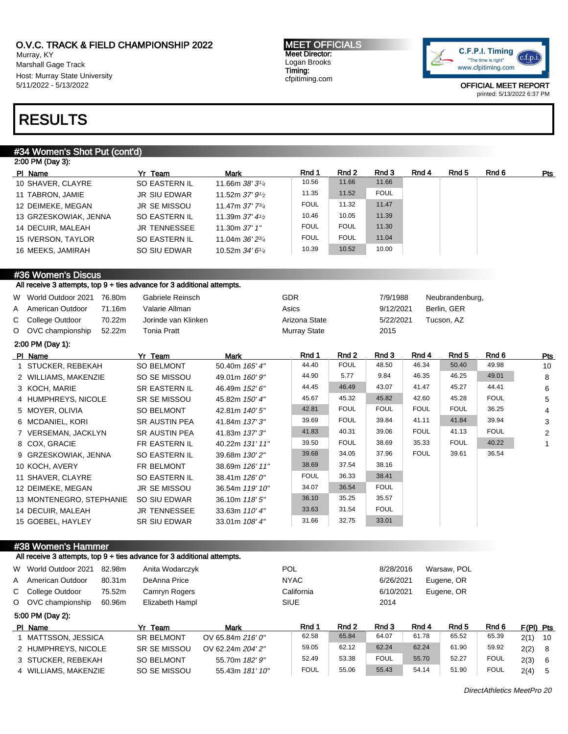O.V.C. TRACK & FIELD CHAMPIONSHIP 2022
Murray, KY
Marshall Gage Track
Host: Murray State University
5/11/2022 - 5/13/2022

**MEET OFFICIALS**
Meet Director:
Logan Brooks
Timing:
cfpitiming.com

C.F.P.I. Timing
"The time is right"
www.cfpitiming.com

OFFICIAL MEET REPORT
printed: 5/13/2022 6:37 PM

# RESULTS

## #34 Women's Shot Put (cont'd)

2:00 PM (Day 3):

| Pl | Name | Yr | Team | Mark | Rnd 1 | Rnd 2 | Rnd 3 | Rnd 4 | Rnd 5 | Rnd 6 | Pts |
|---|---|---|---|---|---|---|---|---|---|---|---|
| 10 | SHAVER, CLAYRE | SO | EASTERN IL | 11.66m *38' 3¼* | 10.56 | 11.66 | 11.66 | | | | |
| 11 | TABRON, JAMIE | JR | SIU EDWAR | 11.52m *37' 9½* | 11.35 | 11.52 | FOUL | | | | |
| 12 | DEIMEKE, MEGAN | JR | SE MISSOU | 11.47m *37' 7¾* | FOUL | 11.32 | 11.47 | | | | |
| 13 | GRZESKOWIAK, JENNA | SO | EASTERN IL | 11.39m *37' 4½* | 10.46 | 10.05 | 11.39 | | | | |
| 14 | DECUIR, MALEAH | JR | TENNESSEE | 11.30m *37' 1"* | FOUL | FOUL | 11.30 | | | | |
| 15 | IVERSON, TAYLOR | SO | EASTERN IL | 11.04m *36' 2¾* | FOUL | FOUL | 11.04 | | | | |
| 16 | MEEKS, JAMIRAH | SO | SIU EDWAR | 10.52m *34' 6¼* | 10.39 | 10.52 | 10.00 | | | | |

## #36 Women's Discus

All receive 3 attempts, top 9 + ties advance for 3 additional attempts.

| | | | | | | |
|---|---|---|---|---|---|---|
| W | World Outdoor 2021 | 76.80m | Gabriele Reinsch | GDR | 7/9/1988 | Neubrandenburg, |
| A | American Outdoor | 71.16m | Valarie Allman | Asics | 9/12/2021 | Berlin, GER |
| C | College Outdoor | 70.22m | Jorinde van Klinken | Arizona State | 5/22/2021 | Tucson, AZ |
| O | OVC championship | 52.22m | Tonia Pratt | Murray State | 2015 | |

2:00 PM (Day 1):

| Pl | Name | Yr | Team | Mark | Rnd 1 | Rnd 2 | Rnd 3 | Rnd 4 | Rnd 5 | Rnd 6 | Pts |
|---|---|---|---|---|---|---|---|---|---|---|---|
| 1 | STUCKER, REBEKAH | SO | BELMONT | 50.40m *165' 4"* | 44.40 | FOUL | 48.50 | 46.34 | 50.40 | 49.98 | 10 |
| 2 | WILLIAMS, MAKENZIE | SO | SE MISSOU | 49.01m *160' 9"* | 44.90 | 5.77 | 9.84 | 46.35 | 46.25 | 49.01 | 8 |
| 3 | KOCH, MARIE | SR | EASTERN IL | 46.49m *152' 6"* | 44.45 | 46.49 | 43.07 | 41.47 | 45.27 | 44.41 | 6 |
| 4 | HUMPHREYS, NICOLE | SR | SE MISSOU | 45.82m *150' 4"* | 45.67 | 45.32 | 45.82 | 42.60 | 45.28 | FOUL | 5 |
| 5 | MOYER, OLIVIA | SO | BELMONT | 42.81m *140' 5"* | 42.81 | FOUL | FOUL | FOUL | FOUL | 36.25 | 4 |
| 6 | MCDANIEL, KORI | SR | AUSTIN PEA | 41.84m *137' 3"* | 39.69 | FOUL | 39.84 | 41.11 | 41.84 | 39.94 | 3 |
| 7 | VERSEMAN, JACKLYN | SR | AUSTIN PEA | 41.83m *137' 3"* | 41.83 | 40.31 | 39.06 | FOUL | 41.13 | FOUL | 2 |
| 8 | COX, GRACIE | FR | EASTERN IL | 40.22m *131' 11"* | 39.50 | FOUL | 38.69 | 35.33 | FOUL | 40.22 | 1 |
| 9 | GRZESKOWIAK, JENNA | SO | EASTERN IL | 39.68m *130' 2"* | 39.68 | 34.05 | 37.96 | FOUL | 39.61 | 36.54 | |
| 10 | KOCH, AVERY | FR | BELMONT | 38.69m *126' 11"* | 38.69 | 37.54 | 38.16 | | | | |
| 11 | SHAVER, CLAYRE | SO | EASTERN IL | 38.41m *126' 0"* | FOUL | 36.33 | 38.41 | | | | |
| 12 | DEIMEKE, MEGAN | JR | SE MISSOU | 36.54m *119' 10"* | 34.07 | 36.54 | FOUL | | | | |
| 13 | MONTENEGRO, STEPHANIE | SO | SIU EDWAR | 36.10m *118' 5"* | 36.10 | 35.25 | 35.57 | | | | |
| 14 | DECUIR, MALEAH | JR | TENNESSEE | 33.63m *110' 4"* | 33.63 | 31.54 | FOUL | | | | |
| 15 | GOEBEL, HAYLEY | SR | SIU EDWAR | 33.01m *108' 4"* | 31.66 | 32.75 | 33.01 | | | | |

## #38 Women's Hammer

All receive 3 attempts, top 9 + ties advance for 3 additional attempts.

| | | | | | | |
|---|---|---|---|---|---|---|
| W | World Outdoor 2021 | 82.98m | Anita Wodarczyk | POL | 8/28/2016 | Warsaw, POL |
| A | American Outdoor | 80.31m | DeAnna Price | NYAC | 6/26/2021 | Eugene, OR |
| C | College Outdoor | 75.52m | Camryn Rogers | California | 6/10/2021 | Eugene, OR |
| O | OVC championship | 60.96m | Elizabeth Hampl | SIUE | 2014 | |

5:00 PM (Day 2):

| Pl | Name | Yr | Team | Mark | Rnd 1 | Rnd 2 | Rnd 3 | Rnd 4 | Rnd 5 | Rnd 6 | F(Pl) | Pts |
|---|---|---|---|---|---|---|---|---|---|---|---|---|
| 1 | MATTSSON, JESSICA | SR | BELMONT | OV 65.84m *216' 0"* | 62.58 | 65.84 | 64.07 | 61.78 | 65.52 | 65.39 | 2(1) | 10 |
| 2 | HUMPHREYS, NICOLE | SR | SE MISSOU | OV 62.24m *204' 2"* | 59.05 | 62.12 | 62.24 | 62.24 | 61.90 | 59.92 | 2(2) | 8 |
| 3 | STUCKER, REBEKAH | SO | BELMONT | 55.70m *182' 9"* | 52.49 | 53.38 | FOUL | 55.70 | 52.27 | FOUL | 2(3) | 6 |
| 4 | WILLIAMS, MAKENZIE | SO | SE MISSOU | 55.43m *181' 10"* | FOUL | 55.06 | 55.43 | 54.14 | 51.90 | FOUL | 2(4) | 5 |

DirectAthletics MeetPro 20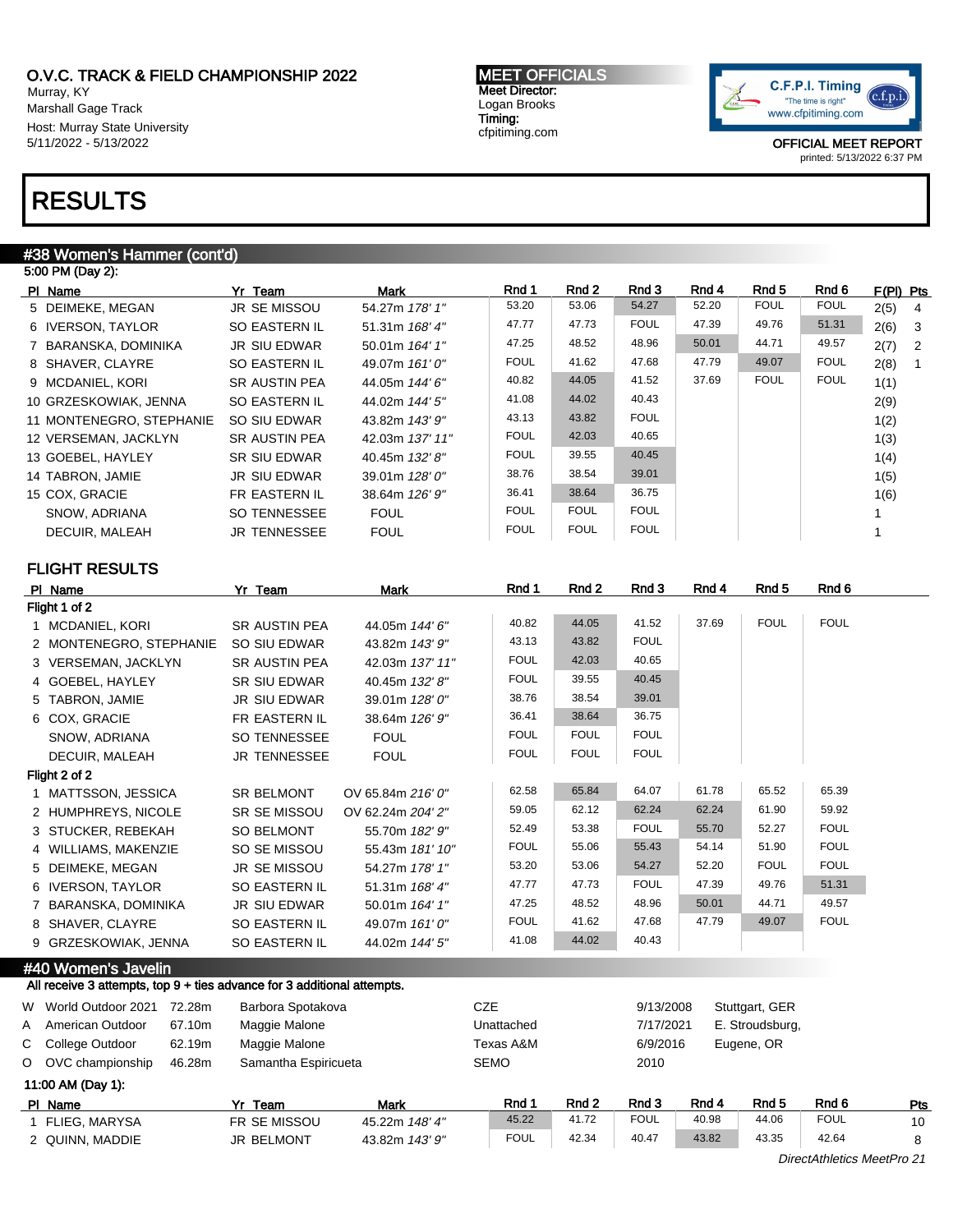O.V.C. TRACK & FIELD CHAMPIONSHIP 2022
Murray, KY
Marshall Gage Track
Host: Murray State University
5/11/2022 - 5/13/2022

**MEET OFFICIALS**
Meet Director:
Logan Brooks
Timing:
cfpitiming.com

OFFICIAL MEET REPORT
printed: 5/13/2022 6:37 PM

# RESULTS

## #38 Women's Hammer (cont'd)

5:00 PM (Day 2):

| Pl | Name | Yr | Team | Mark | Rnd 1 | Rnd 2 | Rnd 3 | Rnd 4 | Rnd 5 | Rnd 6 | F(Pl) | Pts |
|---|---|---|---|---|---|---|---|---|---|---|---|---|
| 5 | DEIMEKE, MEGAN | JR | SE MISSOU | 54.27m *178' 1"* | 53.20 | 53.06 | 54.27 | 52.20 | FOUL | FOUL | 2(5) | 4 |
| 6 | IVERSON, TAYLOR | SO | EASTERN IL | 51.31m *168' 4"* | 47.77 | 47.73 | FOUL | 47.39 | 49.76 | 51.31 | 2(6) | 3 |
| 7 | BARANSKA, DOMINIKA | JR | SIU EDWAR | 50.01m *164' 1"* | 47.25 | 48.52 | 48.96 | 50.01 | 44.71 | 49.57 | 2(7) | 2 |
| 8 | SHAVER, CLAYRE | SO | EASTERN IL | 49.07m *161' 0"* | FOUL | 41.62 | 47.68 | 47.79 | 49.07 | FOUL | 2(8) | 1 |
| 9 | MCDANIEL, KORI | SR | AUSTIN PEA | 44.05m *144' 6"* | 40.82 | 44.05 | 41.52 | 37.69 | FOUL | FOUL | 1(1) | |
| 10 | GRZESKOWIAK, JENNA | SO | EASTERN IL | 44.02m *144' 5"* | 41.08 | 44.02 | 40.43 | | | | 2(9) | |
| 11 | MONTENEGRO, STEPHANIE | SO | SIU EDWAR | 43.82m *143' 9"* | 43.13 | 43.82 | FOUL | | | | 1(2) | |
| 12 | VERSEMAN, JACKLYN | SR | AUSTIN PEA | 42.03m *137' 11"* | FOUL | 42.03 | 40.65 | | | | 1(3) | |
| 13 | GOEBEL, HAYLEY | SR | SIU EDWAR | 40.45m *132' 8"* | FOUL | 39.55 | 40.45 | | | | 1(4) | |
| 14 | TABRON, JAMIE | JR | SIU EDWAR | 39.01m *128' 0"* | 38.76 | 38.54 | 39.01 | | | | 1(5) | |
| 15 | COX, GRACIE | FR | EASTERN IL | 38.64m *126' 9"* | 36.41 | 38.64 | 36.75 | | | | 1(6) | |
| | SNOW, ADRIANA | SO | TENNESSEE | FOUL | FOUL | FOUL | FOUL | | | | 1 | |
| | DECUIR, MALEAH | JR | TENNESSEE | FOUL | FOUL | FOUL | FOUL | | | | 1 | |

### FLIGHT RESULTS

| Pl | Name | Yr | Team | Mark | Rnd 1 | Rnd 2 | Rnd 3 | Rnd 4 | Rnd 5 | Rnd 6 |
|---|---|---|---|---|---|---|---|---|---|---|
| **Flight 1 of 2** | | | | | | | | | | |
| 1 | MCDANIEL, KORI | SR | AUSTIN PEA | 44.05m *144' 6"* | 40.82 | 44.05 | 41.52 | 37.69 | FOUL | FOUL |
| 2 | MONTENEGRO, STEPHANIE | SO | SIU EDWAR | 43.82m *143' 9"* | 43.13 | 43.82 | FOUL | | | |
| 3 | VERSEMAN, JACKLYN | SR | AUSTIN PEA | 42.03m *137' 11"* | FOUL | 42.03 | 40.65 | | | |
| 4 | GOEBEL, HAYLEY | SR | SIU EDWAR | 40.45m *132' 8"* | FOUL | 39.55 | 40.45 | | | |
| 5 | TABRON, JAMIE | JR | SIU EDWAR | 39.01m *128' 0"* | 38.76 | 38.54 | 39.01 | | | |
| 6 | COX, GRACIE | FR | EASTERN IL | 38.64m *126' 9"* | 36.41 | 38.64 | 36.75 | | | |
| | SNOW, ADRIANA | SO | TENNESSEE | FOUL | FOUL | FOUL | FOUL | | | |
| | DECUIR, MALEAH | JR | TENNESSEE | FOUL | FOUL | FOUL | FOUL | | | |
| **Flight 2 of 2** | | | | | | | | | | |
| 1 | MATTSSON, JESSICA | SR | BELMONT | OV 65.84m *216' 0"* | 62.58 | 65.84 | 64.07 | 61.78 | 65.52 | 65.39 |
| 2 | HUMPHREYS, NICOLE | SR | SE MISSOU | OV 62.24m *204' 2"* | 59.05 | 62.12 | 62.24 | 62.24 | 61.90 | 59.92 |
| 3 | STUCKER, REBEKAH | SO | BELMONT | 55.70m *182' 9"* | 52.49 | 53.38 | FOUL | 55.70 | 52.27 | FOUL |
| 4 | WILLIAMS, MAKENZIE | SO | SE MISSOU | 55.43m *181' 10"* | FOUL | 55.06 | 55.43 | 54.14 | 51.90 | FOUL |
| 5 | DEIMEKE, MEGAN | JR | SE MISSOU | 54.27m *178' 1"* | 53.20 | 53.06 | 54.27 | 52.20 | FOUL | FOUL |
| 6 | IVERSON, TAYLOR | SO | EASTERN IL | 51.31m *168' 4"* | 47.77 | 47.73 | FOUL | 47.39 | 49.76 | 51.31 |
| 7 | BARANSKA, DOMINIKA | JR | SIU EDWAR | 50.01m *164' 1"* | 47.25 | 48.52 | 48.96 | 50.01 | 44.71 | 49.57 |
| 8 | SHAVER, CLAYRE | SO | EASTERN IL | 49.07m *161' 0"* | FOUL | 41.62 | 47.68 | 47.79 | 49.07 | FOUL |
| 9 | GRZESKOWIAK, JENNA | SO | EASTERN IL | 44.02m *144' 5"* | 41.08 | 44.02 | 40.43 | | | |

## #40 Women's Javelin

All receive 3 attempts, top 9 + ties advance for 3 additional attempts.

| | Record | Mark | Name | Team | Date | Location |
|---|---|---|---|---|---|---|
| W | World Outdoor 2021 | 72.28m | Barbora Spotakova | CZE | 9/13/2008 | Stuttgart, GER |
| A | American Outdoor | 67.10m | Maggie Malone | Unattached | 7/17/2021 | E. Stroudsburg, |
| C | College Outdoor | 62.19m | Maggie Malone | Texas A&M | 6/9/2016 | Eugene, OR |
| O | OVC championship | 46.28m | Samantha Espiricueta | SEMO | 2010 | |

11:00 AM (Day 1):

| Pl | Name | Yr | Team | Mark | Rnd 1 | Rnd 2 | Rnd 3 | Rnd 4 | Rnd 5 | Rnd 6 | Pts |
|---|---|---|---|---|---|---|---|---|---|---|---|
| 1 | FLIEG, MARYSA | FR | SE MISSOU | 45.22m *148' 4"* | 45.22 | 41.72 | FOUL | 40.98 | 44.06 | FOUL | 10 |
| 2 | QUINN, MADDIE | JR | BELMONT | 43.82m *143' 9"* | FOUL | 42.34 | 40.47 | 43.82 | 43.35 | 42.64 | 8 |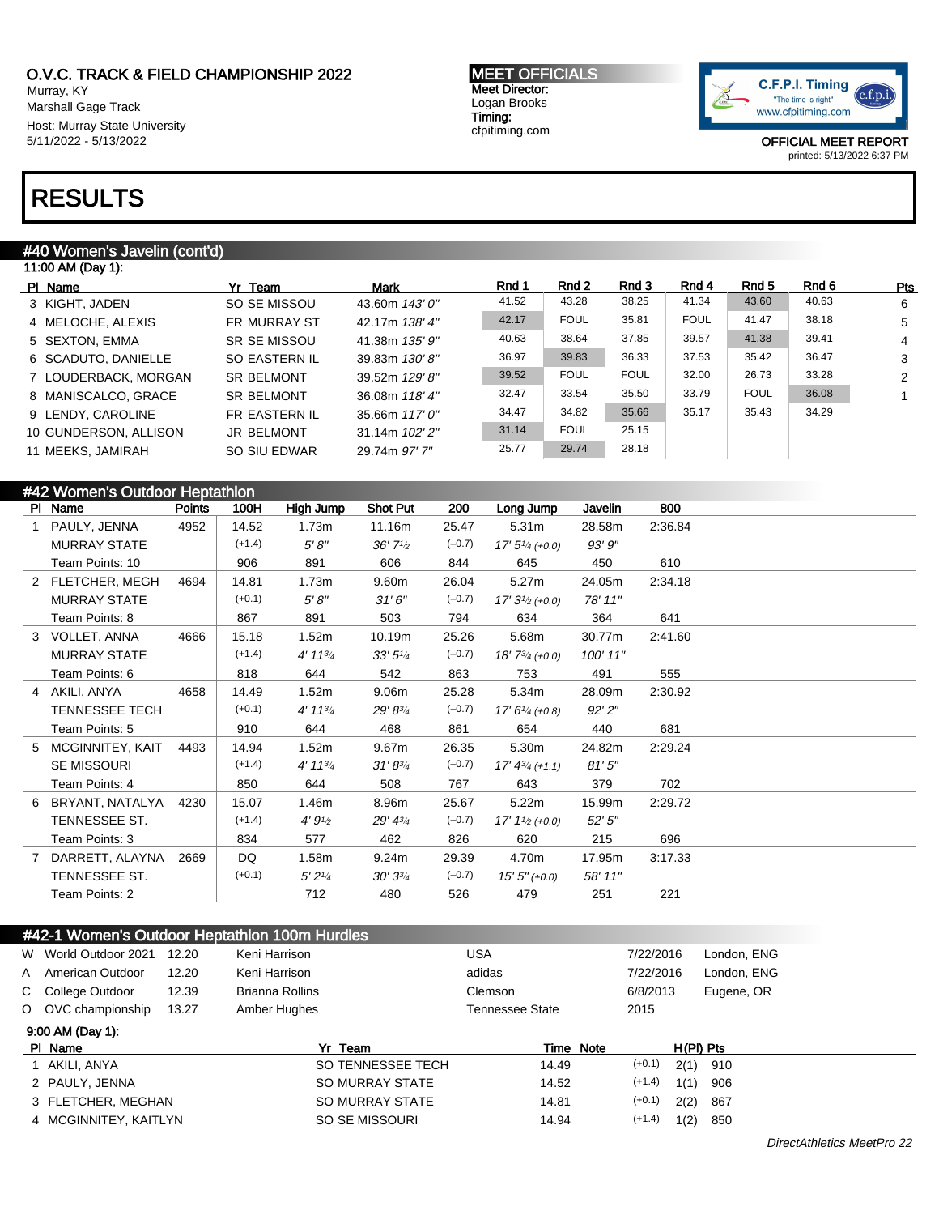O.V.C. TRACK & FIELD CHAMPIONSHIP 2022
Murray, KY
Marshall Gage Track
Host: Murray State University
5/11/2022 - 5/13/2022

**MEET OFFICIALS**
Meet Director:
Logan Brooks
Timing:
cfpitiming.com

OFFICIAL MEET REPORT
printed: 5/13/2022 6:37 PM

# RESULTS

## #40 Women's Javelin (cont'd)

11:00 AM (Day 1):

| Pl | Name | Yr | Team | Mark | Rnd 1 | Rnd 2 | Rnd 3 | Rnd 4 | Rnd 5 | Rnd 6 | Pts |
|---|---|---|---|---|---|---|---|---|---|---|---|
| 3 | KIGHT, JADEN | SO | SE MISSOU | 43.60m *143' 0"* | 41.52 | 43.28 | 38.25 | 41.34 | 43.60 | 40.63 | 6 |
| 4 | MELOCHE, ALEXIS | FR | MURRAY ST | 42.17m *138' 4"* | 42.17 | FOUL | 35.81 | FOUL | 41.47 | 38.18 | 5 |
| 5 | SEXTON, EMMA | SR | SE MISSOU | 41.38m *135' 9"* | 40.63 | 38.64 | 37.85 | 39.57 | 41.38 | 39.41 | 4 |
| 6 | SCADUTO, DANIELLE | SO | EASTERN IL | 39.83m *130' 8"* | 36.97 | 39.83 | 36.33 | 37.53 | 35.42 | 36.47 | 3 |
| 7 | LOUDERBACK, MORGAN | SR | BELMONT | 39.52m *129' 8"* | 39.52 | FOUL | FOUL | 32.00 | 26.73 | 33.28 | 2 |
| 8 | MANISCALCO, GRACE | SR | BELMONT | 36.08m *118' 4"* | 32.47 | 33.54 | 35.50 | 33.79 | FOUL | 36.08 | 1 |
| 9 | LENDY, CAROLINE | FR | EASTERN IL | 35.66m *117' 0"* | 34.47 | 34.82 | 35.66 | 35.17 | 35.43 | 34.29 | |
| 10 | GUNDERSON, ALLISON | JR | BELMONT | 31.14m *102' 2"* | 31.14 | FOUL | 25.15 | | | | |
| 11 | MEEKS, JAMIRAH | SO | SIU EDWAR | 29.74m *97' 7"* | 25.77 | 29.74 | 28.18 | | | | |

## #42 Women's Outdoor Heptathlon

| Pl | Name | Points | 100H | High Jump | Shot Put | 200 | Long Jump | Javelin | 800 |
|---|---|---|---|---|---|---|---|---|---|
| 1 | PAULY, JENNA | 4952 | 14.52 | 1.73m | 11.16m | 25.47 | 5.31m | 28.58m | 2:36.84 |
| | MURRAY STATE | | (+1.4) | *5' 8"* | *36' 7½* | (–0.7) | *17' 5¼ (+0.0)* | *93' 9"* | |
| | Team Points: 10 | | 906 | 891 | 606 | 844 | 645 | 450 | 610 |
| 2 | FLETCHER, MEGH | 4694 | 14.81 | 1.73m | 9.60m | 26.04 | 5.27m | 24.05m | 2:34.18 |
| | MURRAY STATE | | (+0.1) | *5' 8"* | *31' 6"* | (–0.7) | *17' 3½ (+0.0)* | *78' 11"* | |
| | Team Points: 8 | | 867 | 891 | 503 | 794 | 634 | 364 | 641 |
| 3 | VOLLET, ANNA | 4666 | 15.18 | 1.52m | 10.19m | 25.26 | 5.68m | 30.77m | 2:41.60 |
| | MURRAY STATE | | (+1.4) | *4' 11¾* | *33' 5¼* | (–0.7) | *18' 7¾ (+0.0)* | *100' 11"* | |
| | Team Points: 6 | | 818 | 644 | 542 | 863 | 753 | 491 | 555 |
| 4 | AKILI, ANYA | 4658 | 14.49 | 1.52m | 9.06m | 25.28 | 5.34m | 28.09m | 2:30.92 |
| | TENNESSEE TECH | | (+0.1) | *4' 11¾* | *29' 8¾* | (–0.7) | *17' 6¼ (+0.8)* | *92' 2"* | |
| | Team Points: 5 | | 910 | 644 | 468 | 861 | 654 | 440 | 681 |
| 5 | MCGINNITEY, KAIT | 4493 | 14.94 | 1.52m | 9.67m | 26.35 | 5.30m | 24.82m | 2:29.24 |
| | SE MISSOURI | | (+1.4) | *4' 11¾* | *31' 8¾* | (–0.7) | *17' 4¾ (+1.1)* | *81' 5"* | |
| | Team Points: 4 | | 850 | 644 | 508 | 767 | 643 | 379 | 702 |
| 6 | BRYANT, NATALYA | 4230 | 15.07 | 1.46m | 8.96m | 25.67 | 5.22m | 15.99m | 2:29.72 |
| | TENNESSEE ST. | | (+1.4) | *4' 9½* | *29' 4¾* | (–0.7) | *17' 1½ (+0.0)* | *52' 5"* | |
| | Team Points: 3 | | 834 | 577 | 462 | 826 | 620 | 215 | 696 |
| 7 | DARRETT, ALAYNA | 2669 | DQ | 1.58m | 9.24m | 29.39 | 4.70m | 17.95m | 3:17.33 |
| | TENNESSEE ST. | | (+0.1) | *5' 2¼* | *30' 3¾* | (–0.7) | *15' 5" (+0.0)* | *58' 11"* | |
| | Team Points: 2 | | | 712 | 480 | 526 | 479 | 251 | 221 |

## #42-1 Women's Outdoor Heptathlon 100m Hurdles

| | | | | | | |
|---|---|---|---|---|---|---|
| W | World Outdoor 2021 | 12.20 | Keni Harrison | USA | 7/22/2016 | London, ENG |
| A | American Outdoor | 12.20 | Keni Harrison | adidas | 7/22/2016 | London, ENG |
| C | College Outdoor | 12.39 | Brianna Rollins | Clemson | 6/8/2013 | Eugene, OR |
| O | OVC championship | 13.27 | Amber Hughes | Tennessee State | 2015 | |

9:00 AM (Day 1):

| Pl | Name | Yr | Team | Time | Note | | H(Pl) | Pts |
|---|---|---|---|---|---|---|---|---|
| 1 | AKILI, ANYA | SO | TENNESSEE TECH | 14.49 | | (+0.1) | 2(1) | 910 |
| 2 | PAULY, JENNA | SO | MURRAY STATE | 14.52 | | (+1.4) | 1(1) | 906 |
| 3 | FLETCHER, MEGHAN | SO | MURRAY STATE | 14.81 | | (+0.1) | 2(2) | 867 |
| 4 | MCGINNITEY, KAITLYN | SO | SE MISSOURI | 14.94 | | (+1.4) | 1(2) | 850 |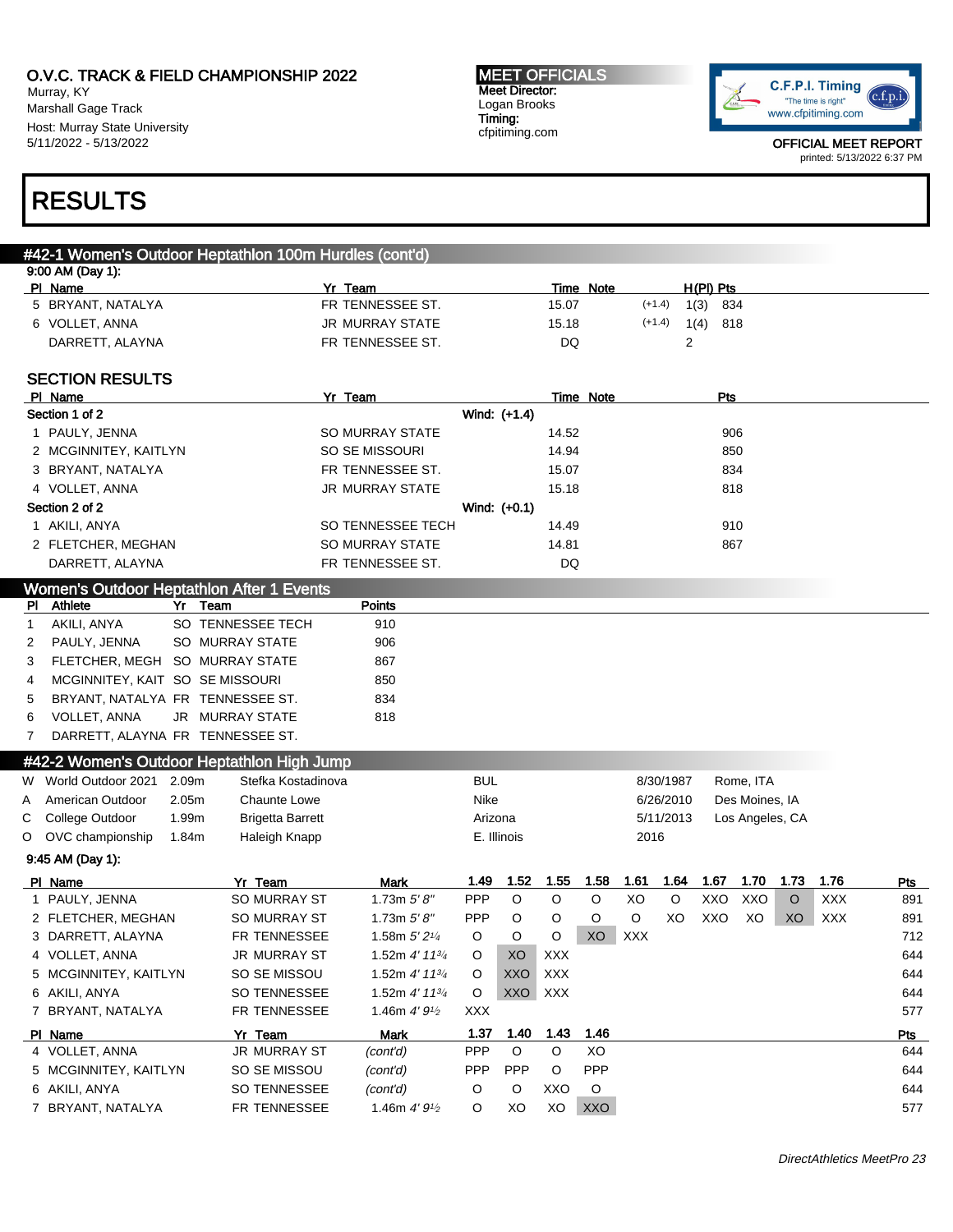O.V.C. TRACK & FIELD CHAMPIONSHIP 2022
Murray, KY
Marshall Gage Track
Host: Murray State University
5/11/2022 - 5/13/2022

**MEET OFFICIALS**
Meet Director:
Logan Brooks
Timing:
cfpitiming.com

OFFICIAL MEET REPORT
printed: 5/13/2022 6:37 PM

# RESULTS

## #42-1 Women's Outdoor Heptathlon 100m Hurdles (cont'd)

9:00 AM (Day 1):

| Pl | Name | Yr | Team | Time | Note | | H(Pl) | Pts |
|---|---|---|---|---|---|---|---|---|
| 5 | BRYANT, NATALYA | FR | TENNESSEE ST. | 15.07 | | (+1.4) | 1(3) | 834 |
| 6 | VOLLET, ANNA | JR | MURRAY STATE | 15.18 | | (+1.4) | 1(4) | 818 |
| | DARRETT, ALAYNA | FR | TENNESSEE ST. | DQ | | | 2 | |

### SECTION RESULTS

| Pl | Name | Yr | Team | Time | Note | Pts |
|---|---|---|---|---|---|---|
| **Section 1 of 2** | | | Wind: (+1.4) | | | |
| 1 | PAULY, JENNA | SO | MURRAY STATE | 14.52 | | 906 |
| 2 | MCGINNITEY, KAITLYN | SO | SE MISSOURI | 14.94 | | 850 |
| 3 | BRYANT, NATALYA | FR | TENNESSEE ST. | 15.07 | | 834 |
| 4 | VOLLET, ANNA | JR | MURRAY STATE | 15.18 | | 818 |
| **Section 2 of 2** | | | Wind: (+0.1) | | | |
| 1 | AKILI, ANYA | SO | TENNESSEE TECH | 14.49 | | 910 |
| 2 | FLETCHER, MEGHAN | SO | MURRAY STATE | 14.81 | | 867 |
| | DARRETT, ALAYNA | FR | TENNESSEE ST. | DQ | | |

## Women's Outdoor Heptathlon After 1 Events

| Pl | Athlete | Yr | Team | Points |
|---|---|---|---|---|
| 1 | AKILI, ANYA | SO | TENNESSEE TECH | 910 |
| 2 | PAULY, JENNA | SO | MURRAY STATE | 906 |
| 3 | FLETCHER, MEGH | SO | MURRAY STATE | 867 |
| 4 | MCGINNITEY, KAIT | SO | SE MISSOURI | 850 |
| 5 | BRYANT, NATALYA | FR | TENNESSEE ST. | 834 |
| 6 | VOLLET, ANNA | JR | MURRAY STATE | 818 |
| 7 | DARRETT, ALAYNA | FR | TENNESSEE ST. | |

## #42-2 Women's Outdoor Heptathlon High Jump

| | Record | Mark | Holder | Team | Date | Location |
|---|---|---|---|---|---|---|
| W | World Outdoor 2021 | 2.09m | Stefka Kostadinova | BUL | 8/30/1987 | Rome, ITA |
| A | American Outdoor | 2.05m | Chaunte Lowe | Nike | 6/26/2010 | Des Moines, IA |
| C | College Outdoor | 1.99m | Brigetta Barrett | Arizona | 5/11/2013 | Los Angeles, CA |
| O | OVC championship | 1.84m | Haleigh Knapp | E. Illinois | 2016 | |

9:45 AM (Day 1):

| Pl | Name | Yr | Team | Mark | 1.49 | 1.52 | 1.55 | 1.58 | 1.61 | 1.64 | 1.67 | 1.70 | 1.73 | 1.76 | Pts |
|---|---|---|---|---|---|---|---|---|---|---|---|---|---|---|---|
| 1 | PAULY, JENNA | SO | MURRAY ST | 1.73m *5' 8"* | PPP | O | O | O | XO | O | XXO | XXO | O | XXX | 891 |
| 2 | FLETCHER, MEGHAN | SO | MURRAY ST | 1.73m *5' 8"* | PPP | O | O | O | O | XO | XXO | XO | XO | XXX | 891 |
| 3 | DARRETT, ALAYNA | FR | TENNESSEE | 1.58m *5' 2¼* | O | O | O | XO | XXX | | | | | | 712 |
| 4 | VOLLET, ANNA | JR | MURRAY ST | 1.52m *4' 11¾* | O | XO | XXX | | | | | | | | 644 |
| 5 | MCGINNITEY, KAITLYN | SO | SE MISSOU | 1.52m *4' 11¾* | O | XXO | XXX | | | | | | | | 644 |
| 6 | AKILI, ANYA | SO | TENNESSEE | 1.52m *4' 11¾* | O | XXO | XXX | | | | | | | | 644 |
| 7 | BRYANT, NATALYA | FR | TENNESSEE | 1.46m *4' 9½* | XXX | | | | | | | | | | 577 |

| Pl | Name | Yr | Team | Mark | 1.37 | 1.40 | 1.43 | 1.46 | Pts |
|---|---|---|---|---|---|---|---|---|---|
| 4 | VOLLET, ANNA | JR | MURRAY ST | *(cont'd)* | PPP | O | O | XO | 644 |
| 5 | MCGINNITEY, KAITLYN | SO | SE MISSOU | *(cont'd)* | PPP | PPP | O | PPP | 644 |
| 6 | AKILI, ANYA | SO | TENNESSEE | *(cont'd)* | O | O | XXO | O | 644 |
| 7 | BRYANT, NATALYA | FR | TENNESSEE | 1.46m *4' 9½* | O | XO | XO | XXO | 577 |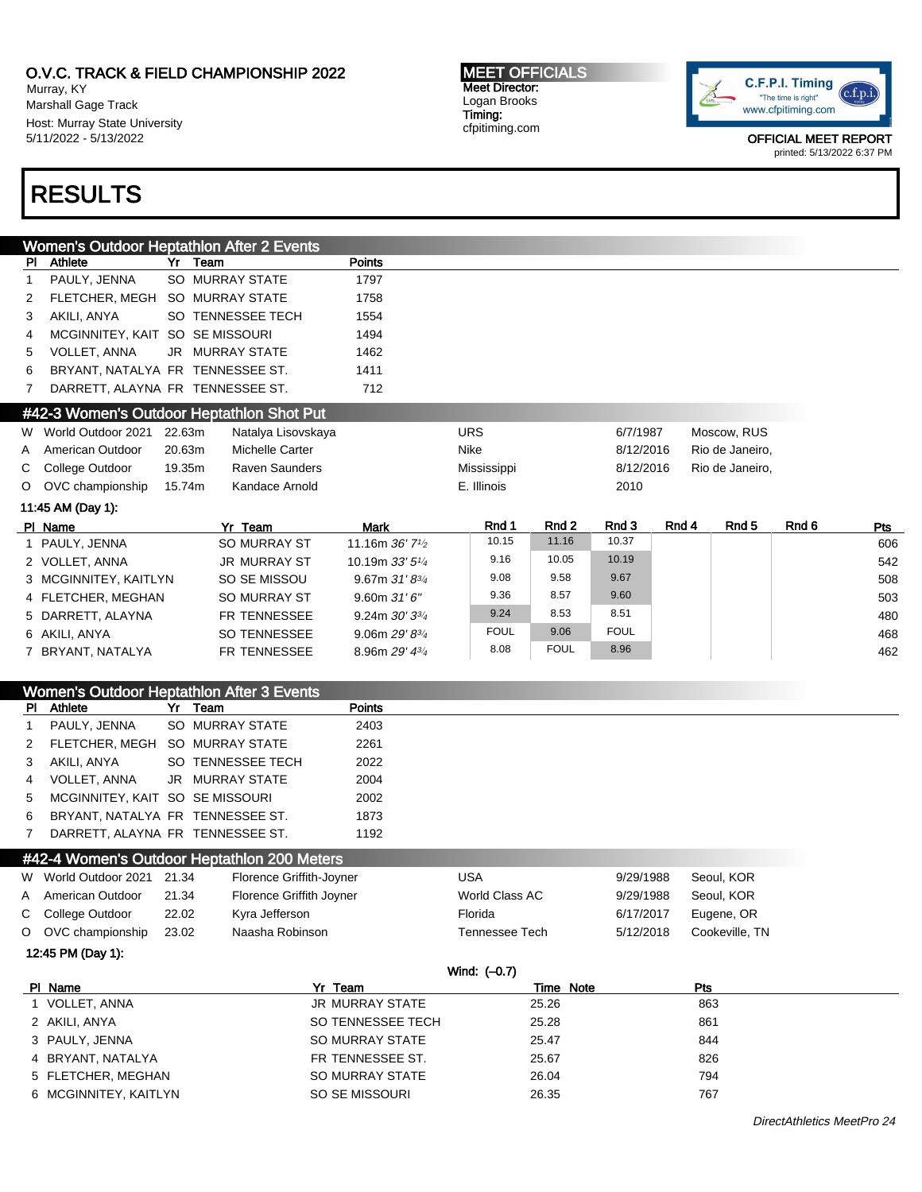## O.V.C. TRACK & FIELD CHAMPIONSHIP 2022

Murray, KY
Marshall Gage Track
Host: Murray State University
5/11/2022 - 5/13/2022

**MEET OFFICIALS**
Meet Director:
Logan Brooks
Timing:
cfpitiming.com

C.F.P.I. Timing "The time is right" www.cfpitiming.com

OFFICIAL MEET REPORT
printed: 5/13/2022 6:37 PM

# RESULTS

### Women's Outdoor Heptathlon After 2 Events

| Pl | Athlete | Yr | Team | Points |
|---|---|---|---|---|
| 1 | PAULY, JENNA | SO | MURRAY STATE | 1797 |
| 2 | FLETCHER, MEGH | SO | MURRAY STATE | 1758 |
| 3 | AKILI, ANYA | SO | TENNESSEE TECH | 1554 |
| 4 | MCGINNITEY, KAIT | SO | SE MISSOURI | 1494 |
| 5 | VOLLET, ANNA | JR | MURRAY STATE | 1462 |
| 6 | BRYANT, NATALYA | FR | TENNESSEE ST. | 1411 |
| 7 | DARRETT, ALAYNA | FR | TENNESSEE ST. | 712 |

### #42-3 Women's Outdoor Heptathlon Shot Put

| | | | | | | |
|---|---|---|---|---|---|---|
| W | World Outdoor 2021 | 22.63m | Natalya Lisovskaya | URS | 6/7/1987 | Moscow, RUS |
| A | American Outdoor | 20.63m | Michelle Carter | Nike | 8/12/2016 | Rio de Janeiro, |
| C | College Outdoor | 19.35m | Raven Saunders | Mississippi | 8/12/2016 | Rio de Janeiro, |
| O | OVC championship | 15.74m | Kandace Arnold | E. Illinois | 2010 | |

11:45 AM (Day 1):

| Pl | Name | Yr | Team | Mark | Rnd 1 | Rnd 2 | Rnd 3 | Rnd 4 | Rnd 5 | Rnd 6 | Pts |
|---|---|---|---|---|---|---|---|---|---|---|---|
| 1 | PAULY, JENNA | SO | MURRAY ST | 11.16m *36' 7½* | 10.15 | 11.16 | 10.37 | | | | 606 |
| 2 | VOLLET, ANNA | JR | MURRAY ST | 10.19m *33' 5¼* | 9.16 | 10.05 | 10.19 | | | | 542 |
| 3 | MCGINNITEY, KAITLYN | SO | SE MISSOU | 9.67m *31' 8¾* | 9.08 | 9.58 | 9.67 | | | | 508 |
| 4 | FLETCHER, MEGHAN | SO | MURRAY ST | 9.60m *31' 6"* | 9.36 | 8.57 | 9.60 | | | | 503 |
| 5 | DARRETT, ALAYNA | FR | TENNESSEE | 9.24m *30' 3¾* | 9.24 | 8.53 | 8.51 | | | | 480 |
| 6 | AKILI, ANYA | SO | TENNESSEE | 9.06m *29' 8¾* | FOUL | 9.06 | FOUL | | | | 468 |
| 7 | BRYANT, NATALYA | FR | TENNESSEE | 8.96m *29' 4¾* | 8.08 | FOUL | 8.96 | | | | 462 |

### Women's Outdoor Heptathlon After 3 Events

| Pl | Athlete | Yr | Team | Points |
|---|---|---|---|---|
| 1 | PAULY, JENNA | SO | MURRAY STATE | 2403 |
| 2 | FLETCHER, MEGH | SO | MURRAY STATE | 2261 |
| 3 | AKILI, ANYA | SO | TENNESSEE TECH | 2022 |
| 4 | VOLLET, ANNA | JR | MURRAY STATE | 2004 |
| 5 | MCGINNITEY, KAIT | SO | SE MISSOURI | 2002 |
| 6 | BRYANT, NATALYA | FR | TENNESSEE ST. | 1873 |
| 7 | DARRETT, ALAYNA | FR | TENNESSEE ST. | 1192 |

### #42-4 Women's Outdoor Heptathlon 200 Meters

| | | | | | | |
|---|---|---|---|---|---|---|
| W | World Outdoor 2021 | 21.34 | Florence Griffith-Joyner | USA | 9/29/1988 | Seoul, KOR |
| A | American Outdoor | 21.34 | Florence Griffith Joyner | World Class AC | 9/29/1988 | Seoul, KOR |
| C | College Outdoor | 22.02 | Kyra Jefferson | Florida | 6/17/2017 | Eugene, OR |
| O | OVC championship | 23.02 | Naasha Robinson | Tennessee Tech | 5/12/2018 | Cookeville, TN |

12:45 PM (Day 1):

Wind: (–0.7)

| Pl | Name | Yr | Team | Time | Note | Pts |
|---|---|---|---|---|---|---|
| 1 | VOLLET, ANNA | JR | MURRAY STATE | 25.26 | | 863 |
| 2 | AKILI, ANYA | SO | TENNESSEE TECH | 25.28 | | 861 |
| 3 | PAULY, JENNA | SO | MURRAY STATE | 25.47 | | 844 |
| 4 | BRYANT, NATALYA | FR | TENNESSEE ST. | 25.67 | | 826 |
| 5 | FLETCHER, MEGHAN | SO | MURRAY STATE | 26.04 | | 794 |
| 6 | MCGINNITEY, KAITLYN | SO | SE MISSOURI | 26.35 | | 767 |

*DirectAthletics MeetPro 24*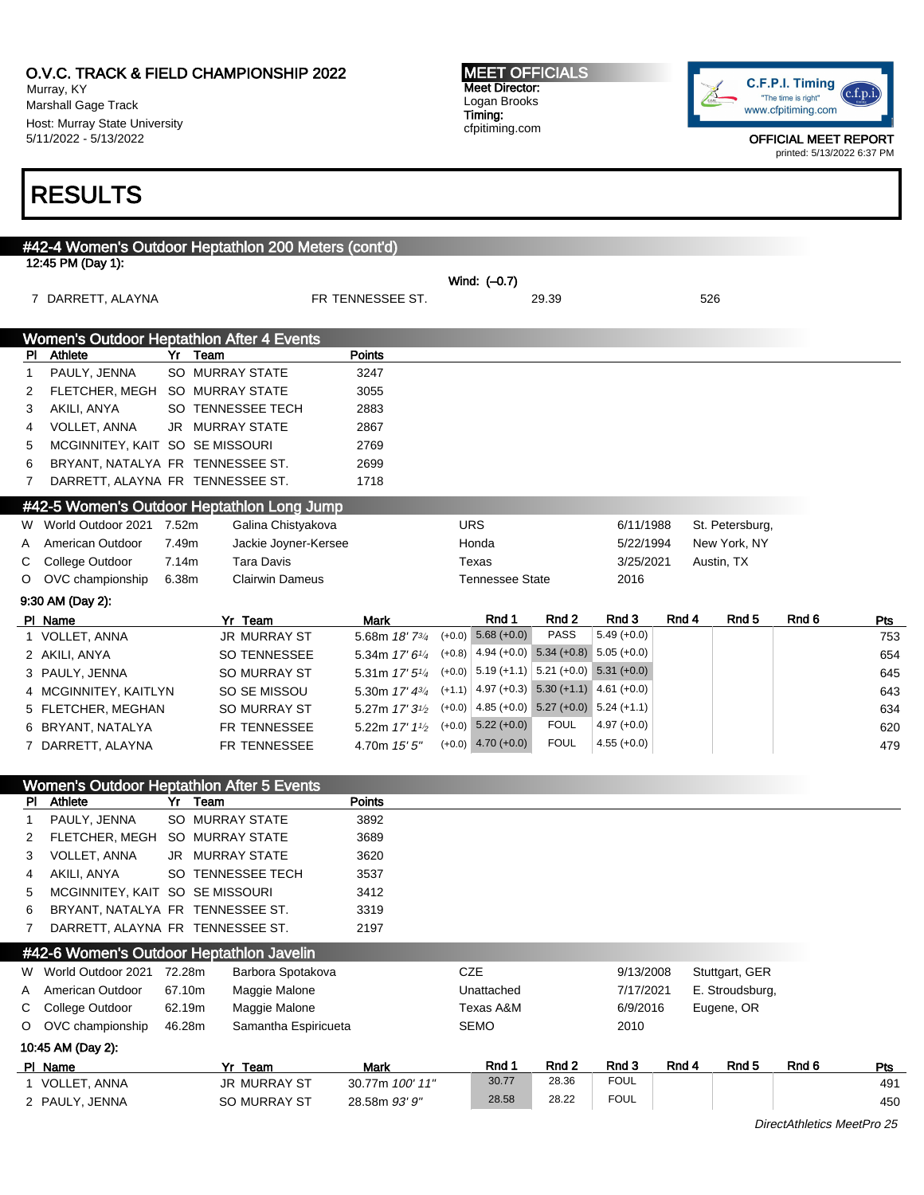O.V.C. TRACK & FIELD CHAMPIONSHIP 2022
Murray, KY
Marshall Gage Track
Host: Murray State University
5/11/2022 - 5/13/2022

**MEET OFFICIALS**
Meet Director:
Logan Brooks
Timing:
cfpitiming.com

C.F.P.I. Timing
"The time is right"
www.cfpitiming.com

OFFICIAL MEET REPORT
printed: 5/13/2022 6:37 PM

# RESULTS

## #42-4 Women's Outdoor Heptathlon 200 Meters (cont'd)

12:45 PM (Day 1):

Wind: (–0.7)

| Pl | Name | Team | Mark | Pts |
|---|---|---|---|---|
| 7 | DARRETT, ALAYNA | FR TENNESSEE ST. | 29.39 | 526 |

## Women's Outdoor Heptathlon After 4 Events

| Pl | Athlete | Yr | Team | Points |
|---|---|---|---|---|
| 1 | PAULY, JENNA | SO | MURRAY STATE | 3247 |
| 2 | FLETCHER, MEGH | SO | MURRAY STATE | 3055 |
| 3 | AKILI, ANYA | SO | TENNESSEE TECH | 2883 |
| 4 | VOLLET, ANNA | JR | MURRAY STATE | 2867 |
| 5 | MCGINNITEY, KAIT | SO | SE MISSOURI | 2769 |
| 6 | BRYANT, NATALYA | FR | TENNESSEE ST. | 2699 |
| 7 | DARRETT, ALAYNA | FR | TENNESSEE ST. | 1718 |

## #42-5 Women's Outdoor Heptathlon Long Jump

| | Record | Mark | Name | Team | Date | Location |
|---|---|---|---|---|---|---|
| W | World Outdoor 2021 | 7.52m | Galina Chistyakova | URS | 6/11/1988 | St. Petersburg, |
| A | American Outdoor | 7.49m | Jackie Joyner-Kersee | Honda | 5/22/1994 | New York, NY |
| C | College Outdoor | 7.14m | Tara Davis | Texas | 3/25/2021 | Austin, TX |
| O | OVC championship | 6.38m | Clairwin Dameus | Tennessee State | 2016 | |

9:30 AM (Day 2):

| Pl | Name | Yr | Team | Mark | Wind | Rnd 1 | Rnd 2 | Rnd 3 | Rnd 4 | Rnd 5 | Rnd 6 | Pts |
|---|---|---|---|---|---|---|---|---|---|---|---|---|
| 1 | VOLLET, ANNA | JR | MURRAY ST | 5.68m *18' 7¾* | (+0.0) | 5.68 (+0.0) | PASS | 5.49 (+0.0) | | | | 753 |
| 2 | AKILI, ANYA | SO | TENNESSEE | 5.34m *17' 6¼* | (+0.8) | 4.94 (+0.0) | 5.34 (+0.8) | 5.05 (+0.0) | | | | 654 |
| 3 | PAULY, JENNA | SO | MURRAY ST | 5.31m *17' 5¼* | (+0.0) | 5.19 (+1.1) | 5.21 (+0.0) | 5.31 (+0.0) | | | | 645 |
| 4 | MCGINNITEY, KAITLYN | SO | SE MISSOU | 5.30m *17' 4¾* | (+1.1) | 4.97 (+0.3) | 5.30 (+1.1) | 4.61 (+0.0) | | | | 643 |
| 5 | FLETCHER, MEGHAN | SO | MURRAY ST | 5.27m *17' 3½* | (+0.0) | 4.85 (+0.0) | 5.27 (+0.0) | 5.24 (+1.1) | | | | 634 |
| 6 | BRYANT, NATALYA | FR | TENNESSEE | 5.22m *17' 1½* | (+0.0) | 5.22 (+0.0) | FOUL | 4.97 (+0.0) | | | | 620 |
| 7 | DARRETT, ALAYNA | FR | TENNESSEE | 4.70m *15' 5"* | (+0.0) | 4.70 (+0.0) | FOUL | 4.55 (+0.0) | | | | 479 |

## Women's Outdoor Heptathlon After 5 Events

| Pl | Athlete | Yr | Team | Points |
|---|---|---|---|---|
| 1 | PAULY, JENNA | SO | MURRAY STATE | 3892 |
| 2 | FLETCHER, MEGH | SO | MURRAY STATE | 3689 |
| 3 | VOLLET, ANNA | JR | MURRAY STATE | 3620 |
| 4 | AKILI, ANYA | SO | TENNESSEE TECH | 3537 |
| 5 | MCGINNITEY, KAIT | SO | SE MISSOURI | 3412 |
| 6 | BRYANT, NATALYA | FR | TENNESSEE ST. | 3319 |
| 7 | DARRETT, ALAYNA | FR | TENNESSEE ST. | 2197 |

## #42-6 Women's Outdoor Heptathlon Javelin

| | Record | Mark | Name | Team | Date | Location |
|---|---|---|---|---|---|---|
| W | World Outdoor 2021 | 72.28m | Barbora Spotakova | CZE | 9/13/2008 | Stuttgart, GER |
| A | American Outdoor | 67.10m | Maggie Malone | Unattached | 7/17/2021 | E. Stroudsburg, |
| C | College Outdoor | 62.19m | Maggie Malone | Texas A&M | 6/9/2016 | Eugene, OR |
| O | OVC championship | 46.28m | Samantha Espiricueta | SEMO | 2010 | |

10:45 AM (Day 2):

| Pl | Name | Yr | Team | Mark | Rnd 1 | Rnd 2 | Rnd 3 | Rnd 4 | Rnd 5 | Rnd 6 | Pts |
|---|---|---|---|---|---|---|---|---|---|---|---|
| 1 | VOLLET, ANNA | JR | MURRAY ST | 30.77m *100' 11"* | 30.77 | 28.36 | FOUL | | | | 491 |
| 2 | PAULY, JENNA | SO | MURRAY ST | 28.58m *93' 9"* | 28.58 | 28.22 | FOUL | | | | 450 |

DirectAthletics MeetPro 25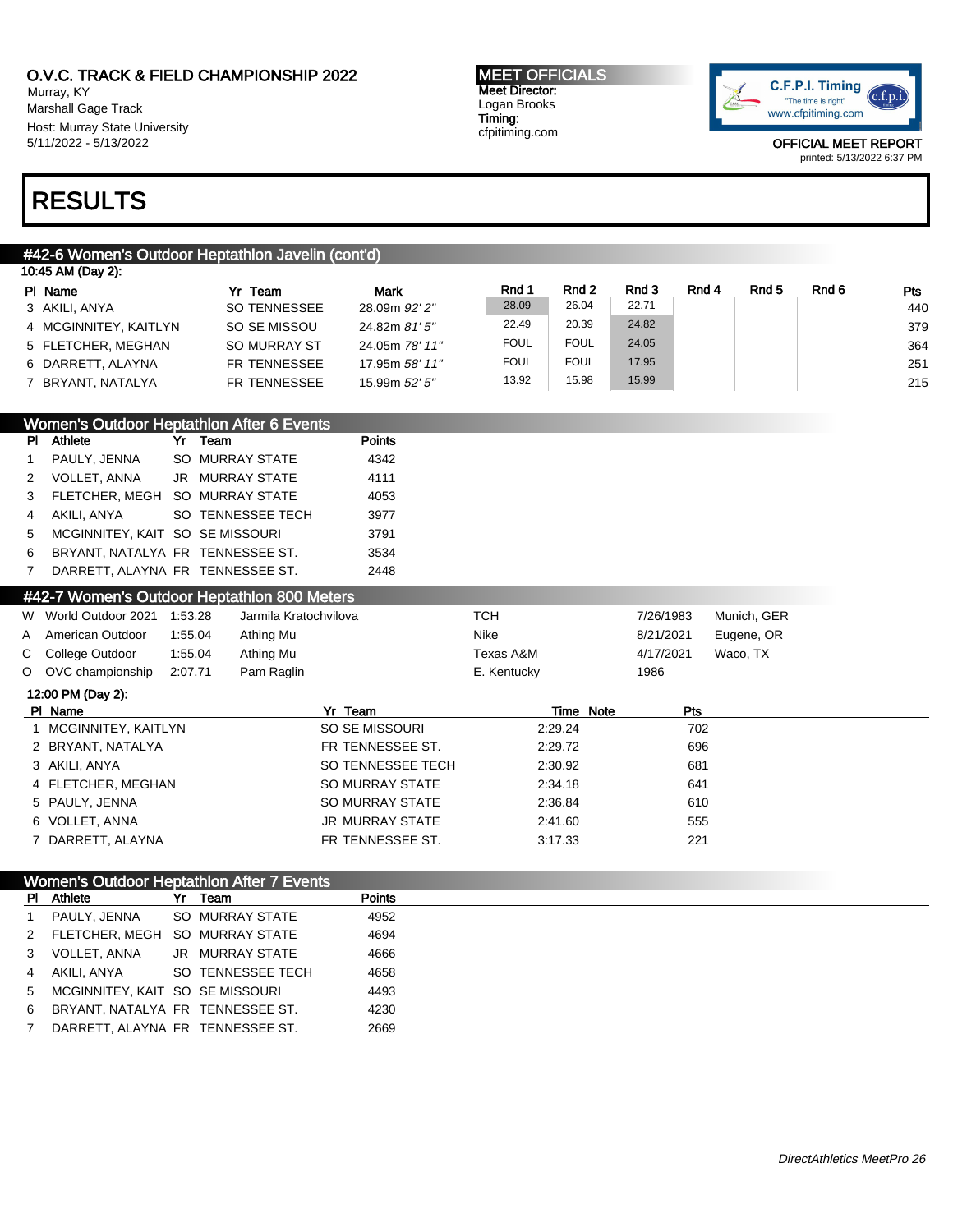O.V.C. TRACK & FIELD CHAMPIONSHIP 2022
Murray, KY
Marshall Gage Track
Host: Murray State University
5/11/2022 - 5/13/2022

**MEET OFFICIALS**
Meet Director:
Logan Brooks
Timing:
cfpitiming.com

C.F.P.I. Timing
"The time is right"
www.cfpitiming.com

OFFICIAL MEET REPORT
printed: 5/13/2022 6:37 PM

# RESULTS

## #42-6 Women's Outdoor Heptathlon Javelin (cont'd)

10:45 AM (Day 2):

| Pl | Name | Yr | Team | Mark | Rnd 1 | Rnd 2 | Rnd 3 | Rnd 4 | Rnd 5 | Rnd 6 | Pts |
|---|---|---|---|---|---|---|---|---|---|---|---|
| 3 | AKILI, ANYA | SO | TENNESSEE | 28.09m *92' 2"* | 28.09 | 26.04 | 22.71 | | | | 440 |
| 4 | MCGINNITEY, KAITLYN | SO | SE MISSOU | 24.82m *81' 5"* | 22.49 | 20.39 | 24.82 | | | | 379 |
| 5 | FLETCHER, MEGHAN | SO | MURRAY ST | 24.05m *78' 11"* | FOUL | FOUL | 24.05 | | | | 364 |
| 6 | DARRETT, ALAYNA | FR | TENNESSEE | 17.95m *58' 11"* | FOUL | FOUL | 17.95 | | | | 251 |
| 7 | BRYANT, NATALYA | FR | TENNESSEE | 15.99m *52' 5"* | 13.92 | 15.98 | 15.99 | | | | 215 |

## Women's Outdoor Heptathlon After 6 Events

| Pl | Athlete | Yr | Team | Points |
|---|---|---|---|---|
| 1 | PAULY, JENNA | SO | MURRAY STATE | 4342 |
| 2 | VOLLET, ANNA | JR | MURRAY STATE | 4111 |
| 3 | FLETCHER, MEGH | SO | MURRAY STATE | 4053 |
| 4 | AKILI, ANYA | SO | TENNESSEE TECH | 3977 |
| 5 | MCGINNITEY, KAIT | SO | SE MISSOURI | 3791 |
| 6 | BRYANT, NATALYA | FR | TENNESSEE ST. | 3534 |
| 7 | DARRETT, ALAYNA | FR | TENNESSEE ST. | 2448 |

## #42-7 Women's Outdoor Heptathlon 800 Meters

| | | | | | | |
|---|---|---|---|---|---|---|
| W | World Outdoor 2021 | 1:53.28 | Jarmila Kratochvilova | TCH | 7/26/1983 | Munich, GER |
| A | American Outdoor | 1:55.04 | Athing Mu | Nike | 8/21/2021 | Eugene, OR |
| C | College Outdoor | 1:55.04 | Athing Mu | Texas A&M | 4/17/2021 | Waco, TX |
| O | OVC championship | 2:07.71 | Pam Raglin | E. Kentucky | 1986 | |

12:00 PM (Day 2):

| Pl | Name | Yr | Team | Time | Note | Pts |
|---|---|---|---|---|---|---|
| 1 | MCGINNITEY, KAITLYN | SO | SE MISSOURI | 2:29.24 | | 702 |
| 2 | BRYANT, NATALYA | FR | TENNESSEE ST. | 2:29.72 | | 696 |
| 3 | AKILI, ANYA | SO | TENNESSEE TECH | 2:30.92 | | 681 |
| 4 | FLETCHER, MEGHAN | SO | MURRAY STATE | 2:34.18 | | 641 |
| 5 | PAULY, JENNA | SO | MURRAY STATE | 2:36.84 | | 610 |
| 6 | VOLLET, ANNA | JR | MURRAY STATE | 2:41.60 | | 555 |
| 7 | DARRETT, ALAYNA | FR | TENNESSEE ST. | 3:17.33 | | 221 |

## Women's Outdoor Heptathlon After 7 Events

| Pl | Athlete | Yr | Team | Points |
|---|---|---|---|---|
| 1 | PAULY, JENNA | SO | MURRAY STATE | 4952 |
| 2 | FLETCHER, MEGH | SO | MURRAY STATE | 4694 |
| 3 | VOLLET, ANNA | JR | MURRAY STATE | 4666 |
| 4 | AKILI, ANYA | SO | TENNESSEE TECH | 4658 |
| 5 | MCGINNITEY, KAIT | SO | SE MISSOURI | 4493 |
| 6 | BRYANT, NATALYA | FR | TENNESSEE ST. | 4230 |
| 7 | DARRETT, ALAYNA | FR | TENNESSEE ST. | 2669 |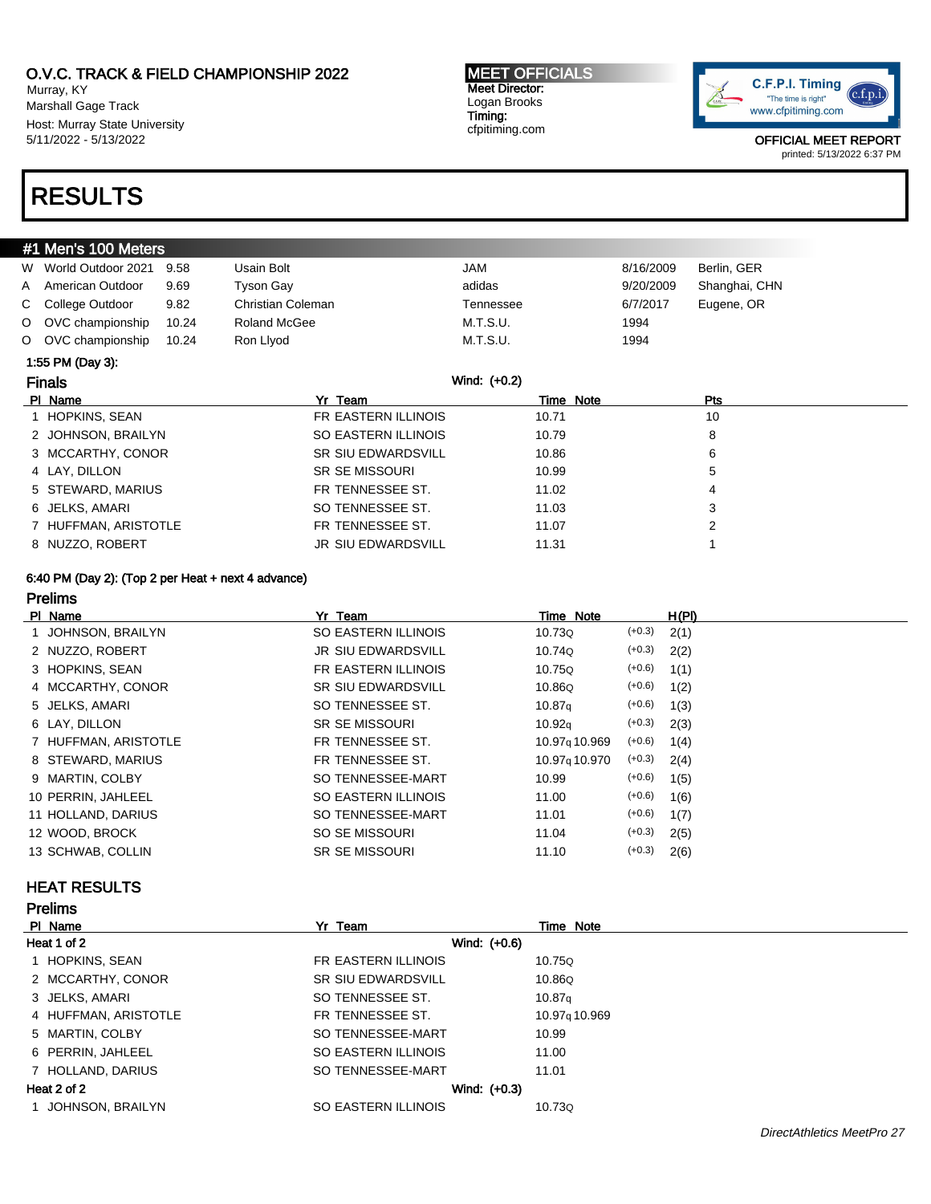O.V.C. TRACK & FIELD CHAMPIONSHIP 2022
Murray, KY
Marshall Gage Track
Host: Murray State University
5/11/2022 - 5/13/2022

**MEET OFFICIALS**
Meet Director:
Logan Brooks
Timing:
cfpitiming.com

C.F.P.I. Timing "The time is right" www.cfpitiming.com

OFFICIAL MEET REPORT
printed: 5/13/2022 6:37 PM

# RESULTS

## #1 Men's 100 Meters

| | | | | | | |
|---|---|---|---|---|---|---|
| W | World Outdoor 2021 | 9.58 | Usain Bolt | JAM | 8/16/2009 | Berlin, GER |
| A | American Outdoor | 9.69 | Tyson Gay | adidas | 9/20/2009 | Shanghai, CHN |
| C | College Outdoor | 9.82 | Christian Coleman | Tennessee | 6/7/2017 | Eugene, OR |
| O | OVC championship | 10.24 | Roland McGee | M.T.S.U. | 1994 | |
| O | OVC championship | 10.24 | Ron Llyod | M.T.S.U. | 1994 | |

1:55 PM (Day 3):

### Finals

Wind: (+0.2)

| Pl | Name | Yr | Team | Time | Note | Pts |
|---|---|---|---|---|---|---|
| 1 | HOPKINS, SEAN | FR | EASTERN ILLINOIS | 10.71 | | 10 |
| 2 | JOHNSON, BRAILYN | SO | EASTERN ILLINOIS | 10.79 | | 8 |
| 3 | MCCARTHY, CONOR | SR | SIU EDWARDSVILL | 10.86 | | 6 |
| 4 | LAY, DILLON | SR | SE MISSOURI | 10.99 | | 5 |
| 5 | STEWARD, MARIUS | FR | TENNESSEE ST. | 11.02 | | 4 |
| 6 | JELKS, AMARI | SO | TENNESSEE ST. | 11.03 | | 3 |
| 7 | HUFFMAN, ARISTOTLE | FR | TENNESSEE ST. | 11.07 | | 2 |
| 8 | NUZZO, ROBERT | JR | SIU EDWARDSVILL | 11.31 | | 1 |

6:40 PM (Day 2): (Top 2 per Heat + next 4 advance)

### Prelims

| Pl | Name | Yr | Team | Time | Note | Wind | H(Pl) |
|---|---|---|---|---|---|---|---|
| 1 | JOHNSON, BRAILYN | SO | EASTERN ILLINOIS | 10.73Q | | (+0.3) | 2(1) |
| 2 | NUZZO, ROBERT | JR | SIU EDWARDSVILL | 10.74Q | | (+0.3) | 2(2) |
| 3 | HOPKINS, SEAN | FR | EASTERN ILLINOIS | 10.75Q | | (+0.6) | 1(1) |
| 4 | MCCARTHY, CONOR | SR | SIU EDWARDSVILL | 10.86Q | | (+0.6) | 1(2) |
| 5 | JELKS, AMARI | SO | TENNESSEE ST. | 10.87q | | (+0.6) | 1(3) |
| 6 | LAY, DILLON | SR | SE MISSOURI | 10.92q | | (+0.3) | 2(3) |
| 7 | HUFFMAN, ARISTOTLE | FR | TENNESSEE ST. | 10.97q | 10.969 | (+0.6) | 1(4) |
| 8 | STEWARD, MARIUS | FR | TENNESSEE ST. | 10.97q | 10.970 | (+0.3) | 2(4) |
| 9 | MARTIN, COLBY | SO | TENNESSEE-MART | 10.99 | | (+0.6) | 1(5) |
| 10 | PERRIN, JAHLEEL | SO | EASTERN ILLINOIS | 11.00 | | (+0.6) | 1(6) |
| 11 | HOLLAND, DARIUS | SO | TENNESSEE-MART | 11.01 | | (+0.6) | 1(7) |
| 12 | WOOD, BROCK | SO | SE MISSOURI | 11.04 | | (+0.3) | 2(5) |
| 13 | SCHWAB, COLLIN | SR | SE MISSOURI | 11.10 | | (+0.3) | 2(6) |

## HEAT RESULTS

### Prelims

| Pl | Name | Yr | Team | Time | Note |
|---|---|---|---|---|---|
| **Heat 1 of 2** | | | Wind: (+0.6) | | |
| 1 | HOPKINS, SEAN | FR | EASTERN ILLINOIS | 10.75Q | |
| 2 | MCCARTHY, CONOR | SR | SIU EDWARDSVILL | 10.86Q | |
| 3 | JELKS, AMARI | SO | TENNESSEE ST. | 10.87q | |
| 4 | HUFFMAN, ARISTOTLE | FR | TENNESSEE ST. | 10.97q | 10.969 |
| 5 | MARTIN, COLBY | SO | TENNESSEE-MART | 10.99 | |
| 6 | PERRIN, JAHLEEL | SO | EASTERN ILLINOIS | 11.00 | |
| 7 | HOLLAND, DARIUS | SO | TENNESSEE-MART | 11.01 | |
| **Heat 2 of 2** | | | Wind: (+0.3) | | |
| 1 | JOHNSON, BRAILYN | SO | EASTERN ILLINOIS | 10.73Q | |

DirectAthletics MeetPro 27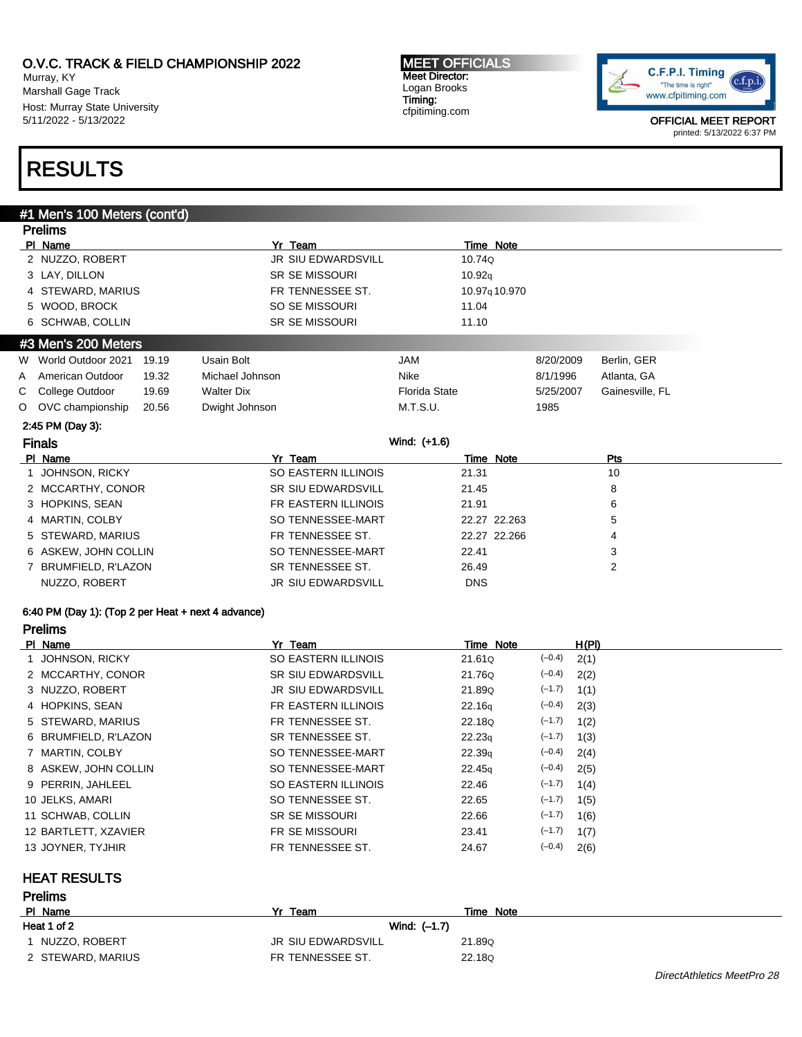# RESULTS

## #1 Men's 100 Meters (cont'd)

### Prelims

| Pl | Name | Yr | Team | Time | Note |
|---|---|---|---|---|---|
| 2 | NUZZO, ROBERT | JR | SIU EDWARDSVILL | 10.74Q | |
| 3 | LAY, DILLON | SR | SE MISSOURI | 10.92q | |
| 4 | STEWARD, MARIUS | FR | TENNESSEE ST. | 10.97q | 10.970 |
| 5 | WOOD, BROCK | SO | SE MISSOURI | 11.04 | |
| 6 | SCHWAB, COLLIN | SR | SE MISSOURI | 11.10 | |

## #3 Men's 200 Meters

| | | | | | | |
|---|---|---|---|---|---|---|
| W | World Outdoor 2021 | 19.19 | Usain Bolt | JAM | 8/20/2009 | Berlin, GER |
| A | American Outdoor | 19.32 | Michael Johnson | Nike | 8/1/1996 | Atlanta, GA |
| C | College Outdoor | 19.69 | Walter Dix | Florida State | 5/25/2007 | Gainesville, FL |
| O | OVC championship | 20.56 | Dwight Johnson | M.T.S.U. | 1985 | |

2:45 PM (Day 3):

### Finals

Wind: (+1.6)

| Pl | Name | Yr | Team | Time | Note | Pts |
|---|---|---|---|---|---|---|
| 1 | JOHNSON, RICKY | SO | EASTERN ILLINOIS | 21.31 | | 10 |
| 2 | MCCARTHY, CONOR | SR | SIU EDWARDSVILL | 21.45 | | 8 |
| 3 | HOPKINS, SEAN | FR | EASTERN ILLINOIS | 21.91 | | 6 |
| 4 | MARTIN, COLBY | SO | TENNESSEE-MART | 22.27 | 22.263 | 5 |
| 5 | STEWARD, MARIUS | FR | TENNESSEE ST. | 22.27 | 22.266 | 4 |
| 6 | ASKEW, JOHN COLLIN | SO | TENNESSEE-MART | 22.41 | | 3 |
| 7 | BRUMFIELD, R'LAZON | SR | TENNESSEE ST. | 26.49 | | 2 |
| | NUZZO, ROBERT | JR | SIU EDWARDSVILL | DNS | | |

6:40 PM (Day 1): (Top 2 per Heat + next 4 advance)

### Prelims

| Pl | Name | Yr | Team | Time | Note | Wind | H(Pl) |
|---|---|---|---|---|---|---|---|
| 1 | JOHNSON, RICKY | SO | EASTERN ILLINOIS | 21.61Q | | (–0.4) | 2(1) |
| 2 | MCCARTHY, CONOR | SR | SIU EDWARDSVILL | 21.76Q | | (–0.4) | 2(2) |
| 3 | NUZZO, ROBERT | JR | SIU EDWARDSVILL | 21.89Q | | (–1.7) | 1(1) |
| 4 | HOPKINS, SEAN | FR | EASTERN ILLINOIS | 22.16q | | (–0.4) | 2(3) |
| 5 | STEWARD, MARIUS | FR | TENNESSEE ST. | 22.18Q | | (–1.7) | 1(2) |
| 6 | BRUMFIELD, R'LAZON | SR | TENNESSEE ST. | 22.23q | | (–1.7) | 1(3) |
| 7 | MARTIN, COLBY | SO | TENNESSEE-MART | 22.39q | | (–0.4) | 2(4) |
| 8 | ASKEW, JOHN COLLIN | SO | TENNESSEE-MART | 22.45q | | (–0.4) | 2(5) |
| 9 | PERRIN, JAHLEEL | SO | EASTERN ILLINOIS | 22.46 | | (–1.7) | 1(4) |
| 10 | JELKS, AMARI | SO | TENNESSEE ST. | 22.65 | | (–1.7) | 1(5) |
| 11 | SCHWAB, COLLIN | SR | SE MISSOURI | 22.66 | | (–1.7) | 1(6) |
| 12 | BARTLETT, XZAVIER | FR | SE MISSOURI | 23.41 | | (–1.7) | 1(7) |
| 13 | JOYNER, TYJHIR | FR | TENNESSEE ST. | 24.67 | | (–0.4) | 2(6) |

## HEAT RESULTS

### Prelims

Heat 1 of 2 — Wind: (–1.7)

| Pl | Name | Yr | Team | Time | Note |
|---|---|---|---|---|---|
| 1 | NUZZO, ROBERT | JR | SIU EDWARDSVILL | 21.89Q | |
| 2 | STEWARD, MARIUS | FR | TENNESSEE ST. | 22.18Q | |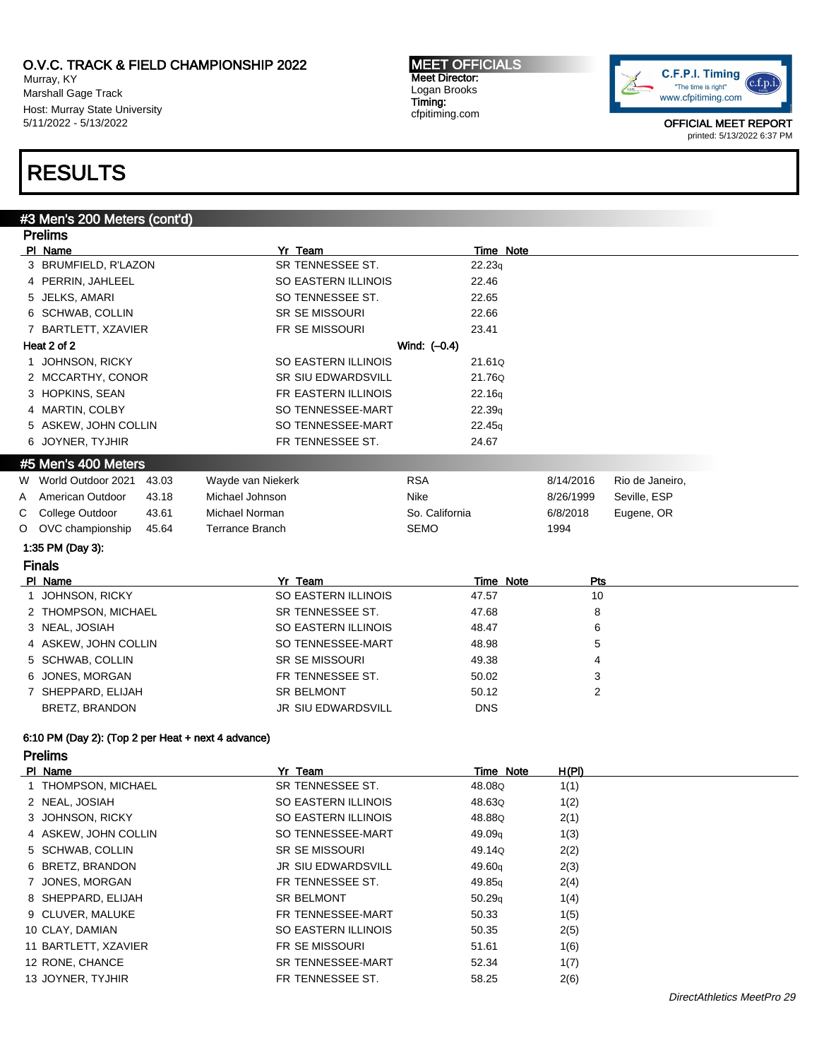O.V.C. TRACK & FIELD CHAMPIONSHIP 2022
Murray, KY
Marshall Gage Track
Host: Murray State University
5/11/2022 - 5/13/2022

**MEET OFFICIALS**
Meet Director:
Logan Brooks
Timing:
cfpitiming.com

OFFICIAL MEET REPORT
printed: 5/13/2022 6:37 PM

# RESULTS

## #3 Men's 200 Meters (cont'd)

### Prelims

| Pl | Name | Yr | Team | Time | Note |
|---|---|---|---|---|---|
| 3 | BRUMFIELD, R'LAZON | SR | TENNESSEE ST. | 22.23q | |
| 4 | PERRIN, JAHLEEL | SO | EASTERN ILLINOIS | 22.46 | |
| 5 | JELKS, AMARI | SO | TENNESSEE ST. | 22.65 | |
| 6 | SCHWAB, COLLIN | SR | SE MISSOURI | 22.66 | |
| 7 | BARTLETT, XZAVIER | FR | SE MISSOURI | 23.41 | |

**Heat 2 of 2** Wind: (–0.4)

| Pl | Name | Yr | Team | Time | Note |
|---|---|---|---|---|---|
| 1 | JOHNSON, RICKY | SO | EASTERN ILLINOIS | 21.61Q | |
| 2 | MCCARTHY, CONOR | SR | SIU EDWARDSVILL | 21.76Q | |
| 3 | HOPKINS, SEAN | FR | EASTERN ILLINOIS | 22.16q | |
| 4 | MARTIN, COLBY | SO | TENNESSEE-MART | 22.39q | |
| 5 | ASKEW, JOHN COLLIN | SO | TENNESSEE-MART | 22.45q | |
| 6 | JOYNER, TYJHIR | FR | TENNESSEE ST. | 24.67 | |

## #5 Men's 400 Meters

| | Record | Time | Name | Team | Date | Location |
|---|---|---|---|---|---|---|
| W | World Outdoor 2021 | 43.03 | Wayde van Niekerk | RSA | 8/14/2016 | Rio de Janeiro, |
| A | American Outdoor | 43.18 | Michael Johnson | Nike | 8/26/1999 | Seville, ESP |
| C | College Outdoor | 43.61 | Michael Norman | So. California | 6/8/2018 | Eugene, OR |
| O | OVC championship | 45.64 | Terrance Branch | SEMO | 1994 | |

1:35 PM (Day 3):

### Finals

| Pl | Name | Yr | Team | Time | Note | Pts |
|---|---|---|---|---|---|---|
| 1 | JOHNSON, RICKY | SO | EASTERN ILLINOIS | 47.57 | | 10 |
| 2 | THOMPSON, MICHAEL | SR | TENNESSEE ST. | 47.68 | | 8 |
| 3 | NEAL, JOSIAH | SO | EASTERN ILLINOIS | 48.47 | | 6 |
| 4 | ASKEW, JOHN COLLIN | SO | TENNESSEE-MART | 48.98 | | 5 |
| 5 | SCHWAB, COLLIN | SR | SE MISSOURI | 49.38 | | 4 |
| 6 | JONES, MORGAN | FR | TENNESSEE ST. | 50.02 | | 3 |
| 7 | SHEPPARD, ELIJAH | SR | BELMONT | 50.12 | | 2 |
| | BRETZ, BRANDON | JR | SIU EDWARDSVILL | DNS | | |

6:10 PM (Day 2): (Top 2 per Heat + next 4 advance)

### Prelims

| Pl | Name | Yr | Team | Time | Note | H(Pl) |
|---|---|---|---|---|---|---|
| 1 | THOMPSON, MICHAEL | SR | TENNESSEE ST. | 48.08Q | | 1(1) |
| 2 | NEAL, JOSIAH | SO | EASTERN ILLINOIS | 48.63Q | | 1(2) |
| 3 | JOHNSON, RICKY | SO | EASTERN ILLINOIS | 48.88Q | | 2(1) |
| 4 | ASKEW, JOHN COLLIN | SO | TENNESSEE-MART | 49.09q | | 1(3) |
| 5 | SCHWAB, COLLIN | SR | SE MISSOURI | 49.14Q | | 2(2) |
| 6 | BRETZ, BRANDON | JR | SIU EDWARDSVILL | 49.60q | | 2(3) |
| 7 | JONES, MORGAN | FR | TENNESSEE ST. | 49.85q | | 2(4) |
| 8 | SHEPPARD, ELIJAH | SR | BELMONT | 50.29q | | 1(4) |
| 9 | CLUVER, MALUKE | FR | TENNESSEE-MART | 50.33 | | 1(5) |
| 10 | CLAY, DAMIAN | SO | EASTERN ILLINOIS | 50.35 | | 2(5) |
| 11 | BARTLETT, XZAVIER | FR | SE MISSOURI | 51.61 | | 1(6) |
| 12 | RONE, CHANCE | SR | TENNESSEE-MART | 52.34 | | 1(7) |
| 13 | JOYNER, TYJHIR | FR | TENNESSEE ST. | 58.25 | | 2(6) |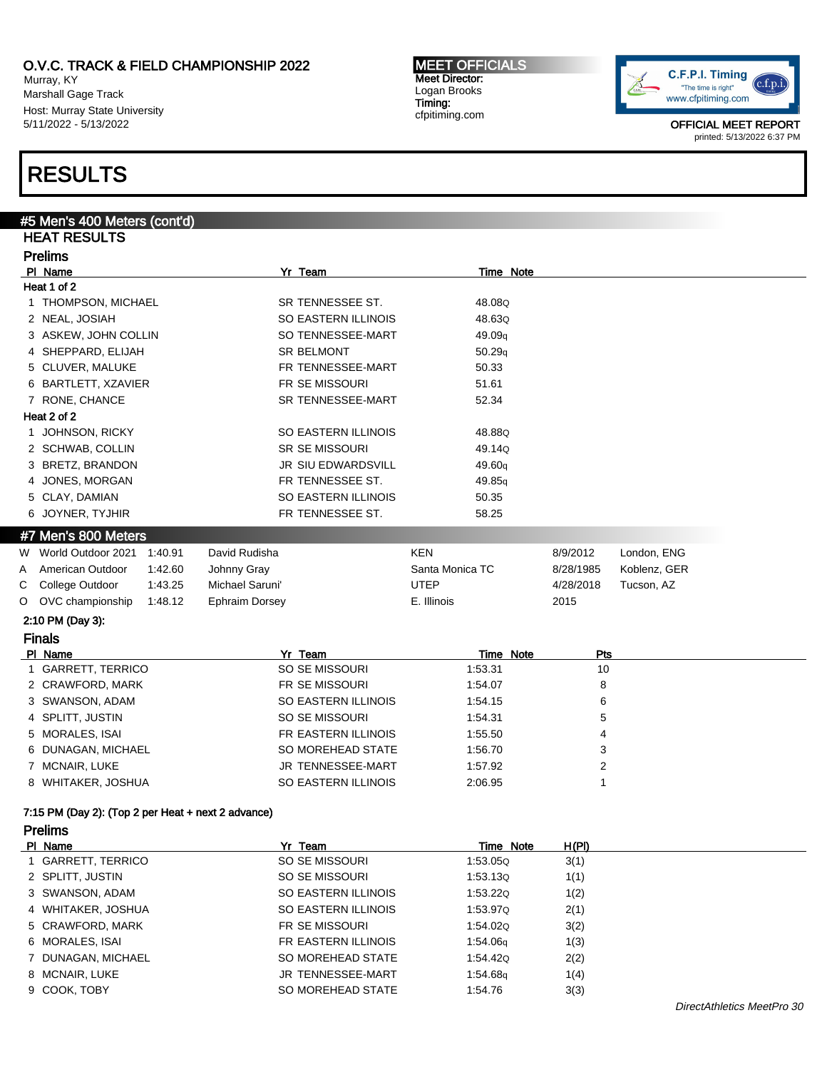# RESULTS

## #5 Men's 400 Meters (cont'd)

### HEAT RESULTS

#### Prelims

| Pl | Name | Yr | Team | Time | Note |
|---|---|---|---|---|---|
| **Heat 1 of 2** | | | | | |
| 1 | THOMPSON, MICHAEL | SR | TENNESSEE ST. | 48.08 | Q |
| 2 | NEAL, JOSIAH | SO | EASTERN ILLINOIS | 48.63 | Q |
| 3 | ASKEW, JOHN COLLIN | SO | TENNESSEE-MART | 49.09 | q |
| 4 | SHEPPARD, ELIJAH | SR | BELMONT | 50.29 | q |
| 5 | CLUVER, MALUKE | FR | TENNESSEE-MART | 50.33 | |
| 6 | BARTLETT, XZAVIER | FR | SE MISSOURI | 51.61 | |
| 7 | RONE, CHANCE | SR | TENNESSEE-MART | 52.34 | |
| **Heat 2 of 2** | | | | | |
| 1 | JOHNSON, RICKY | SO | EASTERN ILLINOIS | 48.88 | Q |
| 2 | SCHWAB, COLLIN | SR | SE MISSOURI | 49.14 | Q |
| 3 | BRETZ, BRANDON | JR | SIU EDWARDSVILL | 49.60 | q |
| 4 | JONES, MORGAN | FR | TENNESSEE ST. | 49.85 | q |
| 5 | CLAY, DAMIAN | SO | EASTERN ILLINOIS | 50.35 | |
| 6 | JOYNER, TYJHIR | FR | TENNESSEE ST. | 58.25 | |

## #7 Men's 800 Meters

| | Record | Time | Name | Team | Date | Location |
|---|---|---|---|---|---|---|
| W | World Outdoor 2021 | 1:40.91 | David Rudisha | KEN | 8/9/2012 | London, ENG |
| A | American Outdoor | 1:42.60 | Johnny Gray | Santa Monica TC | 8/28/1985 | Koblenz, GER |
| C | College Outdoor | 1:43.25 | Michael Saruni' | UTEP | 4/28/2018 | Tucson, AZ |
| O | OVC championship | 1:48.12 | Ephraim Dorsey | E. Illinois | 2015 | |

2:10 PM (Day 3):

#### Finals

| Pl | Name | Yr | Team | Time | Note | Pts |
|---|---|---|---|---|---|---|
| 1 | GARRETT, TERRICO | SO | SE MISSOURI | 1:53.31 | | 10 |
| 2 | CRAWFORD, MARK | FR | SE MISSOURI | 1:54.07 | | 8 |
| 3 | SWANSON, ADAM | SO | EASTERN ILLINOIS | 1:54.15 | | 6 |
| 4 | SPLITT, JUSTIN | SO | SE MISSOURI | 1:54.31 | | 5 |
| 5 | MORALES, ISAI | FR | EASTERN ILLINOIS | 1:55.50 | | 4 |
| 6 | DUNAGAN, MICHAEL | SO | MOREHEAD STATE | 1:56.70 | | 3 |
| 7 | MCNAIR, LUKE | JR | TENNESSEE-MART | 1:57.92 | | 2 |
| 8 | WHITAKER, JOSHUA | SO | EASTERN ILLINOIS | 2:06.95 | | 1 |

7:15 PM (Day 2): (Top 2 per Heat + next 2 advance)

#### Prelims

| Pl | Name | Yr | Team | Time | Note | H(Pl) |
|---|---|---|---|---|---|---|
| 1 | GARRETT, TERRICO | SO | SE MISSOURI | 1:53.05 | Q | 3(1) |
| 2 | SPLITT, JUSTIN | SO | SE MISSOURI | 1:53.13 | Q | 1(1) |
| 3 | SWANSON, ADAM | SO | EASTERN ILLINOIS | 1:53.22 | Q | 1(2) |
| 4 | WHITAKER, JOSHUA | SO | EASTERN ILLINOIS | 1:53.97 | Q | 2(1) |
| 5 | CRAWFORD, MARK | FR | SE MISSOURI | 1:54.02 | Q | 3(2) |
| 6 | MORALES, ISAI | FR | EASTERN ILLINOIS | 1:54.06 | q | 1(3) |
| 7 | DUNAGAN, MICHAEL | SO | MOREHEAD STATE | 1:54.42 | Q | 2(2) |
| 8 | MCNAIR, LUKE | JR | TENNESSEE-MART | 1:54.68 | q | 1(4) |
| 9 | COOK, TOBY | SO | MOREHEAD STATE | 1:54.76 | | 3(3) |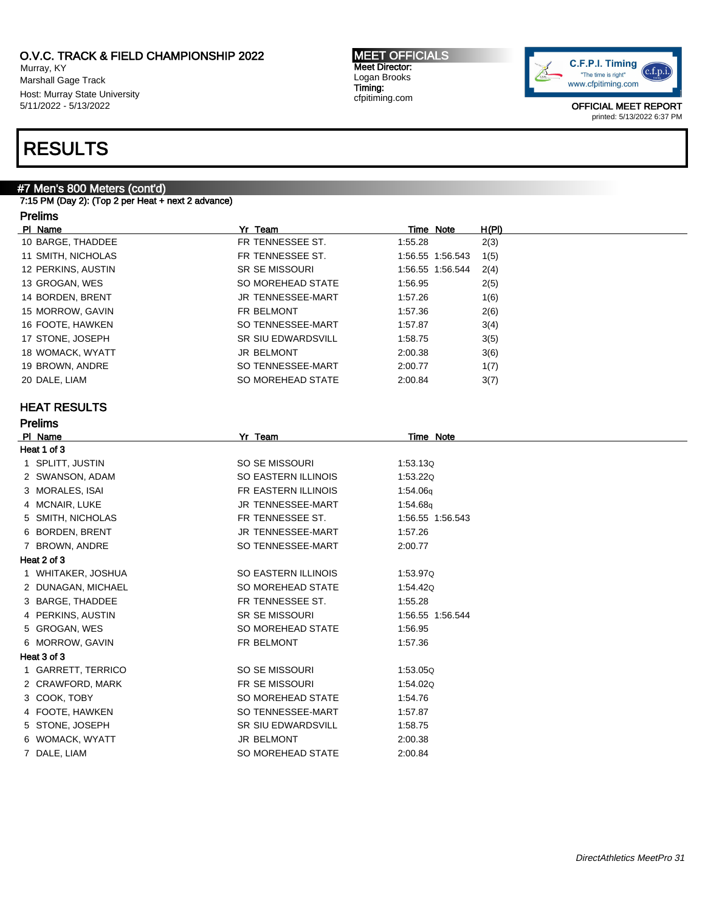# O.V.C. TRACK & FIELD CHAMPIONSHIP 2022

Murray, KY
Marshall Gage Track
Host: Murray State University
5/11/2022 - 5/13/2022

**MEET OFFICIALS**
Meet Director:
Logan Brooks
Timing:
cfpitiming.com

C.F.P.I. Timing
"The time is right"
www.cfpitiming.com

OFFICIAL MEET REPORT
printed: 5/13/2022 6:37 PM

# RESULTS

## #7 Men's 800 Meters (cont'd)

7:15 PM (Day 2): (Top 2 per Heat + next 2 advance)

### Prelims

| Pl | Name | Yr | Team | Time | Note | H(Pl) |
|---|---|---|---|---|---|---|
| 10 | BARGE, THADDEE | FR | TENNESSEE ST. | 1:55.28 | | 2(3) |
| 11 | SMITH, NICHOLAS | FR | TENNESSEE ST. | 1:56.55 | 1:56.543 | 1(5) |
| 12 | PERKINS, AUSTIN | SR | SE MISSOURI | 1:56.55 | 1:56.544 | 2(4) |
| 13 | GROGAN, WES | SO | MOREHEAD STATE | 1:56.95 | | 2(5) |
| 14 | BORDEN, BRENT | JR | TENNESSEE-MART | 1:57.26 | | 1(6) |
| 15 | MORROW, GAVIN | FR | BELMONT | 1:57.36 | | 2(6) |
| 16 | FOOTE, HAWKEN | SO | TENNESSEE-MART | 1:57.87 | | 3(4) |
| 17 | STONE, JOSEPH | SR | SIU EDWARDSVILL | 1:58.75 | | 3(5) |
| 18 | WOMACK, WYATT | JR | BELMONT | 2:00.38 | | 3(6) |
| 19 | BROWN, ANDRE | SO | TENNESSEE-MART | 2:00.77 | | 1(7) |
| 20 | DALE, LIAM | SO | MOREHEAD STATE | 2:00.84 | | 3(7) |

## HEAT RESULTS

### Prelims

| Pl | Name | Yr | Team | Time | Note |
|---|---|---|---|---|---|
| **Heat 1 of 3** | | | | | |
| 1 | SPLITT, JUSTIN | SO | SE MISSOURI | 1:53.13Q | |
| 2 | SWANSON, ADAM | SO | EASTERN ILLINOIS | 1:53.22Q | |
| 3 | MORALES, ISAI | FR | EASTERN ILLINOIS | 1:54.06q | |
| 4 | MCNAIR, LUKE | JR | TENNESSEE-MART | 1:54.68q | |
| 5 | SMITH, NICHOLAS | FR | TENNESSEE ST. | 1:56.55 | 1:56.543 |
| 6 | BORDEN, BRENT | JR | TENNESSEE-MART | 1:57.26 | |
| 7 | BROWN, ANDRE | SO | TENNESSEE-MART | 2:00.77 | |
| **Heat 2 of 3** | | | | | |
| 1 | WHITAKER, JOSHUA | SO | EASTERN ILLINOIS | 1:53.97Q | |
| 2 | DUNAGAN, MICHAEL | SO | MOREHEAD STATE | 1:54.42Q | |
| 3 | BARGE, THADDEE | FR | TENNESSEE ST. | 1:55.28 | |
| 4 | PERKINS, AUSTIN | SR | SE MISSOURI | 1:56.55 | 1:56.544 |
| 5 | GROGAN, WES | SO | MOREHEAD STATE | 1:56.95 | |
| 6 | MORROW, GAVIN | FR | BELMONT | 1:57.36 | |
| **Heat 3 of 3** | | | | | |
| 1 | GARRETT, TERRICO | SO | SE MISSOURI | 1:53.05Q | |
| 2 | CRAWFORD, MARK | FR | SE MISSOURI | 1:54.02Q | |
| 3 | COOK, TOBY | SO | MOREHEAD STATE | 1:54.76 | |
| 4 | FOOTE, HAWKEN | SO | TENNESSEE-MART | 1:57.87 | |
| 5 | STONE, JOSEPH | SR | SIU EDWARDSVILL | 1:58.75 | |
| 6 | WOMACK, WYATT | JR | BELMONT | 2:00.38 | |
| 7 | DALE, LIAM | SO | MOREHEAD STATE | 2:00.84 | |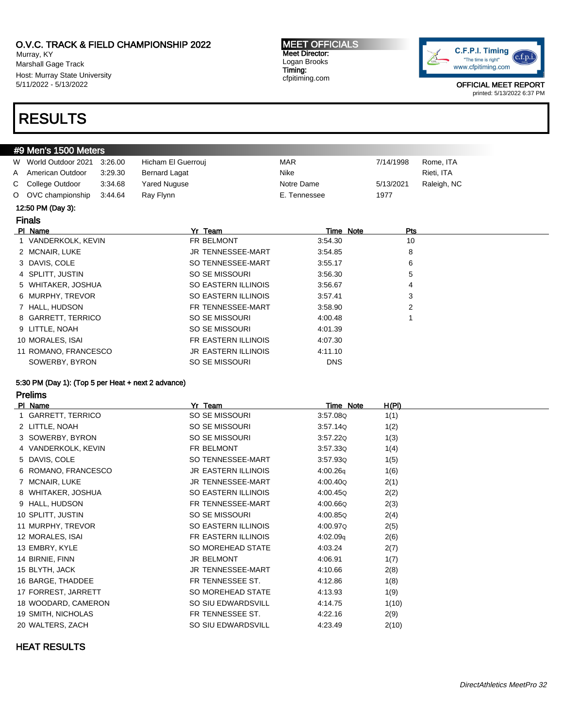O.V.C. TRACK & FIELD CHAMPIONSHIP 2022
Murray, KY
Marshall Gage Track
Host: Murray State University
5/11/2022 - 5/13/2022

**MEET OFFICIALS**
Meet Director:
Logan Brooks
Timing:
cfpitiming.com

C.F.P.I. Timing
"The time is right"
www.cfpitiming.com

OFFICIAL MEET REPORT
printed: 5/13/2022 6:37 PM

# RESULTS

## #9 Men's 1500 Meters

| | | | | | | |
|---|---|---|---|---|---|---|
| W | World Outdoor 2021 | 3:26.00 | Hicham El Guerrouj | MAR | 7/14/1998 | Rome, ITA |
| A | American Outdoor | 3:29.30 | Bernard Lagat | Nike | | Rieti, ITA |
| C | College Outdoor | 3:34.68 | Yared Nuguse | Notre Dame | 5/13/2021 | Raleigh, NC |
| O | OVC championship | 3:44.64 | Ray Flynn | E. Tennessee | 1977 | |

12:50 PM (Day 3):

### Finals

| Pl | Name | Yr | Team | Time | Note | Pts |
|---|---|---|---|---|---|---|
| 1 | VANDERKOLK, KEVIN | FR | BELMONT | 3:54.30 | | 10 |
| 2 | MCNAIR, LUKE | JR | TENNESSEE-MART | 3:54.85 | | 8 |
| 3 | DAVIS, COLE | SO | TENNESSEE-MART | 3:55.17 | | 6 |
| 4 | SPLITT, JUSTIN | SO | SE MISSOURI | 3:56.30 | | 5 |
| 5 | WHITAKER, JOSHUA | SO | EASTERN ILLINOIS | 3:56.67 | | 4 |
| 6 | MURPHY, TREVOR | SO | EASTERN ILLINOIS | 3:57.41 | | 3 |
| 7 | HALL, HUDSON | FR | TENNESSEE-MART | 3:58.90 | | 2 |
| 8 | GARRETT, TERRICO | SO | SE MISSOURI | 4:00.48 | | 1 |
| 9 | LITTLE, NOAH | SO | SE MISSOURI | 4:01.39 | | |
| 10 | MORALES, ISAI | FR | EASTERN ILLINOIS | 4:07.30 | | |
| 11 | ROMANO, FRANCESCO | JR | EASTERN ILLINOIS | 4:11.10 | | |
| | SOWERBY, BYRON | SO | SE MISSOURI | DNS | | |

5:30 PM (Day 1): (Top 5 per Heat + next 2 advance)

### Prelims

| Pl | Name | Yr | Team | Time | Note | H(Pl) |
|---|---|---|---|---|---|---|
| 1 | GARRETT, TERRICO | SO | SE MISSOURI | 3:57.08 | Q | 1(1) |
| 2 | LITTLE, NOAH | SO | SE MISSOURI | 3:57.14 | Q | 1(2) |
| 3 | SOWERBY, BYRON | SO | SE MISSOURI | 3:57.22 | Q | 1(3) |
| 4 | VANDERKOLK, KEVIN | FR | BELMONT | 3:57.33 | Q | 1(4) |
| 5 | DAVIS, COLE | SO | TENNESSEE-MART | 3:57.93 | Q | 1(5) |
| 6 | ROMANO, FRANCESCO | JR | EASTERN ILLINOIS | 4:00.26 | q | 1(6) |
| 7 | MCNAIR, LUKE | JR | TENNESSEE-MART | 4:00.40 | Q | 2(1) |
| 8 | WHITAKER, JOSHUA | SO | EASTERN ILLINOIS | 4:00.45 | Q | 2(2) |
| 9 | HALL, HUDSON | FR | TENNESSEE-MART | 4:00.66 | Q | 2(3) |
| 10 | SPLITT, JUSTIN | SO | SE MISSOURI | 4:00.85 | Q | 2(4) |
| 11 | MURPHY, TREVOR | SO | EASTERN ILLINOIS | 4:00.97 | Q | 2(5) |
| 12 | MORALES, ISAI | FR | EASTERN ILLINOIS | 4:02.09 | q | 2(6) |
| 13 | EMBRY, KYLE | SO | MOREHEAD STATE | 4:03.24 | | 2(7) |
| 14 | BIRNIE, FINN | JR | BELMONT | 4:06.91 | | 1(7) |
| 15 | BLYTH, JACK | JR | TENNESSEE-MART | 4:10.66 | | 2(8) |
| 16 | BARGE, THADDEE | FR | TENNESSEE ST. | 4:12.86 | | 1(8) |
| 17 | FORREST, JARRETT | SO | MOREHEAD STATE | 4:13.93 | | 1(9) |
| 18 | WOODARD, CAMERON | SO | SIU EDWARDSVILL | 4:14.75 | | 1(10) |
| 19 | SMITH, NICHOLAS | FR | TENNESSEE ST. | 4:22.16 | | 2(9) |
| 20 | WALTERS, ZACH | SO | SIU EDWARDSVILL | 4:23.49 | | 2(10) |

### HEAT RESULTS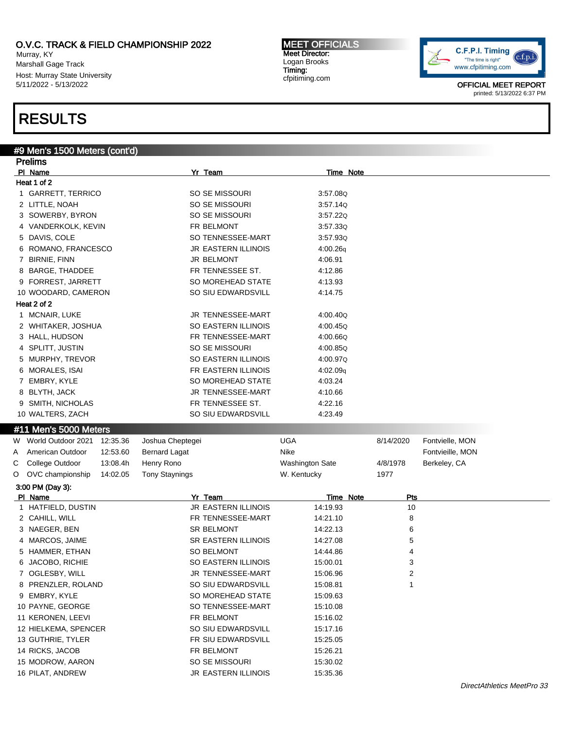O.V.C. TRACK & FIELD CHAMPIONSHIP 2022
Murray, KY
Marshall Gage Track
Host: Murray State University
5/11/2022 - 5/13/2022

**MEET OFFICIALS**
Meet Director:
Logan Brooks
Timing:
cfpitiming.com

OFFICIAL MEET REPORT
printed: 5/13/2022 6:37 PM

# RESULTS

## #9 Men's 1500 Meters (cont'd)

### Prelims

**Heat 1 of 2**

| Pl | Name | Yr | Team | Time | Note |
|---|---|---|---|---|---|
| 1 | GARRETT, TERRICO | SO | SE MISSOURI | 3:57.08 | Q |
| 2 | LITTLE, NOAH | SO | SE MISSOURI | 3:57.14 | Q |
| 3 | SOWERBY, BYRON | SO | SE MISSOURI | 3:57.22 | Q |
| 4 | VANDERKOLK, KEVIN | FR | BELMONT | 3:57.33 | Q |
| 5 | DAVIS, COLE | SO | TENNESSEE-MART | 3:57.93 | Q |
| 6 | ROMANO, FRANCESCO | JR | EASTERN ILLINOIS | 4:00.26 | q |
| 7 | BIRNIE, FINN | JR | BELMONT | 4:06.91 | |
| 8 | BARGE, THADDEE | FR | TENNESSEE ST. | 4:12.86 | |
| 9 | FORREST, JARRETT | SO | MOREHEAD STATE | 4:13.93 | |
| 10 | WOODARD, CAMERON | SO | SIU EDWARDSVILL | 4:14.75 | |

**Heat 2 of 2**

| Pl | Name | Yr | Team | Time | Note |
|---|---|---|---|---|---|
| 1 | MCNAIR, LUKE | JR | TENNESSEE-MART | 4:00.40 | Q |
| 2 | WHITAKER, JOSHUA | SO | EASTERN ILLINOIS | 4:00.45 | Q |
| 3 | HALL, HUDSON | FR | TENNESSEE-MART | 4:00.66 | Q |
| 4 | SPLITT, JUSTIN | SO | SE MISSOURI | 4:00.85 | Q |
| 5 | MURPHY, TREVOR | SO | EASTERN ILLINOIS | 4:00.97 | Q |
| 6 | MORALES, ISAI | FR | EASTERN ILLINOIS | 4:02.09 | q |
| 7 | EMBRY, KYLE | SO | MOREHEAD STATE | 4:03.24 | |
| 8 | BLYTH, JACK | JR | TENNESSEE-MART | 4:10.66 | |
| 9 | SMITH, NICHOLAS | FR | TENNESSEE ST. | 4:22.16 | |
| 10 | WALTERS, ZACH | SO | SIU EDWARDSVILL | 4:23.49 | |

## #11 Men's 5000 Meters

| | Record | Mark | Name | Team | Date | Location |
|---|---|---|---|---|---|---|
| W | World Outdoor 2021 | 12:35.36 | Joshua Cheptegei | UGA | 8/14/2020 | Fontvielle, MON |
| A | American Outdoor | 12:53.60 | Bernard Lagat | Nike | | Fontvieille, MON |
| C | College Outdoor | 13:08.4h | Henry Rono | Washington Sate | 4/8/1978 | Berkeley, CA |
| O | OVC championship | 14:02.05 | Tony Staynings | W. Kentucky | 1977 | |

**3:00 PM (Day 3):**

| Pl | Name | Yr | Team | Time | Note | Pts |
|---|---|---|---|---|---|---|
| 1 | HATFIELD, DUSTIN | JR | EASTERN ILLINOIS | 14:19.93 | | 10 |
| 2 | CAHILL, WILL | FR | TENNESSEE-MART | 14:21.10 | | 8 |
| 3 | NAEGER, BEN | SR | BELMONT | 14:22.13 | | 6 |
| 4 | MARCOS, JAIME | SR | EASTERN ILLINOIS | 14:27.08 | | 5 |
| 5 | HAMMER, ETHAN | SO | BELMONT | 14:44.86 | | 4 |
| 6 | JACOBO, RICHIE | SO | EASTERN ILLINOIS | 15:00.01 | | 3 |
| 7 | OGLESBY, WILL | JR | TENNESSEE-MART | 15:06.96 | | 2 |
| 8 | PRENZLER, ROLAND | SO | SIU EDWARDSVILL | 15:08.81 | | 1 |
| 9 | EMBRY, KYLE | SO | MOREHEAD STATE | 15:09.63 | | |
| 10 | PAYNE, GEORGE | SO | TENNESSEE-MART | 15:10.08 | | |
| 11 | KERONEN, LEEVI | FR | BELMONT | 15:16.02 | | |
| 12 | HIELKEMA, SPENCER | SO | SIU EDWARDSVILL | 15:17.16 | | |
| 13 | GUTHRIE, TYLER | FR | SIU EDWARDSVILL | 15:25.05 | | |
| 14 | RICKS, JACOB | FR | BELMONT | 15:26.21 | | |
| 15 | MODROW, AARON | SO | SE MISSOURI | 15:30.02 | | |
| 16 | PILAT, ANDREW | JR | EASTERN ILLINOIS | 15:35.36 | | |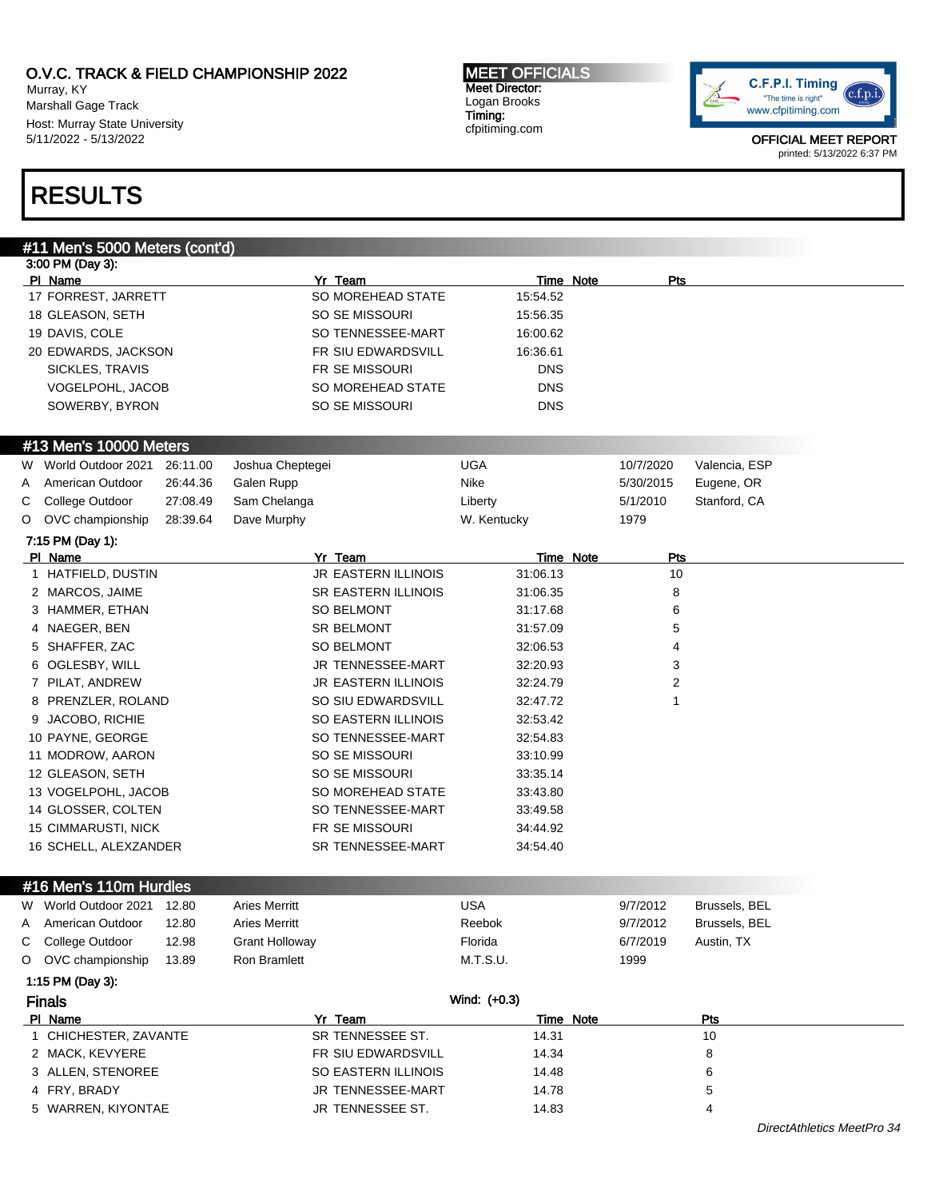O.V.C. TRACK & FIELD CHAMPIONSHIP 2022
Murray, KY
Marshall Gage Track
Host: Murray State University
5/11/2022 - 5/13/2022

**MEET OFFICIALS**
Meet Director:
Logan Brooks
Timing:
cfpitiming.com

C.F.P.I. Timing
"The time is right"
www.cfpitiming.com

OFFICIAL MEET REPORT
printed: 5/13/2022 6:37 PM

# RESULTS

## #11 Men's 5000 Meters (cont'd)

3:00 PM (Day 3):

| Pl | Name | Yr | Team | Time | Note | Pts |
|---|---|---|---|---|---|---|
| 17 | FORREST, JARRETT | SO | MOREHEAD STATE | 15:54.52 | | |
| 18 | GLEASON, SETH | SO | SE MISSOURI | 15:56.35 | | |
| 19 | DAVIS, COLE | SO | TENNESSEE-MART | 16:00.62 | | |
| 20 | EDWARDS, JACKSON | FR | SIU EDWARDSVILL | 16:36.61 | | |
| | SICKLES, TRAVIS | FR | SE MISSOURI | DNS | | |
| | VOGELPOHL, JACOB | SO | MOREHEAD STATE | DNS | | |
| | SOWERBY, BYRON | SO | SE MISSOURI | DNS | | |

## #13 Men's 10000 Meters

| | | | | | | |
|---|---|---|---|---|---|---|
| W | World Outdoor 2021 | 26:11.00 | Joshua Cheptegei | UGA | 10/7/2020 | Valencia, ESP |
| A | American Outdoor | 26:44.36 | Galen Rupp | Nike | 5/30/2015 | Eugene, OR |
| C | College Outdoor | 27:08.49 | Sam Chelanga | Liberty | 5/1/2010 | Stanford, CA |
| O | OVC championship | 28:39.64 | Dave Murphy | W. Kentucky | 1979 | |

7:15 PM (Day 1):

| Pl | Name | Yr | Team | Time | Note | Pts |
|---|---|---|---|---|---|---|
| 1 | HATFIELD, DUSTIN | JR | EASTERN ILLINOIS | 31:06.13 | | 10 |
| 2 | MARCOS, JAIME | SR | EASTERN ILLINOIS | 31:06.35 | | 8 |
| 3 | HAMMER, ETHAN | SO | BELMONT | 31:17.68 | | 6 |
| 4 | NAEGER, BEN | SR | BELMONT | 31:57.09 | | 5 |
| 5 | SHAFFER, ZAC | SO | BELMONT | 32:06.53 | | 4 |
| 6 | OGLESBY, WILL | JR | TENNESSEE-MART | 32:20.93 | | 3 |
| 7 | PILAT, ANDREW | JR | EASTERN ILLINOIS | 32:24.79 | | 2 |
| 8 | PRENZLER, ROLAND | SO | SIU EDWARDSVILL | 32:47.72 | | 1 |
| 9 | JACOBO, RICHIE | SO | EASTERN ILLINOIS | 32:53.42 | | |
| 10 | PAYNE, GEORGE | SO | TENNESSEE-MART | 32:54.83 | | |
| 11 | MODROW, AARON | SO | SE MISSOURI | 33:10.99 | | |
| 12 | GLEASON, SETH | SO | SE MISSOURI | 33:35.14 | | |
| 13 | VOGELPOHL, JACOB | SO | MOREHEAD STATE | 33:43.80 | | |
| 14 | GLOSSER, COLTEN | SO | TENNESSEE-MART | 33:49.58 | | |
| 15 | CIMMARUSTI, NICK | FR | SE MISSOURI | 34:44.92 | | |
| 16 | SCHELL, ALEXZANDER | SR | TENNESSEE-MART | 34:54.40 | | |

## #16 Men's 110m Hurdles

| | | | | | | |
|---|---|---|---|---|---|---|
| W | World Outdoor 2021 | 12.80 | Aries Merritt | USA | 9/7/2012 | Brussels, BEL |
| A | American Outdoor | 12.80 | Aries Merritt | Reebok | 9/7/2012 | Brussels, BEL |
| C | College Outdoor | 12.98 | Grant Holloway | Florida | 6/7/2019 | Austin, TX |
| O | OVC championship | 13.89 | Ron Bramlett | M.T.S.U. | 1999 | |

1:15 PM (Day 3):

### Finals

Wind: (+0.3)

| Pl | Name | Yr | Team | Time | Note | Pts |
|---|---|---|---|---|---|---|
| 1 | CHICHESTER, ZAVANTE | SR | TENNESSEE ST. | 14.31 | | 10 |
| 2 | MACK, KEVYERE | FR | SIU EDWARDSVILL | 14.34 | | 8 |
| 3 | ALLEN, STENOREE | SO | EASTERN ILLINOIS | 14.48 | | 6 |
| 4 | FRY, BRADY | JR | TENNESSEE-MART | 14.78 | | 5 |
| 5 | WARREN, KIYONTAE | JR | TENNESSEE ST. | 14.83 | | 4 |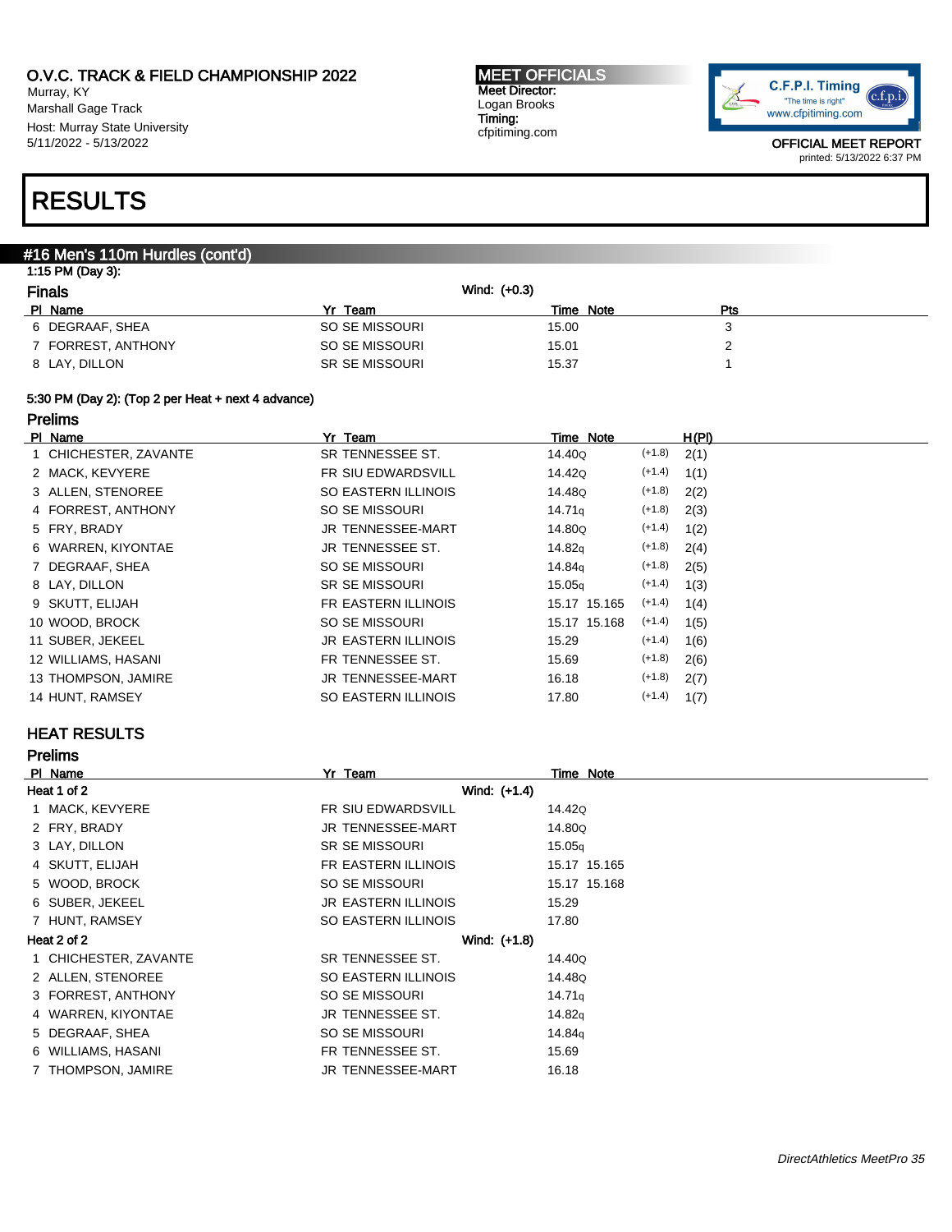# O.V.C. TRACK & FIELD CHAMPIONSHIP 2022

Murray, KY
Marshall Gage Track
Host: Murray State University
5/11/2022 - 5/13/2022

**MEET OFFICIALS**
Meet Director:
Logan Brooks
Timing:
cfpitiming.com

OFFICIAL MEET REPORT
printed: 5/13/2022 6:37 PM

# RESULTS

## #16 Men's 110m Hurdles (cont'd)

1:15 PM (Day 3):

### Finals

Wind: (+0.3)

| Pl | Name | Yr | Team | Time | Note | Pts |
|---|---|---|---|---|---|---|
| 6 | DEGRAAF, SHEA | SO | SE MISSOURI | 15.00 | | 3 |
| 7 | FORREST, ANTHONY | SO | SE MISSOURI | 15.01 | | 2 |
| 8 | LAY, DILLON | SR | SE MISSOURI | 15.37 | | 1 |

5:30 PM (Day 2): (Top 2 per Heat + next 4 advance)

### Prelims

| Pl | Name | Yr | Team | Time | Note | Wind | H(Pl) |
|---|---|---|---|---|---|---|---|
| 1 | CHICHESTER, ZAVANTE | SR | TENNESSEE ST. | 14.40Q | | (+1.8) | 2(1) |
| 2 | MACK, KEVYERE | FR | SIU EDWARDSVILL | 14.42Q | | (+1.4) | 1(1) |
| 3 | ALLEN, STENOREE | SO | EASTERN ILLINOIS | 14.48Q | | (+1.8) | 2(2) |
| 4 | FORREST, ANTHONY | SO | SE MISSOURI | 14.71q | | (+1.8) | 2(3) |
| 5 | FRY, BRADY | JR | TENNESSEE-MART | 14.80Q | | (+1.4) | 1(2) |
| 6 | WARREN, KIYONTAE | JR | TENNESSEE ST. | 14.82q | | (+1.8) | 2(4) |
| 7 | DEGRAAF, SHEA | SO | SE MISSOURI | 14.84q | | (+1.8) | 2(5) |
| 8 | LAY, DILLON | SR | SE MISSOURI | 15.05q | | (+1.4) | 1(3) |
| 9 | SKUTT, ELIJAH | FR | EASTERN ILLINOIS | 15.17 | 15.165 | (+1.4) | 1(4) |
| 10 | WOOD, BROCK | SO | SE MISSOURI | 15.17 | 15.168 | (+1.4) | 1(5) |
| 11 | SUBER, JEKEEL | JR | EASTERN ILLINOIS | 15.29 | | (+1.4) | 1(6) |
| 12 | WILLIAMS, HASANI | FR | TENNESSEE ST. | 15.69 | | (+1.8) | 2(6) |
| 13 | THOMPSON, JAMIRE | JR | TENNESSEE-MART | 16.18 | | (+1.8) | 2(7) |
| 14 | HUNT, RAMSEY | SO | EASTERN ILLINOIS | 17.80 | | (+1.4) | 1(7) |

## HEAT RESULTS

### Prelims

| Pl | Name | Yr | Team | Time | Note |
|---|---|---|---|---|---|
| **Heat 1 of 2** | | | Wind: (+1.4) | | |
| 1 | MACK, KEVYERE | FR | SIU EDWARDSVILL | 14.42Q | |
| 2 | FRY, BRADY | JR | TENNESSEE-MART | 14.80Q | |
| 3 | LAY, DILLON | SR | SE MISSOURI | 15.05q | |
| 4 | SKUTT, ELIJAH | FR | EASTERN ILLINOIS | 15.17 | 15.165 |
| 5 | WOOD, BROCK | SO | SE MISSOURI | 15.17 | 15.168 |
| 6 | SUBER, JEKEEL | JR | EASTERN ILLINOIS | 15.29 | |
| 7 | HUNT, RAMSEY | SO | EASTERN ILLINOIS | 17.80 | |
| **Heat 2 of 2** | | | Wind: (+1.8) | | |
| 1 | CHICHESTER, ZAVANTE | SR | TENNESSEE ST. | 14.40Q | |
| 2 | ALLEN, STENOREE | SO | EASTERN ILLINOIS | 14.48Q | |
| 3 | FORREST, ANTHONY | SO | SE MISSOURI | 14.71q | |
| 4 | WARREN, KIYONTAE | JR | TENNESSEE ST. | 14.82q | |
| 5 | DEGRAAF, SHEA | SO | SE MISSOURI | 14.84q | |
| 6 | WILLIAMS, HASANI | FR | TENNESSEE ST. | 15.69 | |
| 7 | THOMPSON, JAMIRE | JR | TENNESSEE-MART | 16.18 | |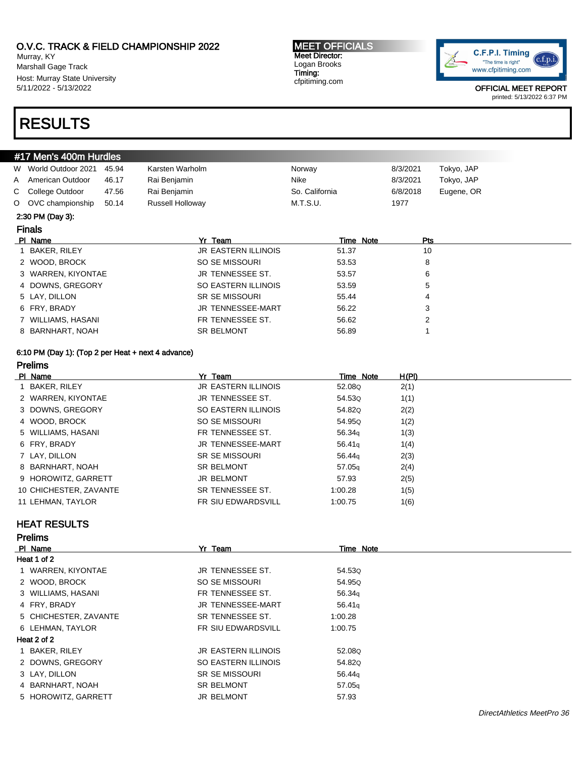O.V.C. TRACK & FIELD CHAMPIONSHIP 2022
Murray, KY
Marshall Gage Track
Host: Murray State University
5/11/2022 - 5/13/2022

**MEET OFFICIALS**
Meet Director:
Logan Brooks
Timing:
cfpitiming.com

C.F.P.I. Timing "The time is right" www.cfpitiming.com

OFFICIAL MEET REPORT
printed: 5/13/2022 6:37 PM

# RESULTS

## #17 Men's 400m Hurdles

| | | | | | | |
|---|---|---|---|---|---|---|
| W | World Outdoor 2021 | 45.94 | Karsten Warholm | Norway | 8/3/2021 | Tokyo, JAP |
| A | American Outdoor | 46.17 | Rai Benjamin | Nike | 8/3/2021 | Tokyo, JAP |
| C | College Outdoor | 47.56 | Rai Benjamin | So. California | 6/8/2018 | Eugene, OR |
| O | OVC championship | 50.14 | Russell Holloway | M.T.S.U. | 1977 | |

2:30 PM (Day 3):

### Finals

| Pl | Name | Yr | Team | Time | Note | Pts |
|---|---|---|---|---|---|---|
| 1 | BAKER, RILEY | JR | EASTERN ILLINOIS | 51.37 | | 10 |
| 2 | WOOD, BROCK | SO | SE MISSOURI | 53.53 | | 8 |
| 3 | WARREN, KIYONTAE | JR | TENNESSEE ST. | 53.57 | | 6 |
| 4 | DOWNS, GREGORY | SO | EASTERN ILLINOIS | 53.59 | | 5 |
| 5 | LAY, DILLON | SR | SE MISSOURI | 55.44 | | 4 |
| 6 | FRY, BRADY | JR | TENNESSEE-MART | 56.22 | | 3 |
| 7 | WILLIAMS, HASANI | FR | TENNESSEE ST. | 56.62 | | 2 |
| 8 | BARNHART, NOAH | SR | BELMONT | 56.89 | | 1 |

6:10 PM (Day 1): (Top 2 per Heat + next 4 advance)

### Prelims

| Pl | Name | Yr | Team | Time | Note | H(Pl) |
|---|---|---|---|---|---|---|
| 1 | BAKER, RILEY | JR | EASTERN ILLINOIS | 52.08 | Q | 2(1) |
| 2 | WARREN, KIYONTAE | JR | TENNESSEE ST. | 54.53 | Q | 1(1) |
| 3 | DOWNS, GREGORY | SO | EASTERN ILLINOIS | 54.82 | Q | 2(2) |
| 4 | WOOD, BROCK | SO | SE MISSOURI | 54.95 | Q | 1(2) |
| 5 | WILLIAMS, HASANI | FR | TENNESSEE ST. | 56.34 | q | 1(3) |
| 6 | FRY, BRADY | JR | TENNESSEE-MART | 56.41 | q | 1(4) |
| 7 | LAY, DILLON | SR | SE MISSOURI | 56.44 | q | 2(3) |
| 8 | BARNHART, NOAH | SR | BELMONT | 57.05 | q | 2(4) |
| 9 | HOROWITZ, GARRETT | JR | BELMONT | 57.93 | | 2(5) |
| 10 | CHICHESTER, ZAVANTE | SR | TENNESSEE ST. | 1:00.28 | | 1(5) |
| 11 | LEHMAN, TAYLOR | FR | SIU EDWARDSVILL | 1:00.75 | | 1(6) |

## HEAT RESULTS

### Prelims

| Pl | Name | Yr | Team | Time | Note |
|---|---|---|---|---|---|
| **Heat 1 of 2** | | | | | |
| 1 | WARREN, KIYONTAE | JR | TENNESSEE ST. | 54.53 | Q |
| 2 | WOOD, BROCK | SO | SE MISSOURI | 54.95 | Q |
| 3 | WILLIAMS, HASANI | FR | TENNESSEE ST. | 56.34 | q |
| 4 | FRY, BRADY | JR | TENNESSEE-MART | 56.41 | q |
| 5 | CHICHESTER, ZAVANTE | SR | TENNESSEE ST. | 1:00.28 | |
| 6 | LEHMAN, TAYLOR | FR | SIU EDWARDSVILL | 1:00.75 | |
| **Heat 2 of 2** | | | | | |
| 1 | BAKER, RILEY | JR | EASTERN ILLINOIS | 52.08 | Q |
| 2 | DOWNS, GREGORY | SO | EASTERN ILLINOIS | 54.82 | Q |
| 3 | LAY, DILLON | SR | SE MISSOURI | 56.44 | q |
| 4 | BARNHART, NOAH | SR | BELMONT | 57.05 | q |
| 5 | HOROWITZ, GARRETT | JR | BELMONT | 57.93 | |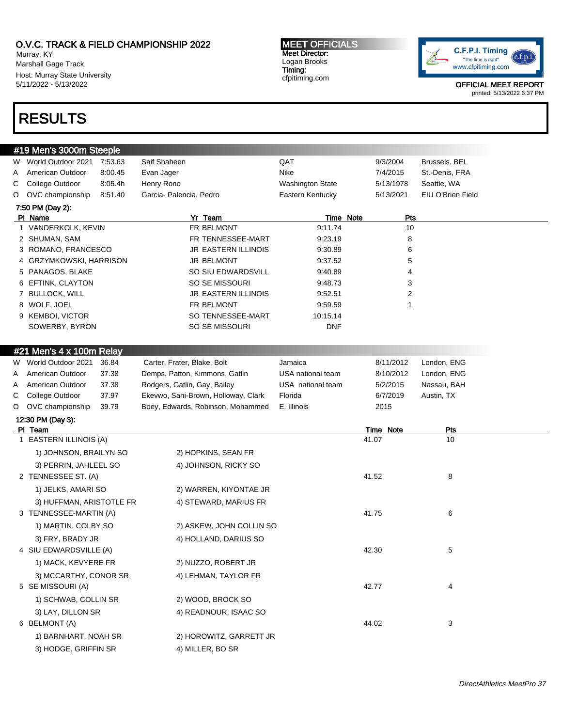O.V.C. TRACK & FIELD CHAMPIONSHIP 2022
Murray, KY
Marshall Gage Track
Host: Murray State University
5/11/2022 - 5/13/2022

MEET OFFICIALS
Meet Director:
Logan Brooks
Timing:
cfpitiming.com

OFFICIAL MEET REPORT
printed: 5/13/2022 6:37 PM

# RESULTS

## #19 Men's 3000m Steeple

| | | | | | | |
|---|---|---|---|---|---|---|
| W | World Outdoor 2021 | 7:53.63 | Saif Shaheen | QAT | 9/3/2004 | Brussels, BEL |
| A | American Outdoor | 8:00.45 | Evan Jager | Nike | 7/4/2015 | St.-Denis, FRA |
| C | College Outdoor | 8:05.4h | Henry Rono | Washington State | 5/13/1978 | Seattle, WA |
| O | OVC championship | 8:51.40 | Garcia- Palencia, Pedro | Eastern Kentucky | 5/13/2021 | EIU O'Brien Field |

7:50 PM (Day 2):

| Pl | Name | Yr | Team | Time | Note | Pts |
|---|---|---|---|---|---|---|
| 1 | VANDERKOLK, KEVIN | FR | BELMONT | 9:11.74 | | 10 |
| 2 | SHUMAN, SAM | FR | TENNESSEE-MART | 9:23.19 | | 8 |
| 3 | ROMANO, FRANCESCO | JR | EASTERN ILLINOIS | 9:30.89 | | 6 |
| 4 | GRZYMKOWSKI, HARRISON | JR | BELMONT | 9:37.52 | | 5 |
| 5 | PANAGOS, BLAKE | SO | SIU EDWARDSVILL | 9:40.89 | | 4 |
| 6 | EFTINK, CLAYTON | SO | SE MISSOURI | 9:48.73 | | 3 |
| 7 | BULLOCK, WILL | JR | EASTERN ILLINOIS | 9:52.51 | | 2 |
| 8 | WOLF, JOEL | FR | BELMONT | 9:59.59 | | 1 |
| 9 | KEMBOI, VICTOR | SO | TENNESSEE-MART | 10:15.14 | | |
| | SOWERBY, BYRON | SO | SE MISSOURI | DNF | | |

## #21 Men's 4 x 100m Relay

| | | | | | | |
|---|---|---|---|---|---|---|
| W | World Outdoor 2021 | 36.84 | Carter, Frater, Blake, Bolt | Jamaica | 8/11/2012 | London, ENG |
| A | American Outdoor | 37.38 | Demps, Patton, Kimmons, Gatlin | USA national team | 8/10/2012 | London, ENG |
| A | American Outdoor | 37.38 | Rodgers, Gatlin, Gay, Bailey | USA national team | 5/2/2015 | Nassau, BAH |
| C | College Outdoor | 37.97 | Ekevwo, Sani-Brown, Holloway, Clark | Florida | 6/7/2019 | Austin, TX |
| O | OVC championship | 39.79 | Boey, Edwards, Robinson, Mohammed | E. Illinois | 2015 | |

12:30 PM (Day 3):

| Pl | Team | Time | Note | Pts |
|---|---|---|---|---|
| 1 | EASTERN ILLINOIS (A) | 41.07 | | 10 |
| | 1) JOHNSON, BRAILYN SO; 2) HOPKINS, SEAN FR; 3) PERRIN, JAHLEEL SO; 4) JOHNSON, RICKY SO | | | |
| 2 | TENNESSEE ST. (A) | 41.52 | | 8 |
| | 1) JELKS, AMARI SO; 2) WARREN, KIYONTAE JR; 3) HUFFMAN, ARISTOTLE FR; 4) STEWARD, MARIUS FR | | | |
| 3 | TENNESSEE-MARTIN (A) | 41.75 | | 6 |
| | 1) MARTIN, COLBY SO; 2) ASKEW, JOHN COLLIN SO; 3) FRY, BRADY JR; 4) HOLLAND, DARIUS SO | | | |
| 4 | SIU EDWARDSVILLE (A) | 42.30 | | 5 |
| | 1) MACK, KEVYERE FR; 2) NUZZO, ROBERT JR; 3) MCCARTHY, CONOR SR; 4) LEHMAN, TAYLOR FR | | | |
| 5 | SE MISSOURI (A) | 42.77 | | 4 |
| | 1) SCHWAB, COLLIN SR; 2) WOOD, BROCK SO; 3) LAY, DILLON SR; 4) READNOUR, ISAAC SO | | | |
| 6 | BELMONT (A) | 44.02 | | 3 |
| | 1) BARNHART, NOAH SR; 2) HOROWITZ, GARRETT JR; 3) HODGE, GRIFFIN SR; 4) MILLER, BO SR | | | |

DirectAthletics MeetPro 37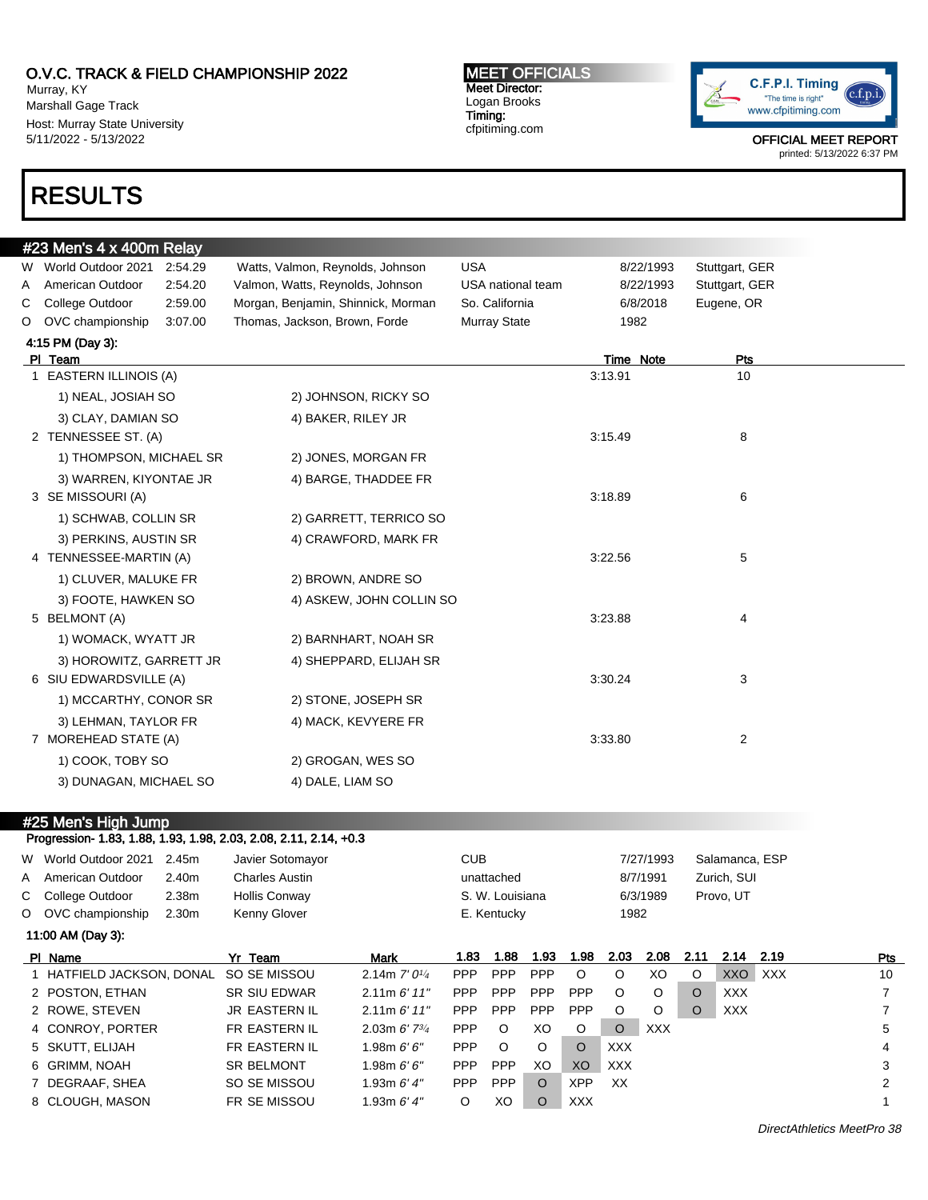O.V.C. TRACK & FIELD CHAMPIONSHIP 2022
Murray, KY
Marshall Gage Track
Host: Murray State University
5/11/2022 - 5/13/2022

**MEET OFFICIALS**
Meet Director:
Logan Brooks
Timing:
cfpitiming.com

OFFICIAL MEET REPORT
printed: 5/13/2022 6:37 PM

# RESULTS

## #23 Men's 4 x 400m Relay

| | | | | | | |
|---|---|---|---|---|---|---|
| W | World Outdoor 2021 | 2:54.29 | Watts, Valmon, Reynolds, Johnson | USA | 8/22/1993 | Stuttgart, GER |
| A | American Outdoor | 2:54.20 | Valmon, Watts, Reynolds, Johnson | USA national team | 8/22/1993 | Stuttgart, GER |
| C | College Outdoor | 2:59.00 | Morgan, Benjamin, Shinnick, Morman | So. California | 6/8/2018 | Eugene, OR |
| O | OVC championship | 3:07.00 | Thomas, Jackson, Brown, Forde | Murray State | 1982 | |

**4:15 PM (Day 3):**

| Pl | Team | Time | Note | Pts |
|---|---|---|---|---|
| 1 | EASTERN ILLINOIS (A) | 3:13.91 | | 10 |
| | 1) NEAL, JOSIAH SO; 2) JOHNSON, RICKY SO; 3) CLAY, DAMIAN SO; 4) BAKER, RILEY JR | | | |
| 2 | TENNESSEE ST. (A) | 3:15.49 | | 8 |
| | 1) THOMPSON, MICHAEL SR; 2) JONES, MORGAN FR; 3) WARREN, KIYONTAE JR; 4) BARGE, THADDEE FR | | | |
| 3 | SE MISSOURI (A) | 3:18.89 | | 6 |
| | 1) SCHWAB, COLLIN SR; 2) GARRETT, TERRICO SO; 3) PERKINS, AUSTIN SR; 4) CRAWFORD, MARK FR | | | |
| 4 | TENNESSEE-MARTIN (A) | 3:22.56 | | 5 |
| | 1) CLUVER, MALUKE FR; 2) BROWN, ANDRE SO; 3) FOOTE, HAWKEN SO; 4) ASKEW, JOHN COLLIN SO | | | |
| 5 | BELMONT (A) | 3:23.88 | | 4 |
| | 1) WOMACK, WYATT JR; 2) BARNHART, NOAH SR; 3) HOROWITZ, GARRETT JR; 4) SHEPPARD, ELIJAH SR | | | |
| 6 | SIU EDWARDSVILLE (A) | 3:30.24 | | 3 |
| | 1) MCCARTHY, CONOR SR; 2) STONE, JOSEPH SR; 3) LEHMAN, TAYLOR FR; 4) MACK, KEVYERE FR | | | |
| 7 | MOREHEAD STATE (A) | 3:33.80 | | 2 |
| | 1) COOK, TOBY SO; 2) GROGAN, WES SO; 3) DUNAGAN, MICHAEL SO; 4) DALE, LIAM SO | | | |

## #25 Men's High Jump

Progression- 1.83, 1.88, 1.93, 1.98, 2.03, 2.08, 2.11, 2.14, +0.3

| | | | | | | |
|---|---|---|---|---|---|---|
| W | World Outdoor 2021 | 2.45m | Javier Sotomayor | CUB | 7/27/1993 | Salamanca, ESP |
| A | American Outdoor | 2.40m | Charles Austin | unattached | 8/7/1991 | Zurich, SUI |
| C | College Outdoor | 2.38m | Hollis Conway | S. W. Louisiana | 6/3/1989 | Provo, UT |
| O | OVC championship | 2.30m | Kenny Glover | E. Kentucky | 1982 | |

**11:00 AM (Day 3):**

| Pl | Name | Yr | Team | Mark | 1.83 | 1.88 | 1.93 | 1.98 | 2.03 | 2.08 | 2.11 | 2.14 | 2.19 | Pts |
|---|---|---|---|---|---|---|---|---|---|---|---|---|---|---|
| 1 | HATFIELD JACKSON, DONAL | SO | SE MISSOU | 2.14m 7' 0¼ | PPP | PPP | PPP | O | O | XO | O | XXO | XXX | 10 |
| 2 | POSTON, ETHAN | SR | SIU EDWAR | 2.11m 6' 11" | PPP | PPP | PPP | PPP | O | O | O | XXX | | 7 |
| 2 | ROWE, STEVEN | JR | EASTERN IL | 2.11m 6' 11" | PPP | PPP | PPP | PPP | O | O | O | XXX | | 7 |
| 4 | CONROY, PORTER | FR | EASTERN IL | 2.03m 6' 7¾ | PPP | O | XO | O | O | XXX | | | | 5 |
| 5 | SKUTT, ELIJAH | FR | EASTERN IL | 1.98m 6' 6" | PPP | O | O | O | XXX | | | | | 4 |
| 6 | GRIMM, NOAH | SR | BELMONT | 1.98m 6' 6" | PPP | PPP | XO | XO | XXX | | | | | 3 |
| 7 | DEGRAAF, SHEA | SO | SE MISSOU | 1.93m 6' 4" | PPP | PPP | O | XPP | XX | | | | | 2 |
| 8 | CLOUGH, MASON | FR | SE MISSOU | 1.93m 6' 4" | O | XO | O | XXX | | | | | | 1 |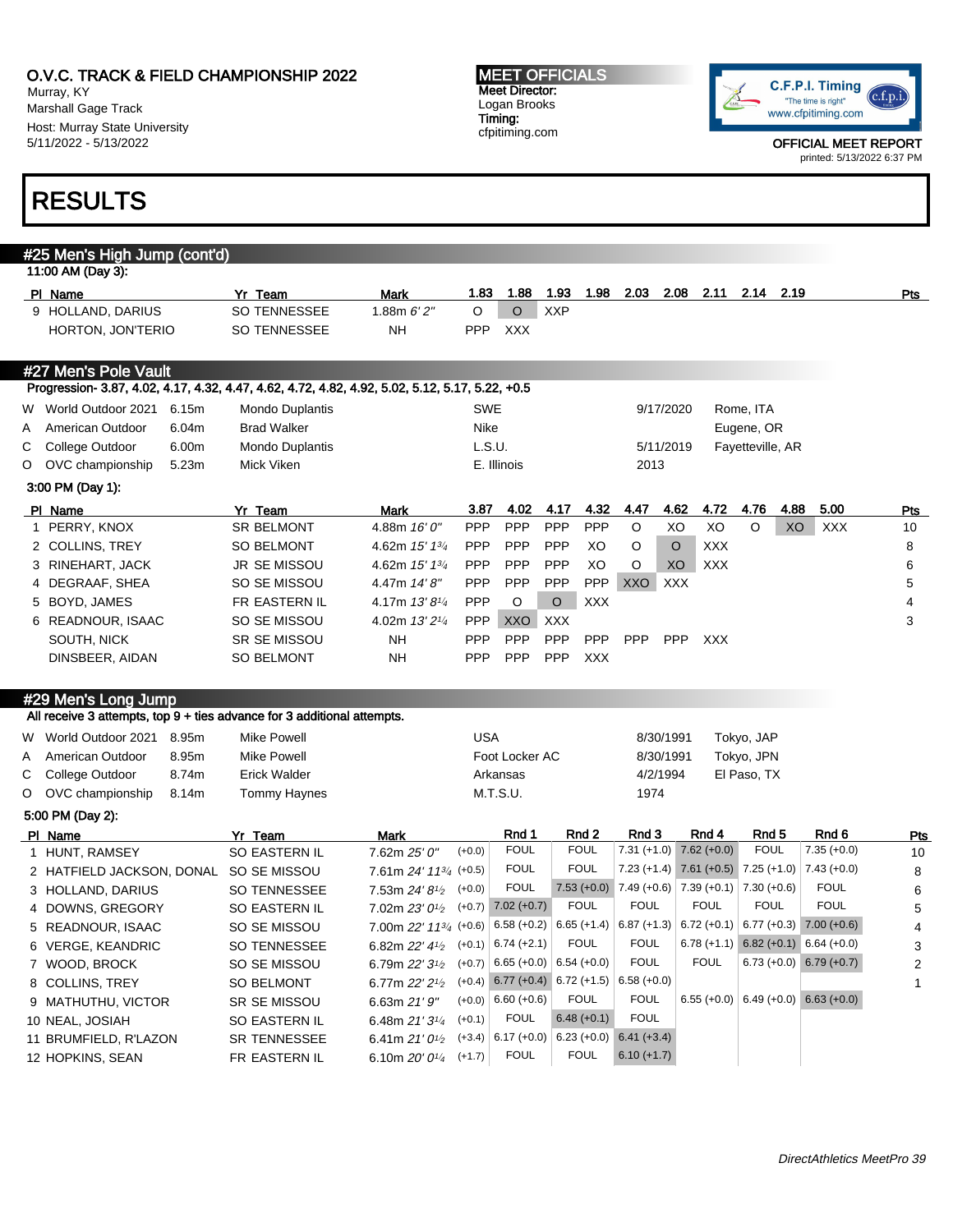O.V.C. TRACK & FIELD CHAMPIONSHIP 2022
Murray, KY
Marshall Gage Track
Host: Murray State University
5/11/2022 - 5/13/2022

**MEET OFFICIALS**
Meet Director:
Logan Brooks
Timing:
cfpitiming.com

C.F.P.I. Timing
"The time is right"
www.cfpitiming.com

OFFICIAL MEET REPORT
printed: 5/13/2022 6:37 PM

# RESULTS

## #25 Men's High Jump (cont'd)

11:00 AM (Day 3):

| Pl | Name | Yr | Team | Mark | 1.83 | 1.88 | 1.93 | 1.98 | 2.03 | 2.08 | 2.11 | 2.14 | 2.19 | Pts |
|---|---|---|---|---|---|---|---|---|---|---|---|---|---|---|
| 9 | HOLLAND, DARIUS | SO | TENNESSEE | 1.88m *6' 2"* | O | O | XXP | | | | | | | |
| | HORTON, JON'TERIO | SO | TENNESSEE | NH | PPP | XXX | | | | | | | | |

## #27 Men's Pole Vault

**Progression- 3.87, 4.02, 4.17, 4.32, 4.47, 4.62, 4.72, 4.82, 4.92, 5.02, 5.12, 5.17, 5.22, +0.5**

| | Record | Mark | Name | Team | Date | Location |
|---|---|---|---|---|---|---|
| W | World Outdoor 2021 | 6.15m | Mondo Duplantis | SWE | 9/17/2020 | Rome, ITA |
| A | American Outdoor | 6.04m | Brad Walker | Nike | | Eugene, OR |
| C | College Outdoor | 6.00m | Mondo Duplantis | L.S.U. | 5/11/2019 | Fayetteville, AR |
| O | OVC championship | 5.23m | Mick Viken | E. Illinois | 2013 | |

3:00 PM (Day 1):

| Pl | Name | Yr | Team | Mark | 3.87 | 4.02 | 4.17 | 4.32 | 4.47 | 4.62 | 4.72 | 4.76 | 4.88 | 5.00 | Pts |
|---|---|---|---|---|---|---|---|---|---|---|---|---|---|---|---|
| 1 | PERRY, KNOX | SR | BELMONT | 4.88m *16' 0"* | PPP | PPP | PPP | PPP | O | XO | XO | O | XO | XXX | 10 |
| 2 | COLLINS, TREY | SO | BELMONT | 4.62m *15' 1¾* | PPP | PPP | PPP | XO | O | O | XXX | | | | 8 |
| 3 | RINEHART, JACK | JR | SE MISSOU | 4.62m *15' 1¾* | PPP | PPP | PPP | XO | O | XO | XXX | | | | 6 |
| 4 | DEGRAAF, SHEA | SO | SE MISSOU | 4.47m *14' 8"* | PPP | PPP | PPP | PPP | XXO | XXX | | | | | 5 |
| 5 | BOYD, JAMES | FR | EASTERN IL | 4.17m *13' 8¼* | PPP | O | O | XXX | | | | | | | 4 |
| 6 | READNOUR, ISAAC | SO | SE MISSOU | 4.02m *13' 2¼* | PPP | XXO | XXX | | | | | | | | 3 |
| | SOUTH, NICK | SR | SE MISSOU | NH | PPP | PPP | PPP | PPP | PPP | PPP | XXX | | | | |
| | DINSBEER, AIDAN | SO | BELMONT | NH | PPP | PPP | PPP | XXX | | | | | | | |

## #29 Men's Long Jump

**All receive 3 attempts, top 9 + ties advance for 3 additional attempts.**

| | Record | Mark | Name | Team | Date | Location |
|---|---|---|---|---|---|---|
| W | World Outdoor 2021 | 8.95m | Mike Powell | USA | 8/30/1991 | Tokyo, JAP |
| A | American Outdoor | 8.95m | Mike Powell | Foot Locker AC | 8/30/1991 | Tokyo, JPN |
| C | College Outdoor | 8.74m | Erick Walder | Arkansas | 4/2/1994 | El Paso, TX |
| O | OVC championship | 8.14m | Tommy Haynes | M.T.S.U. | 1974 | |

5:00 PM (Day 2):

| Pl | Name | Yr | Team | Mark | Wind | Rnd 1 | Rnd 2 | Rnd 3 | Rnd 4 | Rnd 5 | Rnd 6 | Pts |
|---|---|---|---|---|---|---|---|---|---|---|---|---|
| 1 | HUNT, RAMSEY | SO | EASTERN IL | 7.62m *25' 0"* | (+0.0) | FOUL | FOUL | 7.31 (+1.0) | 7.62 (+0.0) | FOUL | 7.35 (+0.0) | 10 |
| 2 | HATFIELD JACKSON, DONAL | SO | SE MISSOU | 7.61m *24' 11¾* | (+0.5) | FOUL | FOUL | 7.23 (+1.4) | 7.61 (+0.5) | 7.25 (+1.0) | 7.43 (+0.0) | 8 |
| 3 | HOLLAND, DARIUS | SO | TENNESSEE | 7.53m *24' 8½* | (+0.0) | FOUL | 7.53 (+0.0) | 7.49 (+0.6) | 7.39 (+0.1) | 7.30 (+0.6) | FOUL | 6 |
| 4 | DOWNS, GREGORY | SO | EASTERN IL | 7.02m *23' 0½* | (+0.7) | 7.02 (+0.7) | FOUL | FOUL | FOUL | FOUL | FOUL | 5 |
| 5 | READNOUR, ISAAC | SO | SE MISSOU | 7.00m *22' 11¾* | (+0.6) | 6.58 (+0.2) | 6.65 (+1.4) | 6.87 (+1.3) | 6.72 (+0.1) | 6.77 (+0.3) | 7.00 (+0.6) | 4 |
| 6 | VERGE, KEANDRIC | SO | TENNESSEE | 6.82m *22' 4½* | (+0.1) | 6.74 (+2.1) | FOUL | FOUL | 6.78 (+1.1) | 6.82 (+0.1) | 6.64 (+0.0) | 3 |
| 7 | WOOD, BROCK | SO | SE MISSOU | 6.79m *22' 3½* | (+0.7) | 6.65 (+0.0) | 6.54 (+0.0) | FOUL | FOUL | 6.73 (+0.0) | 6.79 (+0.7) | 2 |
| 8 | COLLINS, TREY | SO | BELMONT | 6.77m *22' 2½* | (+0.4) | 6.77 (+0.4) | 6.72 (+1.5) | 6.58 (+0.0) | | | | 1 |
| 9 | MATHUTHU, VICTOR | SR | SE MISSOU | 6.63m *21' 9"* | (+0.0) | 6.60 (+0.6) | FOUL | FOUL | 6.55 (+0.0) | 6.49 (+0.0) | 6.63 (+0.0) | |
| 10 | NEAL, JOSIAH | SO | EASTERN IL | 6.48m *21' 3¼* | (+0.1) | FOUL | 6.48 (+0.1) | FOUL | | | | |
| 11 | BRUMFIELD, R'LAZON | SR | TENNESSEE | 6.41m *21' 0½* | (+3.4) | 6.17 (+0.0) | 6.23 (+0.0) | 6.41 (+3.4) | | | | |
| 12 | HOPKINS, SEAN | FR | EASTERN IL | 6.10m *20' 0¼* | (+1.7) | FOUL | FOUL | 6.10 (+1.7) | | | | |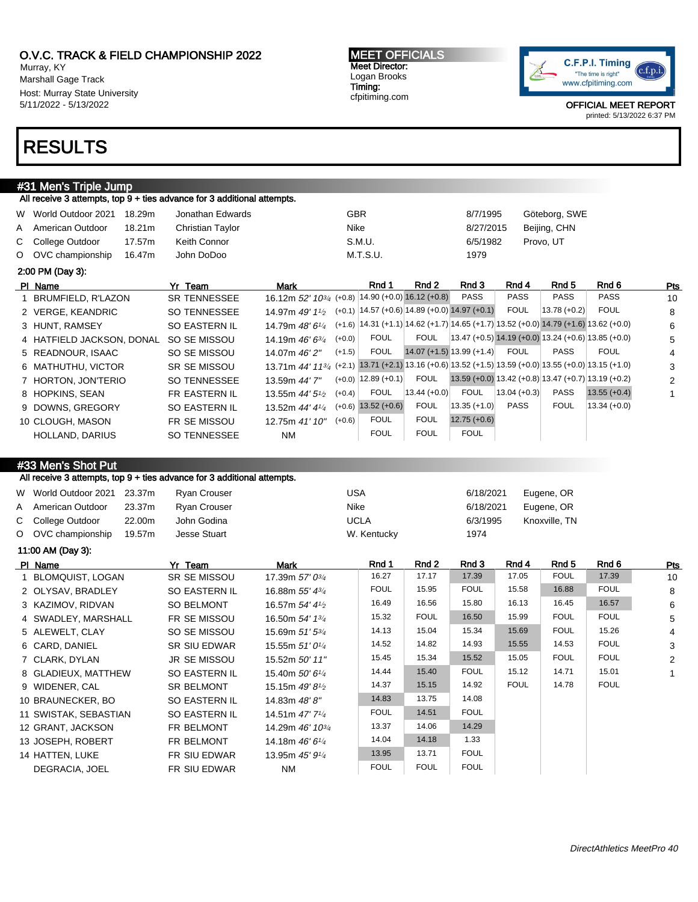O.V.C. TRACK & FIELD CHAMPIONSHIP 2022
Murray, KY
Marshall Gage Track
Host: Murray State University
5/11/2022 - 5/13/2022

MEET OFFICIALS
Meet Director:
Logan Brooks
Timing:
cfpitiming.com

C.F.P.I. Timing "The time is right" www.cfpitiming.com

OFFICIAL MEET REPORT
printed: 5/13/2022 6:37 PM

# RESULTS

## #31 Men's Triple Jump

All receive 3 attempts, top 9 + ties advance for 3 additional attempts.

| | | | | | | |
|---|---|---|---|---|---|---|
| W | World Outdoor 2021 | 18.29m | Jonathan Edwards | GBR | 8/7/1995 | Göteborg, SWE |
| A | American Outdoor | 18.21m | Christian Taylor | Nike | 8/27/2015 | Beijing, CHN |
| C | College Outdoor | 17.57m | Keith Connor | S.M.U. | 6/5/1982 | Provo, UT |
| O | OVC championship | 16.47m | John DoDoo | M.T.S.U. | 1979 | |

2:00 PM (Day 3):

| Pl | Name | Yr | Team | Mark | Wind | Rnd 1 | Rnd 2 | Rnd 3 | Rnd 4 | Rnd 5 | Rnd 6 | Pts |
|---|---|---|---|---|---|---|---|---|---|---|---|---|
| 1 | BRUMFIELD, R'LAZON | SR | TENNESSEE | 16.12m *52' 10¾* | (+0.8) | 14.90 (+0.0) | 16.12 (+0.8) | PASS | PASS | PASS | PASS | 10 |
| 2 | VERGE, KEANDRIC | SO | TENNESSEE | 14.97m *49' 1½* | (+0.1) | 14.57 (+0.6) | 14.89 (+0.0) | 14.97 (+0.1) | FOUL | 13.78 (+0.2) | FOUL | 8 |
| 3 | HUNT, RAMSEY | SO | EASTERN IL | 14.79m *48' 6¼* | (+1.6) | 14.31 (+1.1) | 14.62 (+1.7) | 14.65 (+1.7) | 13.52 (+0.0) | 14.79 (+1.6) | 13.62 (+0.0) | 6 |
| 4 | HATFIELD JACKSON, DONAL | SO | SE MISSOU | 14.19m *46' 6¾* | (+0.0) | FOUL | FOUL | 13.47 (+0.5) | 14.19 (+0.0) | 13.24 (+0.6) | 13.85 (+0.0) | 5 |
| 5 | READNOUR, ISAAC | SO | SE MISSOU | 14.07m *46' 2"* | (+1.5) | FOUL | 14.07 (+1.5) | 13.99 (+1.4) | FOUL | PASS | FOUL | 4 |
| 6 | MATHUTHU, VICTOR | SR | SE MISSOU | 13.71m *44' 11¾* | (+2.1) | 13.71 (+2.1) | 13.16 (+0.6) | 13.52 (+1.5) | 13.59 (+0.0) | 13.55 (+0.0) | 13.15 (+1.0) | 3 |
| 7 | HORTON, JON'TERIO | SO | TENNESSEE | 13.59m *44' 7"* | (+0.0) | 12.89 (+0.1) | FOUL | 13.59 (+0.0) | 13.42 (+0.8) | 13.47 (+0.7) | 13.19 (+0.2) | 2 |
| 8 | HOPKINS, SEAN | FR | EASTERN IL | 13.55m *44' 5½* | (+0.4) | FOUL | 13.44 (+0.0) | FOUL | 13.04 (+0.3) | PASS | 13.55 (+0.4) | 1 |
| 9 | DOWNS, GREGORY | SO | EASTERN IL | 13.52m *44' 4¼* | (+0.6) | 13.52 (+0.6) | FOUL | 13.35 (+1.0) | PASS | FOUL | 13.34 (+0.0) | |
| 10 | CLOUGH, MASON | FR | SE MISSOU | 12.75m *41' 10"* | (+0.6) | FOUL | FOUL | 12.75 (+0.6) | | | | |
| | HOLLAND, DARIUS | SO | TENNESSEE | NM | | FOUL | FOUL | FOUL | | | | |

## #33 Men's Shot Put

All receive 3 attempts, top 9 + ties advance for 3 additional attempts.

| | | | | | | |
|---|---|---|---|---|---|---|
| W | World Outdoor 2021 | 23.37m | Ryan Crouser | USA | 6/18/2021 | Eugene, OR |
| A | American Outdoor | 23.37m | Ryan Crouser | Nike | 6/18/2021 | Eugene, OR |
| C | College Outdoor | 22.00m | John Godina | UCLA | 6/3/1995 | Knoxville, TN |
| O | OVC championship | 19.57m | Jesse Stuart | W. Kentucky | 1974 | |

11:00 AM (Day 3):

| Pl | Name | Yr | Team | Mark | Rnd 1 | Rnd 2 | Rnd 3 | Rnd 4 | Rnd 5 | Rnd 6 | Pts |
|---|---|---|---|---|---|---|---|---|---|---|---|
| 1 | BLOMQUIST, LOGAN | SR | SE MISSOU | 17.39m *57' 0¾* | 16.27 | 17.17 | 17.39 | 17.05 | FOUL | 17.39 | 10 |
| 2 | OLYSAV, BRADLEY | SO | EASTERN IL | 16.88m *55' 4¾* | FOUL | 15.95 | FOUL | 15.58 | 16.88 | FOUL | 8 |
| 3 | KAZIMOV, RIDVAN | SO | BELMONT | 16.57m *54' 4½* | 16.49 | 16.56 | 15.80 | 16.13 | 16.45 | 16.57 | 6 |
| 4 | SWADLEY, MARSHALL | FR | SE MISSOU | 16.50m *54' 1¾* | 15.32 | FOUL | 16.50 | 15.99 | FOUL | FOUL | 5 |
| 5 | ALEWELT, CLAY | SO | SE MISSOU | 15.69m *51' 5¾* | 14.13 | 15.04 | 15.34 | 15.69 | FOUL | 15.26 | 4 |
| 6 | CARD, DANIEL | SR | SIU EDWAR | 15.55m *51' 0¼* | 14.52 | 14.82 | 14.93 | 15.55 | 14.53 | FOUL | 3 |
| 7 | CLARK, DYLAN | JR | SE MISSOU | 15.52m *50' 11"* | 15.45 | 15.34 | 15.52 | 15.05 | FOUL | FOUL | 2 |
| 8 | GLADIEUX, MATTHEW | SO | EASTERN IL | 15.40m *50' 6¼* | 14.44 | 15.40 | FOUL | 15.12 | 14.71 | 15.01 | 1 |
| 9 | WIDENER, CAL | SR | BELMONT | 15.15m *49' 8½* | 14.37 | 15.15 | 14.92 | FOUL | 14.78 | FOUL | |
| 10 | BRAUNECKER, BO | SO | EASTERN IL | 14.83m *48' 8"* | 14.83 | 13.75 | 14.08 | | | | |
| 11 | SWISTAK, SEBASTIAN | SO | EASTERN IL | 14.51m *47' 7¼* | FOUL | 14.51 | FOUL | | | | |
| 12 | GRANT, JACKSON | FR | BELMONT | 14.29m *46' 10¾* | 13.37 | 14.06 | 14.29 | | | | |
| 13 | JOSEPH, ROBERT | FR | BELMONT | 14.18m *46' 6¼* | 14.04 | 14.18 | 1.33 | | | | |
| 14 | HATTEN, LUKE | FR | SIU EDWAR | 13.95m *45' 9¼* | 13.95 | 13.71 | FOUL | | | | |
| | DEGRACIA, JOEL | FR | SIU EDWAR | NM | FOUL | FOUL | FOUL | | | | |

*DirectAthletics MeetPro 40*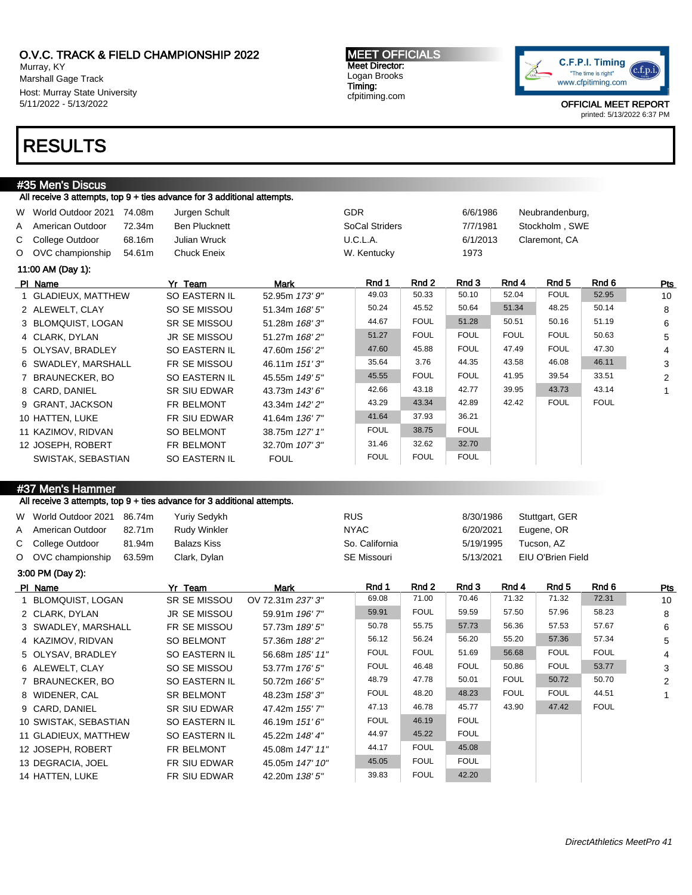O.V.C. TRACK & FIELD CHAMPIONSHIP 2022
Murray, KY
Marshall Gage Track
Host: Murray State University
5/11/2022 - 5/13/2022

**MEET OFFICIALS**
Meet Director:
Logan Brooks
Timing:
cfpitiming.com

C.F.P.I. Timing
"The time is right"
www.cfpitiming.com

OFFICIAL MEET REPORT
printed: 5/13/2022 6:37 PM

# RESULTS

## #35 Men's Discus

All receive 3 attempts, top 9 + ties advance for 3 additional attempts.

| | | | | | | |
|---|---|---|---|---|---|---|
| W | World Outdoor 2021 | 74.08m | Jurgen Schult | GDR | 6/6/1986 | Neubrandenburg, |
| A | American Outdoor | 72.34m | Ben Plucknett | SoCal Striders | 7/7/1981 | Stockholm , SWE |
| C | College Outdoor | 68.16m | Julian Wruck | U.C.L.A. | 6/1/2013 | Claremont, CA |
| O | OVC championship | 54.61m | Chuck Eneix | W. Kentucky | 1973 | |

11:00 AM (Day 1):

| Pl | Name | Yr | Team | Mark | Rnd 1 | Rnd 2 | Rnd 3 | Rnd 4 | Rnd 5 | Rnd 6 | Pts |
|---|---|---|---|---|---|---|---|---|---|---|---|
| 1 | GLADIEUX, MATTHEW | SO | EASTERN IL | 52.95m *173' 9"* | 49.03 | 50.33 | 50.10 | 52.04 | FOUL | 52.95 | 10 |
| 2 | ALEWELT, CLAY | SO | SE MISSOU | 51.34m *168' 5"* | 50.24 | 45.52 | 50.64 | 51.34 | 48.25 | 50.14 | 8 |
| 3 | BLOMQUIST, LOGAN | SR | SE MISSOU | 51.28m *168' 3"* | 44.67 | FOUL | 51.28 | 50.51 | 50.16 | 51.19 | 6 |
| 4 | CLARK, DYLAN | JR | SE MISSOU | 51.27m *168' 2"* | 51.27 | FOUL | FOUL | FOUL | FOUL | 50.63 | 5 |
| 5 | OLYSAV, BRADLEY | SO | EASTERN IL | 47.60m *156' 2"* | 47.60 | 45.88 | FOUL | 47.49 | FOUL | 47.30 | 4 |
| 6 | SWADLEY, MARSHALL | FR | SE MISSOU | 46.11m *151' 3"* | 35.64 | 3.76 | 44.35 | 43.58 | 46.08 | 46.11 | 3 |
| 7 | BRAUNECKER, BO | SO | EASTERN IL | 45.55m *149' 5"* | 45.55 | FOUL | FOUL | 41.95 | 39.54 | 33.51 | 2 |
| 8 | CARD, DANIEL | SR | SIU EDWAR | 43.73m *143' 6"* | 42.66 | 43.18 | 42.77 | 39.95 | 43.73 | 43.14 | 1 |
| 9 | GRANT, JACKSON | FR | BELMONT | 43.34m *142' 2"* | 43.29 | 43.34 | 42.89 | 42.42 | FOUL | FOUL | |
| 10 | HATTEN, LUKE | FR | SIU EDWAR | 41.64m *136' 7"* | 41.64 | 37.93 | 36.21 | | | | |
| 11 | KAZIMOV, RIDVAN | SO | BELMONT | 38.75m *127' 1"* | FOUL | 38.75 | FOUL | | | | |
| 12 | JOSEPH, ROBERT | FR | BELMONT | 32.70m *107' 3"* | 31.46 | 32.62 | 32.70 | | | | |
| | SWISTAK, SEBASTIAN | SO | EASTERN IL | FOUL | FOUL | FOUL | FOUL | | | | |

## #37 Men's Hammer

All receive 3 attempts, top 9 + ties advance for 3 additional attempts.

| | | | | | | |
|---|---|---|---|---|---|---|
| W | World Outdoor 2021 | 86.74m | Yuriy Sedykh | RUS | 8/30/1986 | Stuttgart, GER |
| A | American Outdoor | 82.71m | Rudy Winkler | NYAC | 6/20/2021 | Eugene, OR |
| C | College Outdoor | 81.94m | Balazs Kiss | So. California | 5/19/1995 | Tucson, AZ |
| O | OVC championship | 63.59m | Clark, Dylan | SE Missouri | 5/13/2021 | EIU O'Brien Field |

3:00 PM (Day 2):

| Pl | Name | Yr | Team | Mark | Rnd 1 | Rnd 2 | Rnd 3 | Rnd 4 | Rnd 5 | Rnd 6 | Pts |
|---|---|---|---|---|---|---|---|---|---|---|---|
| 1 | BLOMQUIST, LOGAN | SR | SE MISSOU | OV 72.31m *237' 3"* | 69.08 | 71.00 | 70.46 | 71.32 | 71.32 | 72.31 | 10 |
| 2 | CLARK, DYLAN | JR | SE MISSOU | 59.91m *196' 7"* | 59.91 | FOUL | 59.59 | 57.50 | 57.96 | 58.23 | 8 |
| 3 | SWADLEY, MARSHALL | FR | SE MISSOU | 57.73m *189' 5"* | 50.78 | 55.75 | 57.73 | 56.36 | 57.53 | 57.67 | 6 |
| 4 | KAZIMOV, RIDVAN | SO | BELMONT | 57.36m *188' 2"* | 56.12 | 56.24 | 56.20 | 55.20 | 57.36 | 57.34 | 5 |
| 5 | OLYSAV, BRADLEY | SO | EASTERN IL | 56.68m *185' 11"* | FOUL | FOUL | 51.69 | 56.68 | FOUL | FOUL | 4 |
| 6 | ALEWELT, CLAY | SO | SE MISSOU | 53.77m *176' 5"* | FOUL | 46.48 | FOUL | 50.86 | FOUL | 53.77 | 3 |
| 7 | BRAUNECKER, BO | SO | EASTERN IL | 50.72m *166' 5"* | 48.79 | 47.78 | 50.01 | FOUL | 50.72 | 50.70 | 2 |
| 8 | WIDENER, CAL | SR | BELMONT | 48.23m *158' 3"* | FOUL | 48.20 | 48.23 | FOUL | FOUL | 44.51 | 1 |
| 9 | CARD, DANIEL | SR | SIU EDWAR | 47.42m *155' 7"* | 47.13 | 46.78 | 45.77 | 43.90 | 47.42 | FOUL | |
| 10 | SWISTAK, SEBASTIAN | SO | EASTERN IL | 46.19m *151' 6"* | FOUL | 46.19 | FOUL | | | | |
| 11 | GLADIEUX, MATTHEW | SO | EASTERN IL | 45.22m *148' 4"* | 44.97 | 45.22 | FOUL | | | | |
| 12 | JOSEPH, ROBERT | FR | BELMONT | 45.08m *147' 11"* | 44.17 | FOUL | 45.08 | | | | |
| 13 | DEGRACIA, JOEL | FR | SIU EDWAR | 45.05m *147' 10"* | 45.05 | FOUL | FOUL | | | | |
| 14 | HATTEN, LUKE | FR | SIU EDWAR | 42.20m *138' 5"* | 39.83 | FOUL | 42.20 | | | | |

*DirectAthletics MeetPro 41*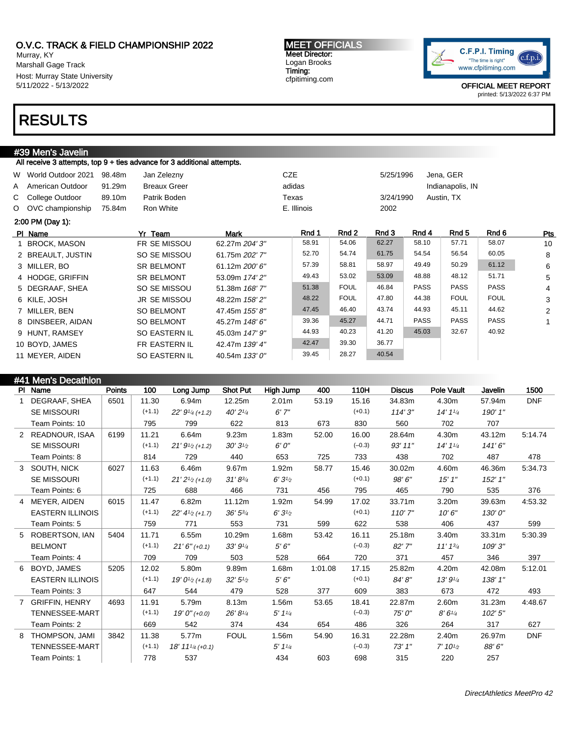O.V.C. TRACK & FIELD CHAMPIONSHIP 2022
Murray, KY
Marshall Gage Track
Host: Murray State University
5/11/2022 - 5/13/2022

MEET OFFICIALS
Meet Director:
Logan Brooks
Timing:
cfpitiming.com

C.F.P.I. Timing
"The time is right"
www.cfpitiming.com

OFFICIAL MEET REPORT
printed: 5/13/2022 6:37 PM

# RESULTS

## #39 Men's Javelin

All receive 3 attempts, top 9 + ties advance for 3 additional attempts.

| | | | | | | |
|---|---|---|---|---|---|---|
| W | World Outdoor 2021 | 98.48m | Jan Zelezny | CZE | 5/25/1996 | Jena, GER |
| A | American Outdoor | 91.29m | Breaux Greer | adidas | | Indianapolis, IN |
| C | College Outdoor | 89.10m | Patrik Boden | Texas | 3/24/1990 | Austin, TX |
| O | OVC championship | 75.84m | Ron White | E. Illinois | 2002 | |

2:00 PM (Day 1):

| Pl | Name | Yr | Team | Mark | Rnd 1 | Rnd 2 | Rnd 3 | Rnd 4 | Rnd 5 | Rnd 6 | Pts |
|---|---|---|---|---|---|---|---|---|---|---|---|
| 1 | BROCK, MASON | FR | SE MISSOU | 62.27m *204' 3"* | 58.91 | 54.06 | 62.27 | 58.10 | 57.71 | 58.07 | 10 |
| 2 | BREAULT, JUSTIN | SO | SE MISSOU | 61.75m *202' 7"* | 52.70 | 54.74 | 61.75 | 54.54 | 56.54 | 60.05 | 8 |
| 3 | MILLER, BO | SR | BELMONT | 61.12m *200' 6"* | 57.39 | 58.81 | 58.97 | 49.49 | 50.29 | 61.12 | 6 |
| 4 | HODGE, GRIFFIN | SR | BELMONT | 53.09m *174' 2"* | 49.43 | 53.02 | 53.09 | 48.88 | 48.12 | 51.71 | 5 |
| 5 | DEGRAAF, SHEA | SO | SE MISSOU | 51.38m *168' 7"* | 51.38 | FOUL | 46.84 | PASS | PASS | PASS | 4 |
| 6 | KILE, JOSH | JR | SE MISSOU | 48.22m *158' 2"* | 48.22 | FOUL | 47.80 | 44.38 | FOUL | FOUL | 3 |
| 7 | MILLER, BEN | SO | BELMONT | 47.45m *155' 8"* | 47.45 | 46.40 | 43.74 | 44.93 | 45.11 | 44.62 | 2 |
| 8 | DINSBEER, AIDAN | SO | BELMONT | 45.27m *148' 6"* | 39.36 | 45.27 | 44.71 | PASS | PASS | PASS | 1 |
| 9 | HUNT, RAMSEY | SO | EASTERN IL | 45.03m *147' 9"* | 44.93 | 40.23 | 41.20 | 45.03 | 32.67 | 40.92 | |
| 10 | BOYD, JAMES | FR | EASTERN IL | 42.47m *139' 4"* | 42.47 | 39.30 | 36.77 | | | | |
| 11 | MEYER, AIDEN | SO | EASTERN IL | 40.54m *133' 0"* | 39.45 | 28.27 | 40.54 | | | | |

## #41 Men's Decathlon

| Pl | Name | Points | 100 | Long Jump | Shot Put | High Jump | 400 | 110H | Discus | Pole Vault | Javelin | 1500 |
|---|---|---|---|---|---|---|---|---|---|---|---|---|
| 1 | DEGRAAF, SHEA | 6501 | 11.30 | 6.94m | 12.25m | 2.01m | 53.19 | 15.16 | 34.83m | 4.30m | 57.94m | DNF |
| | SE MISSOURI | | (+1.1) | *22' 9¼ (+1.2)* | *40' 2¼* | *6' 7"* | | (+0.1) | *114' 3"* | *14' 1¼* | *190' 1"* | |
| | Team Points: 10 | | 795 | 799 | 622 | 813 | 673 | 830 | 560 | 702 | 707 | |
| 2 | READNOUR, ISAA | 6199 | 11.21 | 6.64m | 9.23m | 1.83m | 52.00 | 16.00 | 28.64m | 4.30m | 43.12m | 5:14.74 |
| | SE MISSOURI | | (+1.1) | *21' 9½ (+1.2)* | *30' 3½* | *6' 0"* | | (–0.3) | *93' 11"* | *14' 1¼* | *141' 6"* | |
| | Team Points: 8 | | 814 | 729 | 440 | 653 | 725 | 733 | 438 | 702 | 487 | 478 |
| 3 | SOUTH, NICK | 6027 | 11.63 | 6.46m | 9.67m | 1.92m | 58.77 | 15.46 | 30.02m | 4.60m | 46.36m | 5:34.73 |
| | SE MISSOURI | | (+1.1) | *21' 2½ (+1.0)* | *31' 8¾* | *6' 3½* | | (+0.1) | *98' 6"* | *15' 1"* | *152' 1"* | |
| | Team Points: 6 | | 725 | 688 | 466 | 731 | 456 | 795 | 465 | 790 | 535 | 376 |
| 4 | MEYER, AIDEN | 6015 | 11.47 | 6.82m | 11.12m | 1.92m | 54.99 | 17.02 | 33.71m | 3.20m | 39.63m | 4:53.32 |
| | EASTERN ILLINOIS | | (+1.1) | *22' 4½ (+1.7)* | *36' 5¾* | *6' 3½* | | (+0.1) | *110' 7"* | *10' 6"* | *130' 0"* | |
| | Team Points: 5 | | 759 | 771 | 553 | 731 | 599 | 622 | 538 | 406 | 437 | 599 |
| 5 | ROBERTSON, IAN | 5404 | 11.71 | 6.55m | 10.29m | 1.68m | 53.42 | 16.11 | 25.18m | 3.40m | 33.31m | 5:30.39 |
| | BELMONT | | (+1.1) | *21' 6" (+0.1)* | *33' 9¼* | *5' 6"* | | (–0.3) | *82' 7"* | *11' 1¾* | *109' 3"* | |
| | Team Points: 4 | | 709 | 709 | 503 | 528 | 664 | 720 | 371 | 457 | 346 | 397 |
| 6 | BOYD, JAMES | 5205 | 12.02 | 5.80m | 9.89m | 1.68m | 1:01.08 | 17.15 | 25.82m | 4.20m | 42.08m | 5:12.01 |
| | EASTERN ILLINOIS | | (+1.1) | *19' 0½ (+1.8)* | *32' 5½* | *5' 6"* | | (+0.1) | *84' 8"* | *13' 9¼* | *138' 1"* | |
| | Team Points: 3 | | 647 | 544 | 479 | 528 | 377 | 609 | 383 | 673 | 472 | 493 |
| 7 | GRIFFIN, HENRY | 4693 | 11.91 | 5.79m | 8.13m | 1.56m | 53.65 | 18.41 | 22.87m | 2.60m | 31.23m | 4:48.67 |
| | TENNESSEE-MART | | (+1.1) | *19' 0" (+0.0)* | *26' 8¼* | *5' 1¼* | | (–0.3) | *75' 0"* | *8' 6¼* | *102' 5"* | |
| | Team Points: 2 | | 669 | 542 | 374 | 434 | 654 | 486 | 326 | 264 | 317 | 627 |
| 8 | THOMPSON, JAMI | 3842 | 11.38 | 5.77m | FOUL | 1.56m | 54.90 | 16.31 | 22.28m | 2.40m | 26.97m | DNF |
| | TENNESSEE-MART | | (+1.1) | *18' 11¼ (+0.1)* | | *5' 1¼* | | (–0.3) | *73' 1"* | *7' 10½* | *88' 6"* | |
| | Team Points: 1 | | 778 | 537 | | 434 | 603 | 698 | 315 | 220 | 257 | |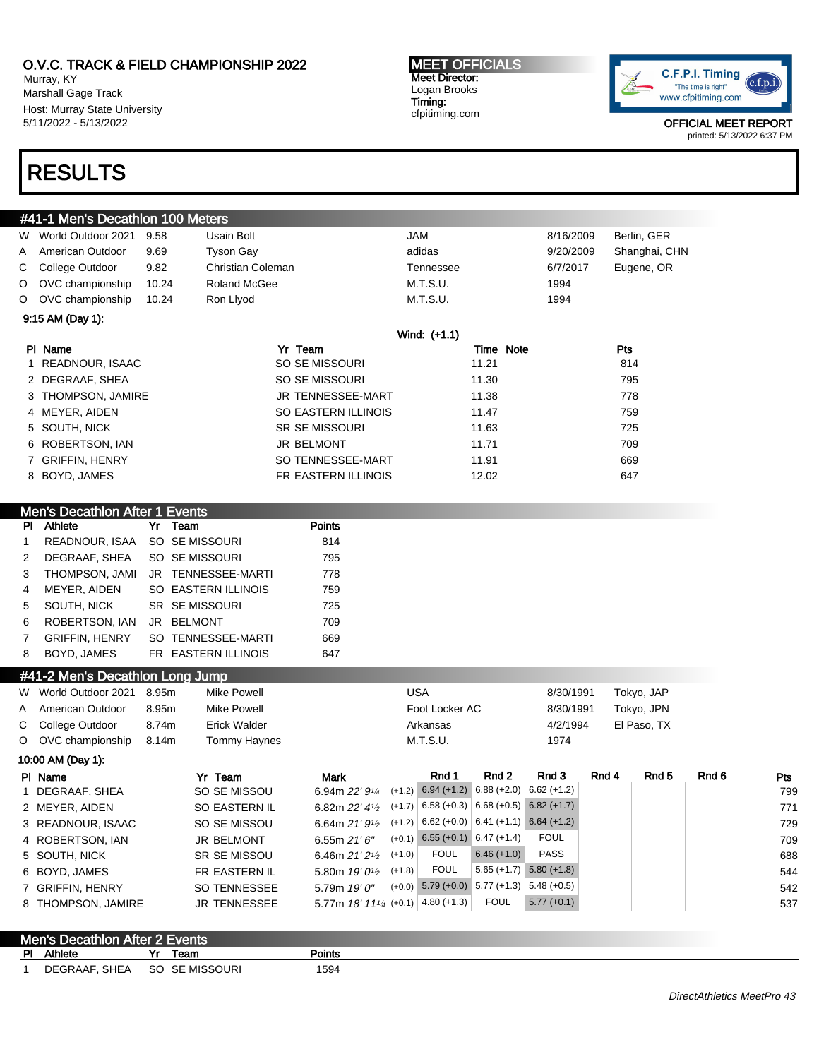O.V.C. TRACK & FIELD CHAMPIONSHIP 2022
Murray, KY
Marshall Gage Track
Host: Murray State University
5/11/2022 - 5/13/2022

**MEET OFFICIALS**
Meet Director:
Logan Brooks
Timing:
cfpitiming.com

OFFICIAL MEET REPORT
printed: 5/13/2022 6:37 PM

# RESULTS

## #41-1 Men's Decathlon 100 Meters

| | | | | | | |
|---|---|---|---|---|---|---|
| W | World Outdoor 2021 | 9.58 | Usain Bolt | JAM | 8/16/2009 | Berlin, GER |
| A | American Outdoor | 9.69 | Tyson Gay | adidas | 9/20/2009 | Shanghai, CHN |
| C | College Outdoor | 9.82 | Christian Coleman | Tennessee | 6/7/2017 | Eugene, OR |
| O | OVC championship | 10.24 | Roland McGee | M.T.S.U. | 1994 | |
| O | OVC championship | 10.24 | Ron Llyod | M.T.S.U. | 1994 | |

9:15 AM (Day 1):

Wind: (+1.1)

| Pl | Name | Yr | Team | Time | Note | Pts |
|---|---|---|---|---|---|---|
| 1 | READNOUR, ISAAC | SO | SE MISSOURI | 11.21 | | 814 |
| 2 | DEGRAAF, SHEA | SO | SE MISSOURI | 11.30 | | 795 |
| 3 | THOMPSON, JAMIRE | JR | TENNESSEE-MART | 11.38 | | 778 |
| 4 | MEYER, AIDEN | SO | EASTERN ILLINOIS | 11.47 | | 759 |
| 5 | SOUTH, NICK | SR | SE MISSOURI | 11.63 | | 725 |
| 6 | ROBERTSON, IAN | JR | BELMONT | 11.71 | | 709 |
| 7 | GRIFFIN, HENRY | SO | TENNESSEE-MART | 11.91 | | 669 |
| 8 | BOYD, JAMES | FR | EASTERN ILLINOIS | 12.02 | | 647 |

## Men's Decathlon After 1 Events

| Pl | Athlete | Yr | Team | Points |
|---|---|---|---|---|
| 1 | READNOUR, ISAA | SO | SE MISSOURI | 814 |
| 2 | DEGRAAF, SHEA | SO | SE MISSOURI | 795 |
| 3 | THOMPSON, JAMI | JR | TENNESSEE-MARTI | 778 |
| 4 | MEYER, AIDEN | SO | EASTERN ILLINOIS | 759 |
| 5 | SOUTH, NICK | SR | SE MISSOURI | 725 |
| 6 | ROBERTSON, IAN | JR | BELMONT | 709 |
| 7 | GRIFFIN, HENRY | SO | TENNESSEE-MARTI | 669 |
| 8 | BOYD, JAMES | FR | EASTERN ILLINOIS | 647 |

## #41-2 Men's Decathlon Long Jump

| | | | | | | |
|---|---|---|---|---|---|---|
| W | World Outdoor 2021 | 8.95m | Mike Powell | USA | 8/30/1991 | Tokyo, JAP |
| A | American Outdoor | 8.95m | Mike Powell | Foot Locker AC | 8/30/1991 | Tokyo, JPN |
| C | College Outdoor | 8.74m | Erick Walder | Arkansas | 4/2/1994 | El Paso, TX |
| O | OVC championship | 8.14m | Tommy Haynes | M.T.S.U. | 1974 | |

10:00 AM (Day 1):

| Pl | Name | Yr | Team | Mark | | Rnd 1 | Rnd 2 | Rnd 3 | Rnd 4 | Rnd 5 | Rnd 6 | Pts |
|---|---|---|---|---|---|---|---|---|---|---|---|---|
| 1 | DEGRAAF, SHEA | SO | SE MISSOU | 6.94m *22' 9¼* | (+1.2) | 6.94 (+1.2) | 6.88 (+2.0) | 6.62 (+1.2) | | | | 799 |
| 2 | MEYER, AIDEN | SO | EASTERN IL | 6.82m *22' 4½* | (+1.7) | 6.58 (+0.3) | 6.68 (+0.5) | 6.82 (+1.7) | | | | 771 |
| 3 | READNOUR, ISAAC | SO | SE MISSOU | 6.64m *21' 9½* | (+1.2) | 6.62 (+0.0) | 6.41 (+1.1) | 6.64 (+1.2) | | | | 729 |
| 4 | ROBERTSON, IAN | JR | BELMONT | 6.55m *21' 6"* | (+0.1) | 6.55 (+0.1) | 6.47 (+1.4) | FOUL | | | | 709 |
| 5 | SOUTH, NICK | SR | SE MISSOU | 6.46m *21' 2½* | (+1.0) | FOUL | 6.46 (+1.0) | PASS | | | | 688 |
| 6 | BOYD, JAMES | FR | EASTERN IL | 5.80m *19' 0½* | (+1.8) | FOUL | 5.65 (+1.7) | 5.80 (+1.8) | | | | 544 |
| 7 | GRIFFIN, HENRY | SO | TENNESSEE | 5.79m *19' 0"* | (+0.0) | 5.79 (+0.0) | 5.77 (+1.3) | 5.48 (+0.5) | | | | 542 |
| 8 | THOMPSON, JAMIRE | JR | TENNESSEE | 5.77m *18' 11¼* | (+0.1) | 4.80 (+1.3) | FOUL | 5.77 (+0.1) | | | | 537 |

## Men's Decathlon After 2 Events

| Pl | Athlete | Yr | Team | Points |
|---|---|---|---|---|
| 1 | DEGRAAF, SHEA | SO | SE MISSOURI | 1594 |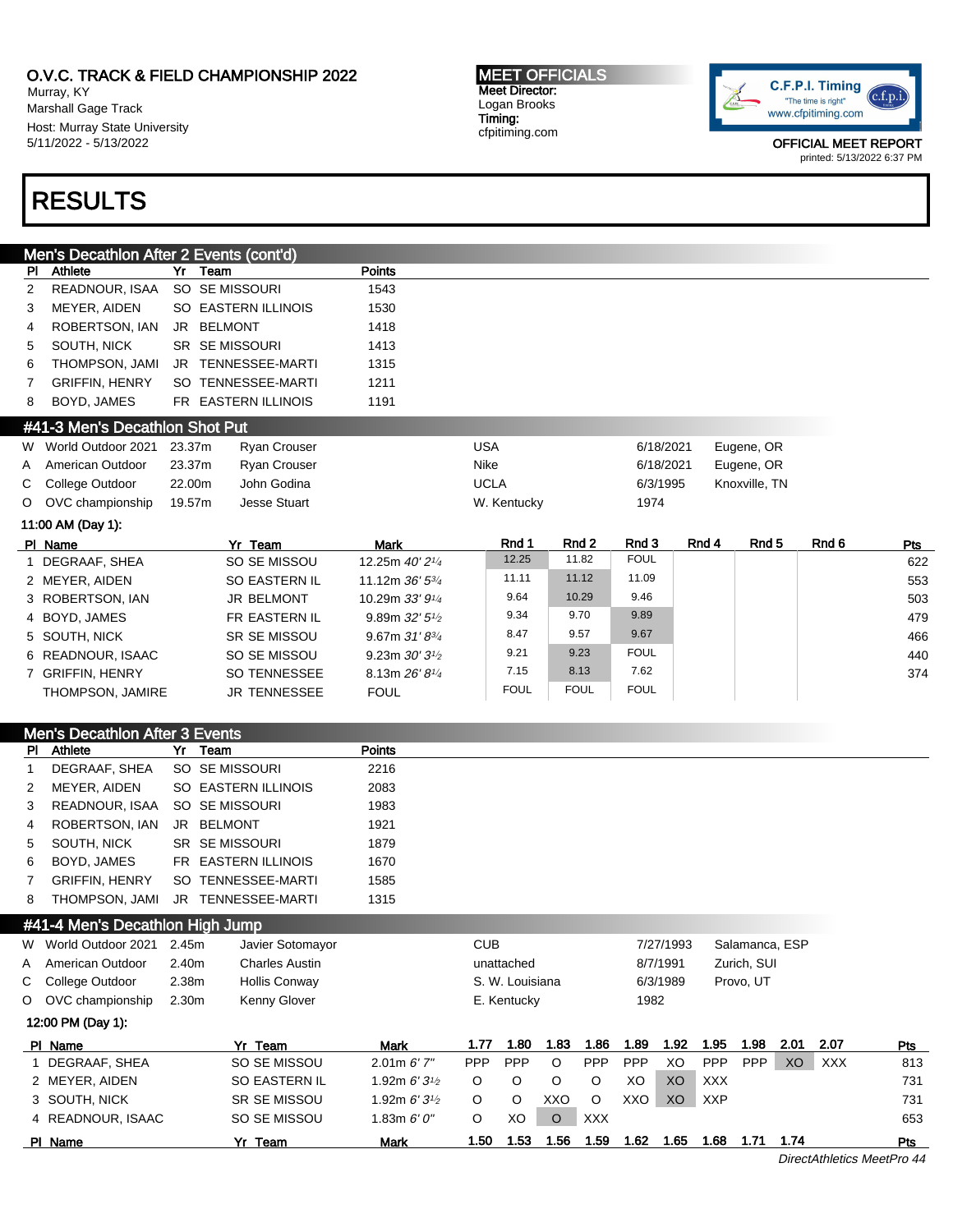## Men's Decathlon After 2 Events (cont'd)

| Pl | Athlete | Yr | Team | Points |
|---|---|---|---|---|
| 2 | READNOUR, ISAA | SO | SE MISSOURI | 1543 |
| 3 | MEYER, AIDEN | SO | EASTERN ILLINOIS | 1530 |
| 4 | ROBERTSON, IAN | JR | BELMONT | 1418 |
| 5 | SOUTH, NICK | SR | SE MISSOURI | 1413 |
| 6 | THOMPSON, JAMI | JR | TENNESSEE-MARTI | 1315 |
| 7 | GRIFFIN, HENRY | SO | TENNESSEE-MARTI | 1211 |
| 8 | BOYD, JAMES | FR | EASTERN ILLINOIS | 1191 |

## #41-3 Men's Decathlon Shot Put

| | | | | | | |
|---|---|---|---|---|---|---|
| W | World Outdoor 2021 | 23.37m | Ryan Crouser | USA | 6/18/2021 | Eugene, OR |
| A | American Outdoor | 23.37m | Ryan Crouser | Nike | 6/18/2021 | Eugene, OR |
| C | College Outdoor | 22.00m | John Godina | UCLA | 6/3/1995 | Knoxville, TN |
| O | OVC championship | 19.57m | Jesse Stuart | W. Kentucky | 1974 | |

11:00 AM (Day 1):

| Pl | Name | Yr | Team | Mark | Rnd 1 | Rnd 2 | Rnd 3 | Rnd 4 | Rnd 5 | Rnd 6 | Pts |
|---|---|---|---|---|---|---|---|---|---|---|---|
| 1 | DEGRAAF, SHEA | SO | SE MISSOU | 12.25m *40' 2¼* | 12.25 | 11.82 | FOUL | | | | 622 |
| 2 | MEYER, AIDEN | SO | EASTERN IL | 11.12m *36' 5¾* | 11.11 | 11.12 | 11.09 | | | | 553 |
| 3 | ROBERTSON, IAN | JR | BELMONT | 10.29m *33' 9¼* | 9.64 | 10.29 | 9.46 | | | | 503 |
| 4 | BOYD, JAMES | FR | EASTERN IL | 9.89m *32' 5½* | 9.34 | 9.70 | 9.89 | | | | 479 |
| 5 | SOUTH, NICK | SR | SE MISSOU | 9.67m *31' 8¾* | 8.47 | 9.57 | 9.67 | | | | 466 |
| 6 | READNOUR, ISAAC | SO | SE MISSOU | 9.23m *30' 3½* | 9.21 | 9.23 | FOUL | | | | 440 |
| 7 | GRIFFIN, HENRY | SO | TENNESSEE | 8.13m *26' 8¼* | 7.15 | 8.13 | 7.62 | | | | 374 |
| | THOMPSON, JAMIRE | JR | TENNESSEE | FOUL | FOUL | FOUL | FOUL | | | | |

## Men's Decathlon After 3 Events

| Pl | Athlete | Yr | Team | Points |
|---|---|---|---|---|
| 1 | DEGRAAF, SHEA | SO | SE MISSOURI | 2216 |
| 2 | MEYER, AIDEN | SO | EASTERN ILLINOIS | 2083 |
| 3 | READNOUR, ISAA | SO | SE MISSOURI | 1983 |
| 4 | ROBERTSON, IAN | JR | BELMONT | 1921 |
| 5 | SOUTH, NICK | SR | SE MISSOURI | 1879 |
| 6 | BOYD, JAMES | FR | EASTERN ILLINOIS | 1670 |
| 7 | GRIFFIN, HENRY | SO | TENNESSEE-MARTI | 1585 |
| 8 | THOMPSON, JAMI | JR | TENNESSEE-MARTI | 1315 |

## #41-4 Men's Decathlon High Jump

| | | | | | | |
|---|---|---|---|---|---|---|
| W | World Outdoor 2021 | 2.45m | Javier Sotomayor | CUB | 7/27/1993 | Salamanca, ESP |
| A | American Outdoor | 2.40m | Charles Austin | unattached | 8/7/1991 | Zurich, SUI |
| C | College Outdoor | 2.38m | Hollis Conway | S. W. Louisiana | 6/3/1989 | Provo, UT |
| O | OVC championship | 2.30m | Kenny Glover | E. Kentucky | 1982 | |

12:00 PM (Day 1):

| Pl | Name | Yr | Team | Mark | 1.77 | 1.80 | 1.83 | 1.86 | 1.89 | 1.92 | 1.95 | 1.98 | 2.01 | 2.07 | Pts |
|---|---|---|---|---|---|---|---|---|---|---|---|---|---|---|---|
| 1 | DEGRAAF, SHEA | SO | SE MISSOU | 2.01m *6' 7"* | PPP | PPP | O | PPP | PPP | XO | PPP | PPP | XO | XXX | 813 |
| 2 | MEYER, AIDEN | SO | EASTERN IL | 1.92m *6' 3½* | O | O | O | O | XO | XO | XXX | | | | 731 |
| 3 | SOUTH, NICK | SR | SE MISSOU | 1.92m *6' 3½* | O | O | XXO | O | XXO | XO | XXP | | | | 731 |
| 4 | READNOUR, ISAAC | SO | SE MISSOU | 1.83m *6' 0"* | O | XO | O | XXX | | | | | | | 653 |

| Pl | Name | Yr | Team | Mark | 1.50 | 1.53 | 1.56 | 1.59 | 1.62 | 1.65 | 1.68 | 1.71 | 1.74 | Pts |
|---|---|---|---|---|---|---|---|---|---|---|---|---|---|---|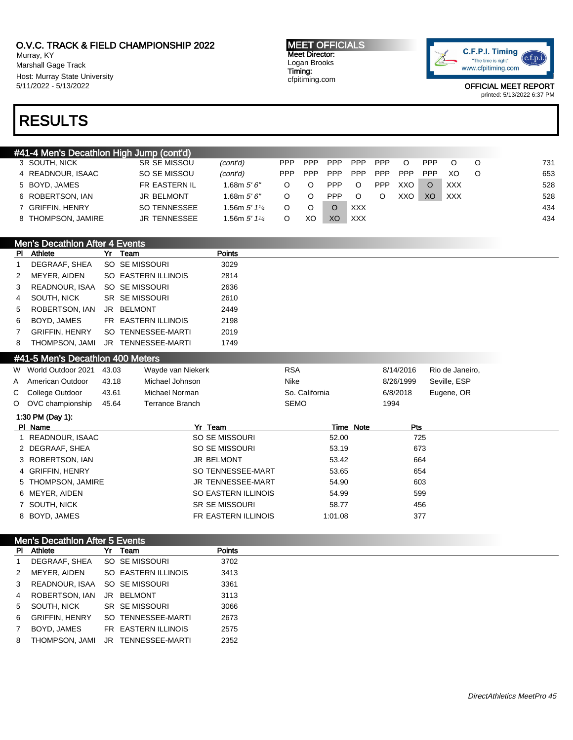## O.V.C. TRACK & FIELD CHAMPIONSHIP 2022

Murray, KY
Marshall Gage Track
Host: Murray State University
5/11/2022 - 5/13/2022

**MEET OFFICIALS**
Meet Director:
Logan Brooks
Timing:
cfpitiming.com

C.F.P.I. Timing "The time is right" www.cfpitiming.com

OFFICIAL MEET REPORT
printed: 5/13/2022 6:37 PM

# RESULTS

### #41-4 Men's Decathlon High Jump (cont'd)

| Pl | Name | Yr | Team | Mark | | | | | | | | | | | Pts |
|---|---|---|---|---|---|---|---|---|---|---|---|---|---|---|---|
| 3 | SOUTH, NICK | SR | SE MISSOU | *(cont'd)* | PPP | PPP | PPP | PPP | PPP | O | PPP | O | O | | 731 |
| 4 | READNOUR, ISAAC | SO | SE MISSOU | *(cont'd)* | PPP | PPP | PPP | PPP | PPP | PPP | PPP | XO | O | | 653 |
| 5 | BOYD, JAMES | FR | EASTERN IL | 1.68m *5' 6"* | O | O | PPP | O | PPP | XXO | O | XXX | | | 528 |
| 6 | ROBERTSON, IAN | JR | BELMONT | 1.68m *5' 6"* | O | O | PPP | O | O | XXO | XO | XXX | | | 528 |
| 7 | GRIFFIN, HENRY | SO | TENNESSEE | 1.56m *5' 1¼* | O | O | O | XXX | | | | | | | 434 |
| 8 | THOMPSON, JAMIRE | JR | TENNESSEE | 1.56m *5' 1¼* | O | XO | XO | XXX | | | | | | | 434 |

### Men's Decathlon After 4 Events

| Pl | Athlete | Yr | Team | Points |
|---|---|---|---|---|
| 1 | DEGRAAF, SHEA | SO | SE MISSOURI | 3029 |
| 2 | MEYER, AIDEN | SO | EASTERN ILLINOIS | 2814 |
| 3 | READNOUR, ISAA | SO | SE MISSOURI | 2636 |
| 4 | SOUTH, NICK | SR | SE MISSOURI | 2610 |
| 5 | ROBERTSON, IAN | JR | BELMONT | 2449 |
| 6 | BOYD, JAMES | FR | EASTERN ILLINOIS | 2198 |
| 7 | GRIFFIN, HENRY | SO | TENNESSEE-MARTI | 2019 |
| 8 | THOMPSON, JAMI | JR | TENNESSEE-MARTI | 1749 |

### #41-5 Men's Decathlon 400 Meters

| | Record | Mark | Name | Team | Date | Location |
|---|---|---|---|---|---|---|
| W | World Outdoor 2021 | 43.03 | Wayde van Niekerk | RSA | 8/14/2016 | Rio de Janeiro, |
| A | American Outdoor | 43.18 | Michael Johnson | Nike | 8/26/1999 | Seville, ESP |
| C | College Outdoor | 43.61 | Michael Norman | So. California | 6/8/2018 | Eugene, OR |
| O | OVC championship | 45.64 | Terrance Branch | SEMO | 1994 | |

**1:30 PM (Day 1):**

| Pl | Name | Yr | Team | Time | Note | Pts |
|---|---|---|---|---|---|---|
| 1 | READNOUR, ISAAC | SO | SE MISSOURI | 52.00 | | 725 |
| 2 | DEGRAAF, SHEA | SO | SE MISSOURI | 53.19 | | 673 |
| 3 | ROBERTSON, IAN | JR | BELMONT | 53.42 | | 664 |
| 4 | GRIFFIN, HENRY | SO | TENNESSEE-MART | 53.65 | | 654 |
| 5 | THOMPSON, JAMIRE | JR | TENNESSEE-MART | 54.90 | | 603 |
| 6 | MEYER, AIDEN | SO | EASTERN ILLINOIS | 54.99 | | 599 |
| 7 | SOUTH, NICK | SR | SE MISSOURI | 58.77 | | 456 |
| 8 | BOYD, JAMES | FR | EASTERN ILLINOIS | 1:01.08 | | 377 |

### Men's Decathlon After 5 Events

| Pl | Athlete | Yr | Team | Points |
|---|---|---|---|---|
| 1 | DEGRAAF, SHEA | SO | SE MISSOURI | 3702 |
| 2 | MEYER, AIDEN | SO | EASTERN ILLINOIS | 3413 |
| 3 | READNOUR, ISAA | SO | SE MISSOURI | 3361 |
| 4 | ROBERTSON, IAN | JR | BELMONT | 3113 |
| 5 | SOUTH, NICK | SR | SE MISSOURI | 3066 |
| 6 | GRIFFIN, HENRY | SO | TENNESSEE-MARTI | 2673 |
| 7 | BOYD, JAMES | FR | EASTERN ILLINOIS | 2575 |
| 8 | THOMPSON, JAMI | JR | TENNESSEE-MARTI | 2352 |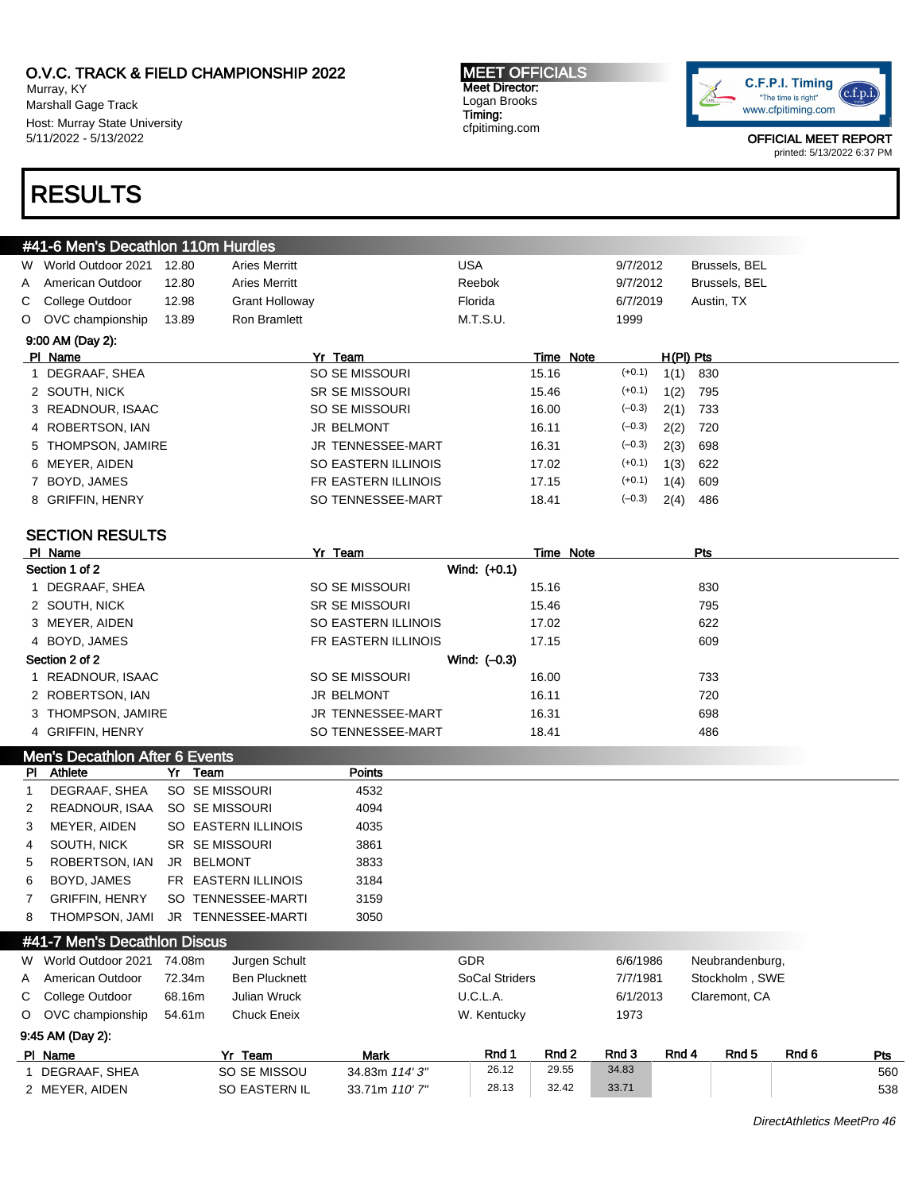# O.V.C. TRACK & FIELD CHAMPIONSHIP 2022

Murray, KY
Marshall Gage Track
Host: Murray State University
5/11/2022 - 5/13/2022

**MEET OFFICIALS**
Meet Director:
Logan Brooks
Timing:
cfpitiming.com

C.F.P.I. Timing "The time is right" www.cfpitiming.com

OFFICIAL MEET REPORT
printed: 5/13/2022 6:37 PM

# RESULTS

## #41-6 Men's Decathlon 110m Hurdles

| | | | | | | |
|---|---|---|---|---|---|---|
| W | World Outdoor 2021 | 12.80 | Aries Merritt | USA | 9/7/2012 | Brussels, BEL |
| A | American Outdoor | 12.80 | Aries Merritt | Reebok | 9/7/2012 | Brussels, BEL |
| C | College Outdoor | 12.98 | Grant Holloway | Florida | 6/7/2019 | Austin, TX |
| O | OVC championship | 13.89 | Ron Bramlett | M.T.S.U. | 1999 | |

9:00 AM (Day 2):

| Pl | Name | Yr | Team | Time | Note | | H(Pl) | Pts |
|---|---|---|---|---|---|---|---|---|
| 1 | DEGRAAF, SHEA | SO | SE MISSOURI | 15.16 | | (+0.1) | 1(1) | 830 |
| 2 | SOUTH, NICK | SR | SE MISSOURI | 15.46 | | (+0.1) | 1(2) | 795 |
| 3 | READNOUR, ISAAC | SO | SE MISSOURI | 16.00 | | (–0.3) | 2(1) | 733 |
| 4 | ROBERTSON, IAN | JR | BELMONT | 16.11 | | (–0.3) | 2(2) | 720 |
| 5 | THOMPSON, JAMIRE | JR | TENNESSEE-MART | 16.31 | | (–0.3) | 2(3) | 698 |
| 6 | MEYER, AIDEN | SO | EASTERN ILLINOIS | 17.02 | | (+0.1) | 1(3) | 622 |
| 7 | BOYD, JAMES | FR | EASTERN ILLINOIS | 17.15 | | (+0.1) | 1(4) | 609 |
| 8 | GRIFFIN, HENRY | SO | TENNESSEE-MART | 18.41 | | (–0.3) | 2(4) | 486 |

### SECTION RESULTS

| Pl | Name | Yr | Team | Time | Note | Pts |
|---|---|---|---|---|---|---|
| **Section 1 of 2** | | | Wind: (+0.1) | | | |
| 1 | DEGRAAF, SHEA | SO | SE MISSOURI | 15.16 | | 830 |
| 2 | SOUTH, NICK | SR | SE MISSOURI | 15.46 | | 795 |
| 3 | MEYER, AIDEN | SO | EASTERN ILLINOIS | 17.02 | | 622 |
| 4 | BOYD, JAMES | FR | EASTERN ILLINOIS | 17.15 | | 609 |
| **Section 2 of 2** | | | Wind: (–0.3) | | | |
| 1 | READNOUR, ISAAC | SO | SE MISSOURI | 16.00 | | 733 |
| 2 | ROBERTSON, IAN | JR | BELMONT | 16.11 | | 720 |
| 3 | THOMPSON, JAMIRE | JR | TENNESSEE-MART | 16.31 | | 698 |
| 4 | GRIFFIN, HENRY | SO | TENNESSEE-MART | 18.41 | | 486 |

## Men's Decathlon After 6 Events

| Pl | Athlete | Yr | Team | Points |
|---|---|---|---|---|
| 1 | DEGRAAF, SHEA | SO | SE MISSOURI | 4532 |
| 2 | READNOUR, ISAA | SO | SE MISSOURI | 4094 |
| 3 | MEYER, AIDEN | SO | EASTERN ILLINOIS | 4035 |
| 4 | SOUTH, NICK | SR | SE MISSOURI | 3861 |
| 5 | ROBERTSON, IAN | JR | BELMONT | 3833 |
| 6 | BOYD, JAMES | FR | EASTERN ILLINOIS | 3184 |
| 7 | GRIFFIN, HENRY | SO | TENNESSEE-MARTI | 3159 |
| 8 | THOMPSON, JAMI | JR | TENNESSEE-MARTI | 3050 |

## #41-7 Men's Decathlon Discus

| | | | | | | |
|---|---|---|---|---|---|---|
| W | World Outdoor 2021 | 74.08m | Jurgen Schult | GDR | 6/6/1986 | Neubrandenburg, |
| A | American Outdoor | 72.34m | Ben Plucknett | SoCal Striders | 7/7/1981 | Stockholm , SWE |
| C | College Outdoor | 68.16m | Julian Wruck | U.C.L.A. | 6/1/2013 | Claremont, CA |
| O | OVC championship | 54.61m | Chuck Eneix | W. Kentucky | 1973 | |

9:45 AM (Day 2):

| Pl | Name | Yr | Team | Mark | Rnd 1 | Rnd 2 | Rnd 3 | Rnd 4 | Rnd 5 | Rnd 6 | Pts |
|---|---|---|---|---|---|---|---|---|---|---|---|
| 1 | DEGRAAF, SHEA | SO | SE MISSOU | 34.83m *114' 3"* | 26.12 | 29.55 | 34.83 | | | | 560 |
| 2 | MEYER, AIDEN | SO | EASTERN IL | 33.71m *110' 7"* | 28.13 | 32.42 | 33.71 | | | | 538 |

*DirectAthletics MeetPro 46*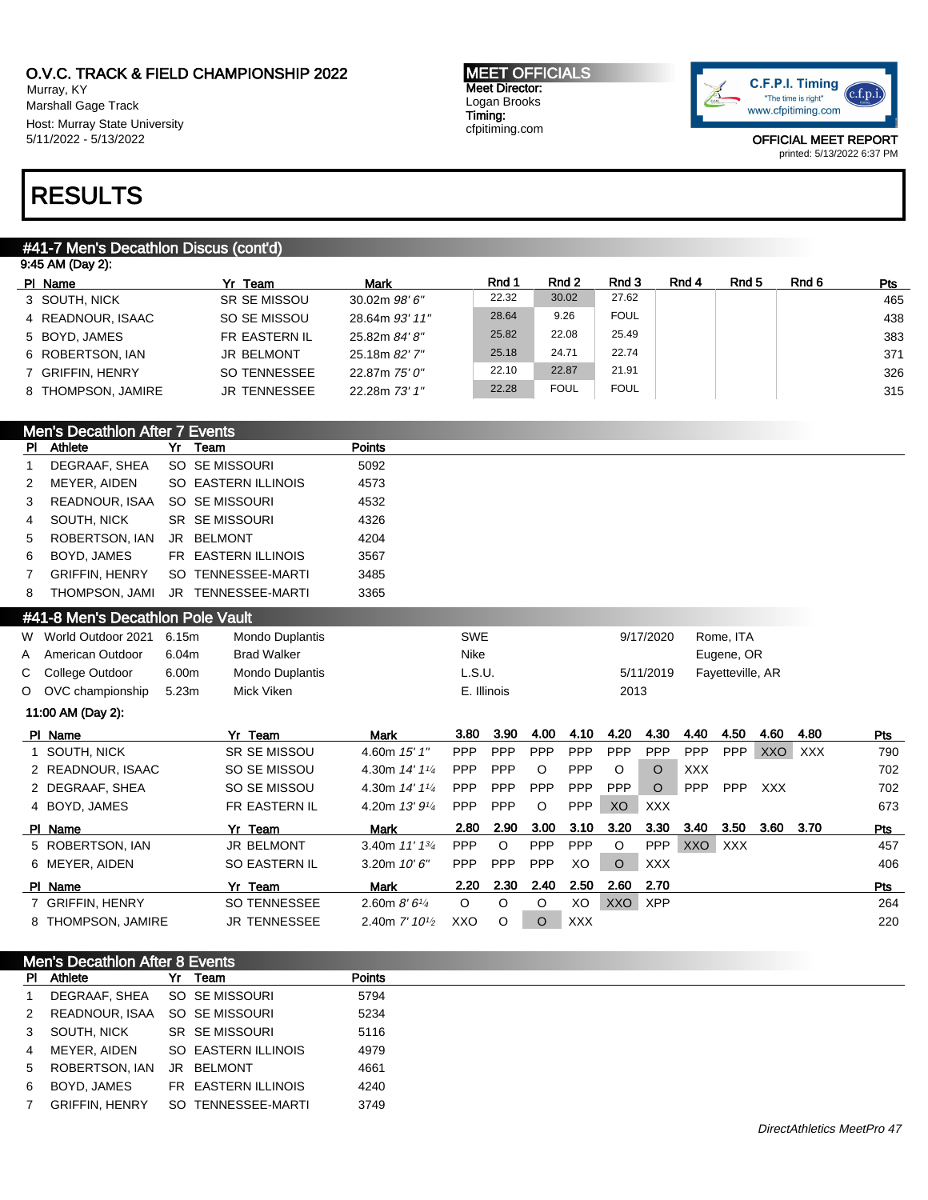# O.V.C. TRACK & FIELD CHAMPIONSHIP 2022

Murray, KY
Marshall Gage Track
Host: Murray State University
5/11/2022 - 5/13/2022

**MEET OFFICIALS**
Meet Director:
Logan Brooks
Timing:
cfpitiming.com

C.F.P.I. Timing
"The time is right"
www.cfpitiming.com

OFFICIAL MEET REPORT
printed: 5/13/2022 6:37 PM

# RESULTS

## #41-7 Men's Decathlon Discus (cont'd)

9:45 AM (Day 2):

| Pl | Name | Yr | Team | Mark | Rnd 1 | Rnd 2 | Rnd 3 | Rnd 4 | Rnd 5 | Rnd 6 | Pts |
|---|---|---|---|---|---|---|---|---|---|---|---|
| 3 | SOUTH, NICK | SR | SE MISSOU | 30.02m *98' 6"* | 22.32 | 30.02 | 27.62 | | | | 465 |
| 4 | READNOUR, ISAAC | SO | SE MISSOU | 28.64m *93' 11"* | 28.64 | 9.26 | FOUL | | | | 438 |
| 5 | BOYD, JAMES | FR | EASTERN IL | 25.82m *84' 8"* | 25.82 | 22.08 | 25.49 | | | | 383 |
| 6 | ROBERTSON, IAN | JR | BELMONT | 25.18m *82' 7"* | 25.18 | 24.71 | 22.74 | | | | 371 |
| 7 | GRIFFIN, HENRY | SO | TENNESSEE | 22.87m *75' 0"* | 22.10 | 22.87 | 21.91 | | | | 326 |
| 8 | THOMPSON, JAMIRE | JR | TENNESSEE | 22.28m *73' 1"* | 22.28 | FOUL | FOUL | | | | 315 |

## Men's Decathlon After 7 Events

| Pl | Athlete | Yr | Team | Points |
|---|---|---|---|---|
| 1 | DEGRAAF, SHEA | SO | SE MISSOURI | 5092 |
| 2 | MEYER, AIDEN | SO | EASTERN ILLINOIS | 4573 |
| 3 | READNOUR, ISAA | SO | SE MISSOURI | 4532 |
| 4 | SOUTH, NICK | SR | SE MISSOURI | 4326 |
| 5 | ROBERTSON, IAN | JR | BELMONT | 4204 |
| 6 | BOYD, JAMES | FR | EASTERN ILLINOIS | 3567 |
| 7 | GRIFFIN, HENRY | SO | TENNESSEE-MARTI | 3485 |
| 8 | THOMPSON, JAMI | JR | TENNESSEE-MARTI | 3365 |

## #41-8 Men's Decathlon Pole Vault

| | | | | | | |
|---|---|---|---|---|---|---|
| W | World Outdoor 2021 | 6.15m | Mondo Duplantis | SWE | 9/17/2020 | Rome, ITA |
| A | American Outdoor | 6.04m | Brad Walker | Nike | | Eugene, OR |
| C | College Outdoor | 6.00m | Mondo Duplantis | L.S.U. | 5/11/2019 | Fayetteville, AR |
| O | OVC championship | 5.23m | Mick Viken | E. Illinois | 2013 | |

11:00 AM (Day 2):

| Pl | Name | Yr | Team | Mark | 3.80 | 3.90 | 4.00 | 4.10 | 4.20 | 4.30 | 4.40 | 4.50 | 4.60 | 4.80 | Pts |
|---|---|---|---|---|---|---|---|---|---|---|---|---|---|---|---|
| 1 | SOUTH, NICK | SR | SE MISSOU | 4.60m *15' 1"* | PPP | PPP | PPP | PPP | PPP | PPP | PPP | PPP | XXO | XXX | 790 |
| 2 | READNOUR, ISAAC | SO | SE MISSOU | 4.30m *14' 1¼* | PPP | PPP | O | PPP | O | O | XXX | | | | 702 |
| 2 | DEGRAAF, SHEA | SO | SE MISSOU | 4.30m *14' 1¼* | PPP | PPP | PPP | PPP | PPP | O | PPP | PPP | XXX | | 702 |
| 4 | BOYD, JAMES | FR | EASTERN IL | 4.20m *13' 9¼* | PPP | PPP | O | PPP | XO | XXX | | | | | 673 |

| Pl | Name | Yr | Team | Mark | 2.80 | 2.90 | 3.00 | 3.10 | 3.20 | 3.30 | 3.40 | 3.50 | 3.60 | 3.70 | Pts |
|---|---|---|---|---|---|---|---|---|---|---|---|---|---|---|---|
| 5 | ROBERTSON, IAN | JR | BELMONT | 3.40m *11' 1¾* | PPP | O | PPP | PPP | O | PPP | XXO | XXX | | | 457 |
| 6 | MEYER, AIDEN | SO | EASTERN IL | 3.20m *10' 6"* | PPP | PPP | PPP | XO | O | XXX | | | | | 406 |

| Pl | Name | Yr | Team | Mark | 2.20 | 2.30 | 2.40 | 2.50 | 2.60 | 2.70 | Pts |
|---|---|---|---|---|---|---|---|---|---|---|---|
| 7 | GRIFFIN, HENRY | SO | TENNESSEE | 2.60m *8' 6¼* | O | O | O | XO | XXO | XPP | 264 |
| 8 | THOMPSON, JAMIRE | JR | TENNESSEE | 2.40m *7' 10½* | XXO | O | O | XXX | | | 220 |

## Men's Decathlon After 8 Events

| Pl | Athlete | Yr | Team | Points |
|---|---|---|---|---|
| 1 | DEGRAAF, SHEA | SO | SE MISSOURI | 5794 |
| 2 | READNOUR, ISAA | SO | SE MISSOURI | 5234 |
| 3 | SOUTH, NICK | SR | SE MISSOURI | 5116 |
| 4 | MEYER, AIDEN | SO | EASTERN ILLINOIS | 4979 |
| 5 | ROBERTSON, IAN | JR | BELMONT | 4661 |
| 6 | BOYD, JAMES | FR | EASTERN ILLINOIS | 4240 |
| 7 | GRIFFIN, HENRY | SO | TENNESSEE-MARTI | 3749 |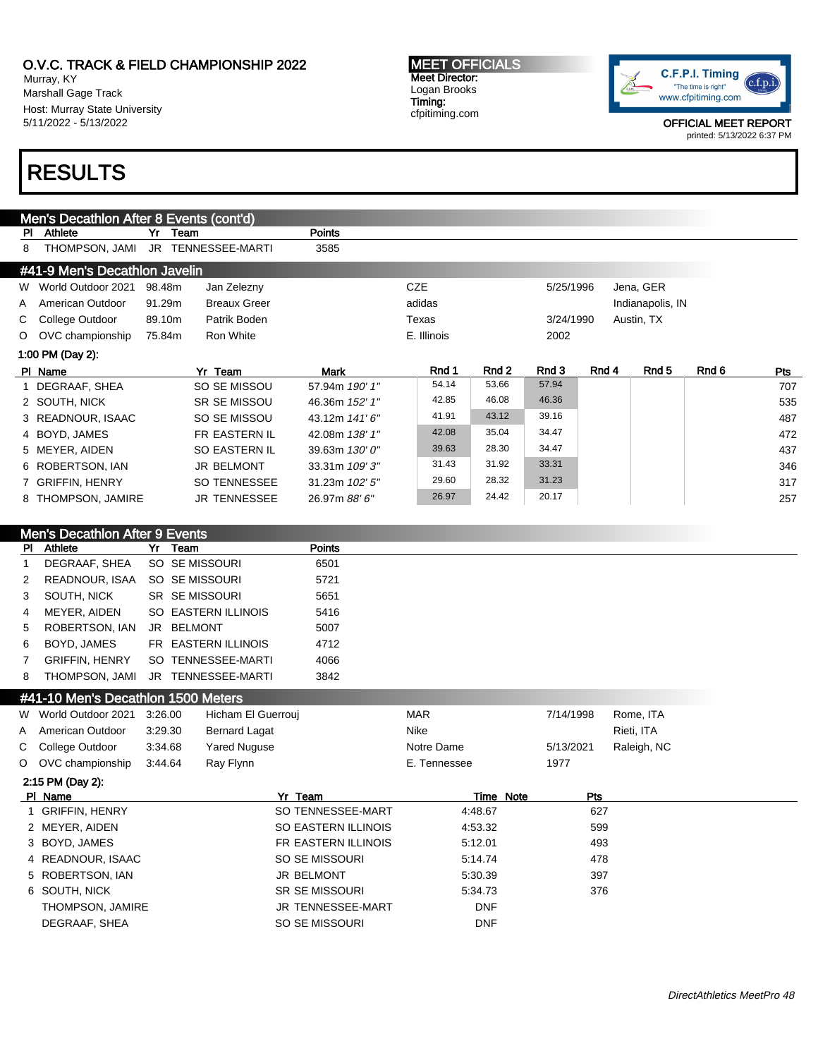O.V.C. TRACK & FIELD CHAMPIONSHIP 2022
Murray, KY
Marshall Gage Track
Host: Murray State University
5/11/2022 - 5/13/2022

**MEET OFFICIALS**
Meet Director:
Logan Brooks
Timing:
cfpitiming.com

OFFICIAL MEET REPORT
printed: 5/13/2022 6:37 PM

# RESULTS

## Men's Decathlon After 8 Events (cont'd)

| Pl | Athlete | Yr | Team | Points |
|---|---|---|---|---|
| 8 | THOMPSON, JAMI | JR | TENNESSEE-MARTI | 3585 |

## #41-9 Men's Decathlon Javelin

| | | | | | | |
|---|---|---|---|---|---|---|
| W | World Outdoor 2021 | 98.48m | Jan Zelezny | CZE | 5/25/1996 | Jena, GER |
| A | American Outdoor | 91.29m | Breaux Greer | adidas | | Indianapolis, IN |
| C | College Outdoor | 89.10m | Patrik Boden | Texas | 3/24/1990 | Austin, TX |
| O | OVC championship | 75.84m | Ron White | E. Illinois | 2002 | |

1:00 PM (Day 2):

| Pl | Name | Yr | Team | Mark | Rnd 1 | Rnd 2 | Rnd 3 | Rnd 4 | Rnd 5 | Rnd 6 | Pts |
|---|---|---|---|---|---|---|---|---|---|---|---|
| 1 | DEGRAAF, SHEA | SO | SE MISSOU | 57.94m *190' 1"* | 54.14 | 53.66 | 57.94 | | | | 707 |
| 2 | SOUTH, NICK | SR | SE MISSOU | 46.36m *152' 1"* | 42.85 | 46.08 | 46.36 | | | | 535 |
| 3 | READNOUR, ISAAC | SO | SE MISSOU | 43.12m *141' 6"* | 41.91 | 43.12 | 39.16 | | | | 487 |
| 4 | BOYD, JAMES | FR | EASTERN IL | 42.08m *138' 1"* | 42.08 | 35.04 | 34.47 | | | | 472 |
| 5 | MEYER, AIDEN | SO | EASTERN IL | 39.63m *130' 0"* | 39.63 | 28.30 | 34.47 | | | | 437 |
| 6 | ROBERTSON, IAN | JR | BELMONT | 33.31m *109' 3"* | 31.43 | 31.92 | 33.31 | | | | 346 |
| 7 | GRIFFIN, HENRY | SO | TENNESSEE | 31.23m *102' 5"* | 29.60 | 28.32 | 31.23 | | | | 317 |
| 8 | THOMPSON, JAMIRE | JR | TENNESSEE | 26.97m *88' 6"* | 26.97 | 24.42 | 20.17 | | | | 257 |

## Men's Decathlon After 9 Events

| Pl | Athlete | Yr | Team | Points |
|---|---|---|---|---|
| 1 | DEGRAAF, SHEA | SO | SE MISSOURI | 6501 |
| 2 | READNOUR, ISAA | SO | SE MISSOURI | 5721 |
| 3 | SOUTH, NICK | SR | SE MISSOURI | 5651 |
| 4 | MEYER, AIDEN | SO | EASTERN ILLINOIS | 5416 |
| 5 | ROBERTSON, IAN | JR | BELMONT | 5007 |
| 6 | BOYD, JAMES | FR | EASTERN ILLINOIS | 4712 |
| 7 | GRIFFIN, HENRY | SO | TENNESSEE-MARTI | 4066 |
| 8 | THOMPSON, JAMI | JR | TENNESSEE-MARTI | 3842 |

## #41-10 Men's Decathlon 1500 Meters

| | | | | | | |
|---|---|---|---|---|---|---|
| W | World Outdoor 2021 | 3:26.00 | Hicham El Guerrouj | MAR | 7/14/1998 | Rome, ITA |
| A | American Outdoor | 3:29.30 | Bernard Lagat | Nike | | Rieti, ITA |
| C | College Outdoor | 3:34.68 | Yared Nuguse | Notre Dame | 5/13/2021 | Raleigh, NC |
| O | OVC championship | 3:44.64 | Ray Flynn | E. Tennessee | 1977 | |

2:15 PM (Day 2):

| Pl | Name | Yr | Team | Time | Note | Pts |
|---|---|---|---|---|---|---|
| 1 | GRIFFIN, HENRY | SO | TENNESSEE-MART | 4:48.67 | | 627 |
| 2 | MEYER, AIDEN | SO | EASTERN ILLINOIS | 4:53.32 | | 599 |
| 3 | BOYD, JAMES | FR | EASTERN ILLINOIS | 5:12.01 | | 493 |
| 4 | READNOUR, ISAAC | SO | SE MISSOURI | 5:14.74 | | 478 |
| 5 | ROBERTSON, IAN | JR | BELMONT | 5:30.39 | | 397 |
| 6 | SOUTH, NICK | SR | SE MISSOURI | 5:34.73 | | 376 |
| | THOMPSON, JAMIRE | JR | TENNESSEE-MART | DNF | | |
| | DEGRAAF, SHEA | SO | SE MISSOURI | DNF | | |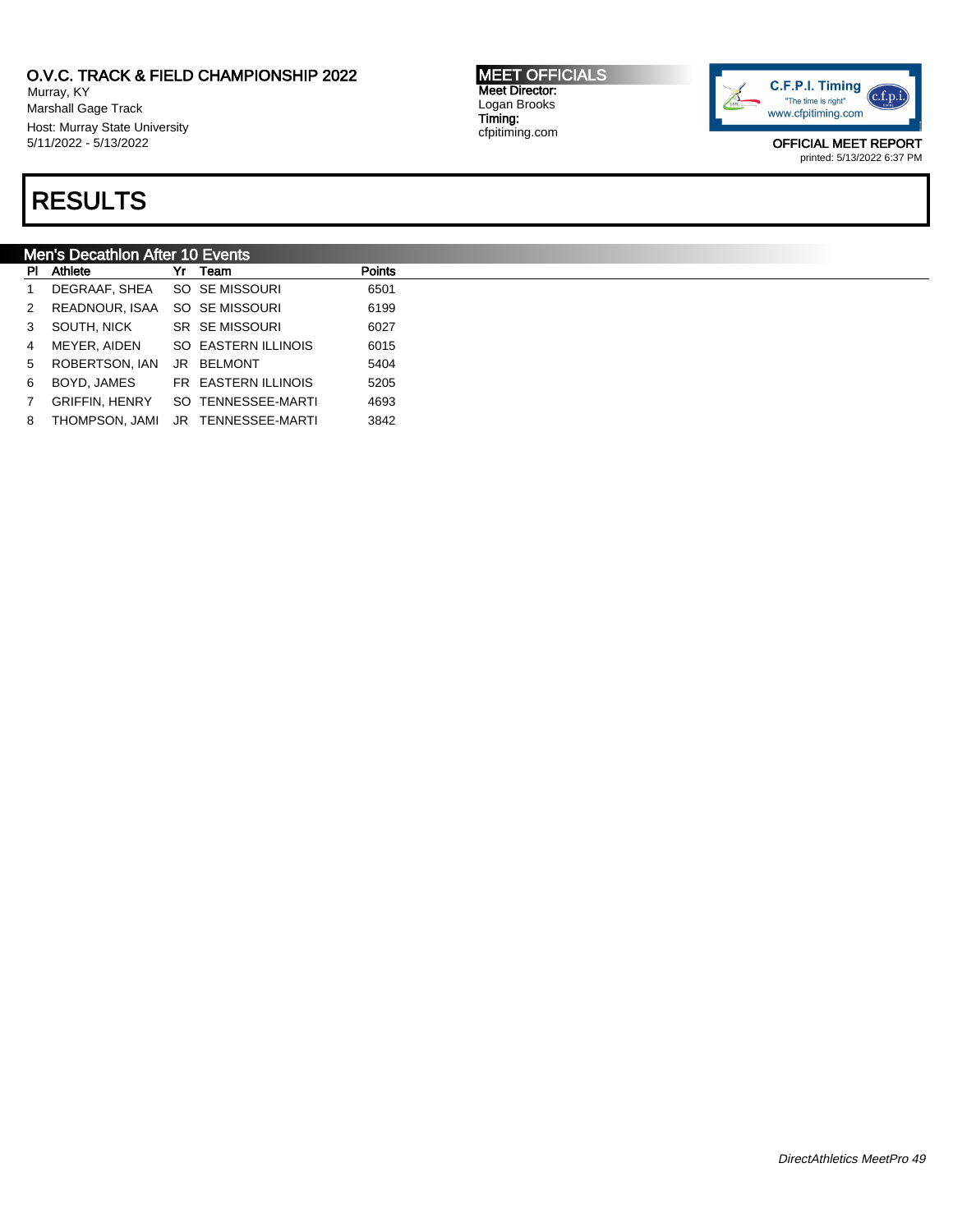O.V.C. TRACK & FIELD CHAMPIONSHIP 2022
Murray, KY
Marshall Gage Track
Host: Murray State University
5/11/2022 - 5/13/2022

MEET OFFICIALS
Meet Director:
Logan Brooks
Timing:
cfpitiming.com

C.F.P.I. Timing
"The time is right"
www.cfpitiming.com

OFFICIAL MEET REPORT
printed: 5/13/2022 6:37 PM

# RESULTS

## Men's Decathlon After 10 Events

| Pl | Athlete | Yr | Team | Points |
|---|---|---|---|---|
| 1 | DEGRAAF, SHEA | SO | SE MISSOURI | 6501 |
| 2 | READNOUR, ISAA | SO | SE MISSOURI | 6199 |
| 3 | SOUTH, NICK | SR | SE MISSOURI | 6027 |
| 4 | MEYER, AIDEN | SO | EASTERN ILLINOIS | 6015 |
| 5 | ROBERTSON, IAN | JR | BELMONT | 5404 |
| 6 | BOYD, JAMES | FR | EASTERN ILLINOIS | 5205 |
| 7 | GRIFFIN, HENRY | SO | TENNESSEE-MARTI | 4693 |
| 8 | THOMPSON, JAMI | JR | TENNESSEE-MARTI | 3842 |